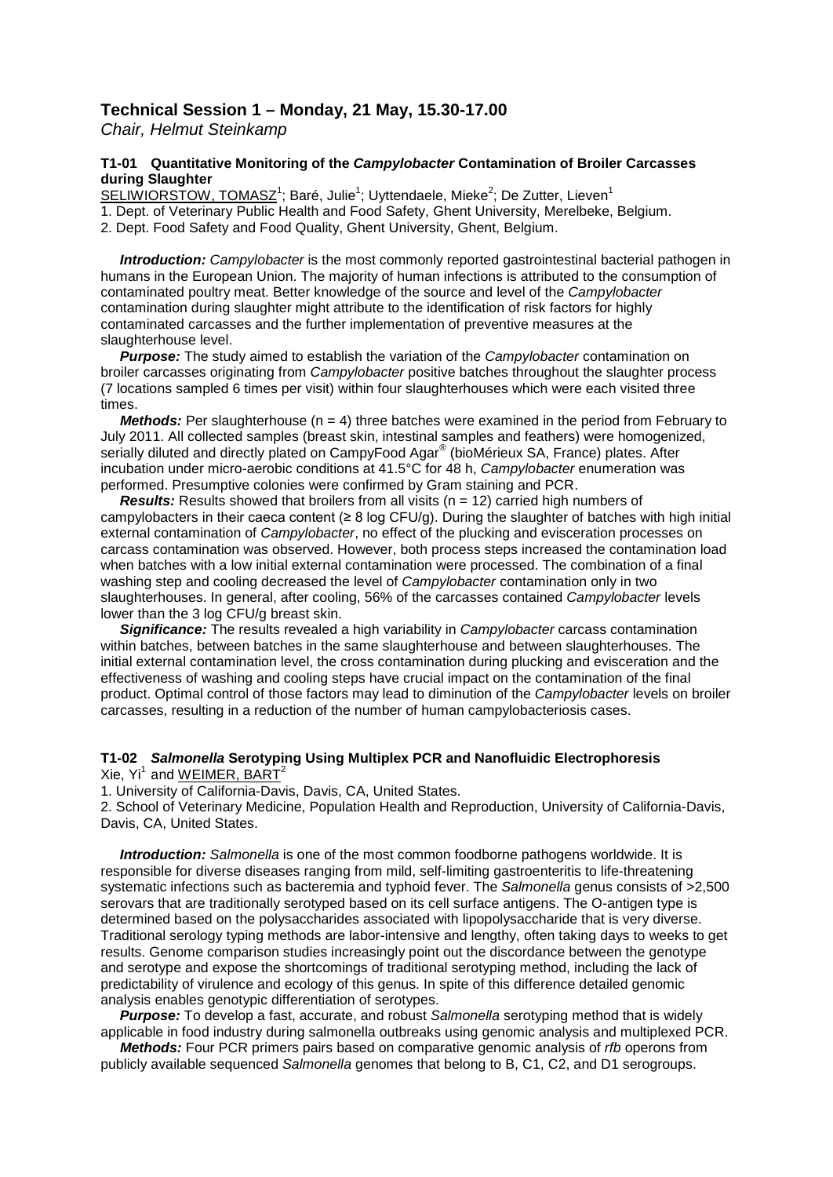## Technical Session 1 – Monday, 21 May, 15.30-17.00

*Chair, Helmut Steinkamp*

### T1-01 Quantitative Monitoring of the *Campylobacter* Contamination of Broiler Carcasses during Slaughter

SELIWIORSTOW, TOMASZ[1]; Baré, Julie[1]; Uyttendaele, Mieke[2]; De Zutter, Lieven[1]

1. Dept. of Veterinary Public Health and Food Safety, Ghent University, Merelbeke, Belgium.
2. Dept. Food Safety and Food Quality, Ghent University, Ghent, Belgium.

***Introduction:*** *Campylobacter* is the most commonly reported gastrointestinal bacterial pathogen in humans in the European Union. The majority of human infections is attributed to the consumption of contaminated poultry meat. Better knowledge of the source and level of the *Campylobacter* contamination during slaughter might attribute to the identification of risk factors for highly contaminated carcasses and the further implementation of preventive measures at the slaughterhouse level.

***Purpose:*** The study aimed to establish the variation of the *Campylobacter* contamination on broiler carcasses originating from *Campylobacter* positive batches throughout the slaughter process (7 locations sampled 6 times per visit) within four slaughterhouses which were each visited three times.

***Methods:*** Per slaughterhouse ($n = 4$) three batches were examined in the period from February to July 2011. All collected samples (breast skin, intestinal samples and feathers) were homogenized, serially diluted and directly plated on CampyFood Agar® (bioMérieux SA, France) plates. After incubation under micro-aerobic conditions at 41.5°C for 48 h, *Campylobacter* enumeration was performed. Presumptive colonies were confirmed by Gram staining and PCR.

***Results:*** Results showed that broilers from all visits ($n = 12$) carried high numbers of campylobacters in their caeca content (≥ 8 log CFU/g). During the slaughter of batches with high initial external contamination of *Campylobacter*, no effect of the plucking and evisceration processes on carcass contamination was observed. However, both process steps increased the contamination load when batches with a low initial external contamination were processed. The combination of a final washing step and cooling decreased the level of *Campylobacter* contamination only in two slaughterhouses. In general, after cooling, 56% of the carcasses contained *Campylobacter* levels lower than the 3 log CFU/g breast skin.

***Significance:*** The results revealed a high variability in *Campylobacter* carcass contamination within batches, between batches in the same slaughterhouse and between slaughterhouses. The initial external contamination level, the cross contamination during plucking and evisceration and the effectiveness of washing and cooling steps have crucial impact on the contamination of the final product. Optimal control of those factors may lead to diminution of the *Campylobacter* levels on broiler carcasses, resulting in a reduction of the number of human campylobacteriosis cases.

### T1-02 *Salmonella* Serotyping Using Multiplex PCR and Nanofluidic Electrophoresis

Xie, Yi[1] and WEIMER, BART[2]

1. University of California-Davis, Davis, CA, United States.
2. School of Veterinary Medicine, Population Health and Reproduction, University of California-Davis, Davis, CA, United States.

***Introduction:*** *Salmonella* is one of the most common foodborne pathogens worldwide. It is responsible for diverse diseases ranging from mild, self-limiting gastroenteritis to life-threatening systematic infections such as bacteremia and typhoid fever. The *Salmonella* genus consists of >2,500 serovars that are traditionally serotyped based on its cell surface antigens. The O-antigen type is determined based on the polysaccharides associated with lipopolysaccharide that is very diverse. Traditional serology typing methods are labor-intensive and lengthy, often taking days to weeks to get results. Genome comparison studies increasingly point out the discordance between the genotype and serotype and expose the shortcomings of traditional serotyping method, including the lack of predictability of virulence and ecology of this genus. In spite of this difference detailed genomic analysis enables genotypic differentiation of serotypes.

***Purpose:*** To develop a fast, accurate, and robust *Salmonella* serotyping method that is widely applicable in food industry during salmonella outbreaks using genomic analysis and multiplexed PCR.

***Methods:*** Four PCR primers pairs based on comparative genomic analysis of *rfb* operons from publicly available sequenced *Salmonella* genomes that belong to B, C1, C2, and D1 serogroups.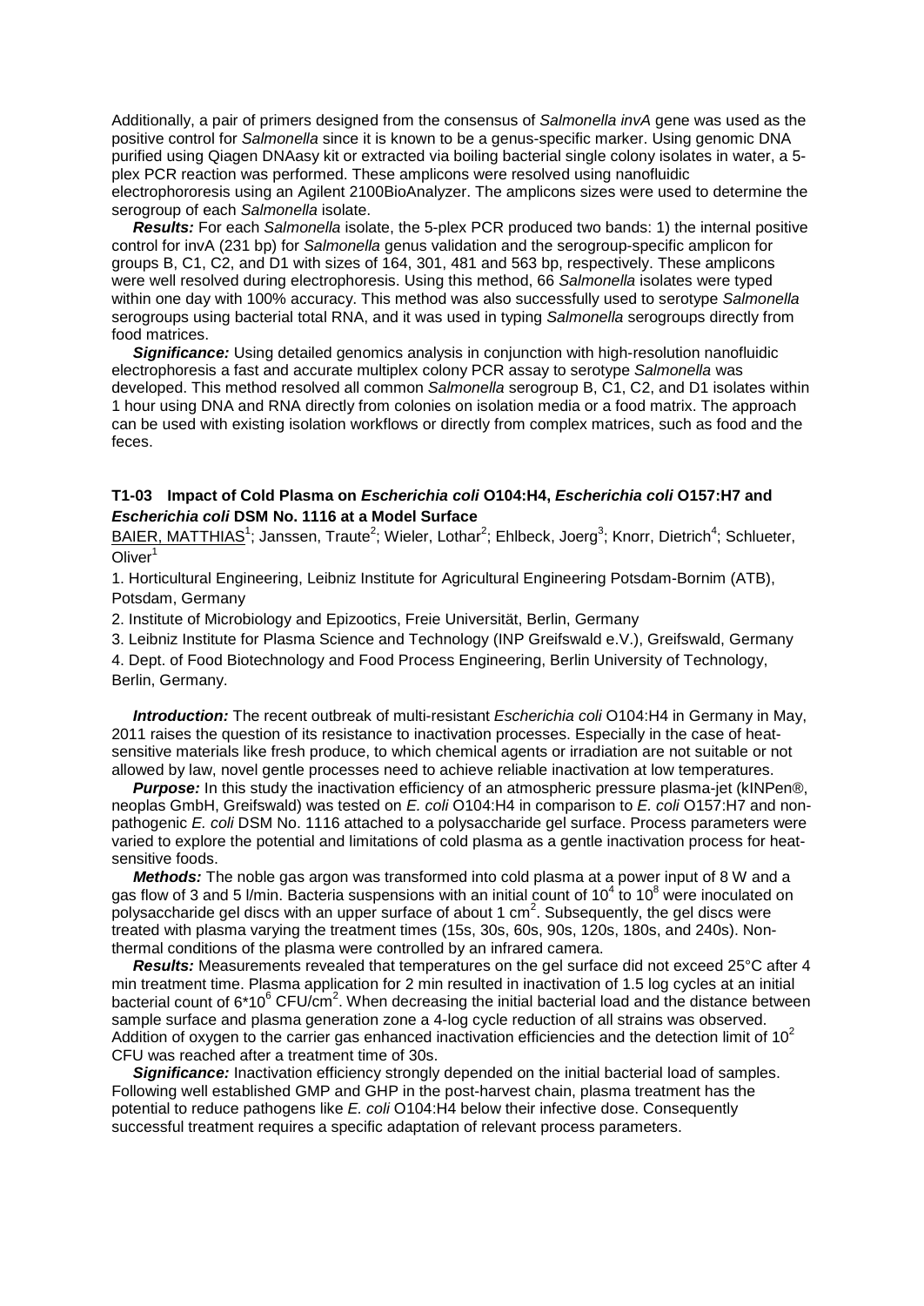Additionally, a pair of primers designed from the consensus of *Salmonella invA* gene was used as the positive control for *Salmonella* since it is known to be a genus-specific marker. Using genomic DNA purified using Qiagen DNAasy kit or extracted via boiling bacterial single colony isolates in water, a 5-plex PCR reaction was performed. These amplicons were resolved using nanofluidic electrophororesis using an Agilent 2100BioAnalyzer. The amplicons sizes were used to determine the serogroup of each *Salmonella* isolate.

***Results:*** For each *Salmonella* isolate, the 5-plex PCR produced two bands: 1) the internal positive control for invA (231 bp) for *Salmonella* genus validation and the serogroup-specific amplicon for groups B, C1, C2, and D1 with sizes of 164, 301, 481 and 563 bp, respectively. These amplicons were well resolved during electrophoresis. Using this method, 66 *Salmonella* isolates were typed within one day with 100% accuracy. This method was also successfully used to serotype *Salmonella* serogroups using bacterial total RNA, and it was used in typing *Salmonella* serogroups directly from food matrices.

***Significance:*** Using detailed genomics analysis in conjunction with high-resolution nanofluidic electrophoresis a fast and accurate multiplex colony PCR assay to serotype *Salmonella* was developed. This method resolved all common *Salmonella* serogroup B, C1, C2, and D1 isolates within 1 hour using DNA and RNA directly from colonies on isolation media or a food matrix. The approach can be used with existing isolation workflows or directly from complex matrices, such as food and the feces.

### T1-03 Impact of Cold Plasma on *Escherichia coli* O104:H4, *Escherichia coli* O157:H7 and *Escherichia coli* DSM No. 1116 at a Model Surface

<u>BAIER, MATTHIAS</u>[1]; Janssen, Traute[2]; Wieler, Lothar[2]; Ehlbeck, Joerg[3]; Knorr, Dietrich[4]; Schlueter, Oliver[1]

1. Horticultural Engineering, Leibniz Institute for Agricultural Engineering Potsdam-Bornim (ATB), Potsdam, Germany

2. Institute of Microbiology and Epizootics, Freie Universität, Berlin, Germany

3. Leibniz Institute for Plasma Science and Technology (INP Greifswald e.V.), Greifswald, Germany

4. Dept. of Food Biotechnology and Food Process Engineering, Berlin University of Technology, Berlin, Germany.

***Introduction:*** The recent outbreak of multi-resistant *Escherichia coli* O104:H4 in Germany in May, 2011 raises the question of its resistance to inactivation processes. Especially in the case of heat-sensitive materials like fresh produce, to which chemical agents or irradiation are not suitable or not allowed by law, novel gentle processes need to achieve reliable inactivation at low temperatures.

***Purpose:*** In this study the inactivation efficiency of an atmospheric pressure plasma-jet (kINPen®, neoplas GmbH, Greifswald) was tested on *E. coli* O104:H4 in comparison to *E. coli* O157:H7 and non-pathogenic *E. coli* DSM No. 1116 attached to a polysaccharide gel surface. Process parameters were varied to explore the potential and limitations of cold plasma as a gentle inactivation process for heat-sensitive foods.

***Methods:*** The noble gas argon was transformed into cold plasma at a power input of 8 W and a gas flow of 3 and 5 l/min. Bacteria suspensions with an initial count of $10^4$ to $10^8$ were inoculated on polysaccharide gel discs with an upper surface of about 1 $cm^2$. Subsequently, the gel discs were treated with plasma varying the treatment times (15s, 30s, 60s, 90s, 120s, 180s, and 240s). Non-thermal conditions of the plasma were controlled by an infrared camera.

***Results:*** Measurements revealed that temperatures on the gel surface did not exceed 25°C after 4 min treatment time. Plasma application for 2 min resulted in inactivation of 1.5 log cycles at an initial bacterial count of $6*10^6$ CFU/$cm^2$. When decreasing the initial bacterial load and the distance between sample surface and plasma generation zone a 4-log cycle reduction of all strains was observed. Addition of oxygen to the carrier gas enhanced inactivation efficiencies and the detection limit of $10^2$ CFU was reached after a treatment time of 30s.

***Significance:*** Inactivation efficiency strongly depended on the initial bacterial load of samples. Following well established GMP and GHP in the post-harvest chain, plasma treatment has the potential to reduce pathogens like *E. coli* O104:H4 below their infective dose. Consequently successful treatment requires a specific adaptation of relevant process parameters.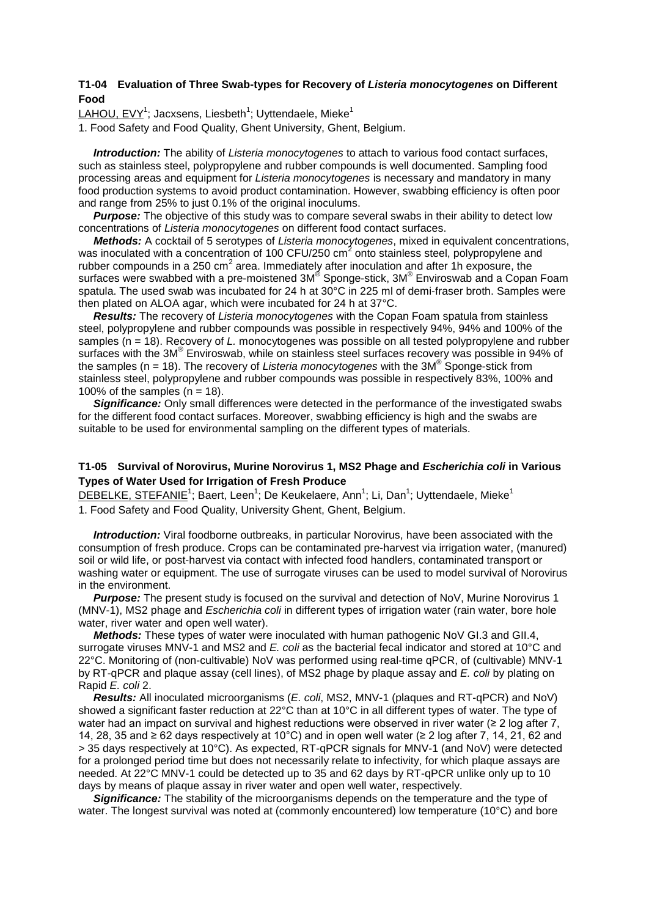### T1-04 Evaluation of Three Swab-types for Recovery of *Listeria monocytogenes* on Different Food

LAHOU, EVY[1]; Jacxsens, Liesbeth[1]; Uyttendaele, Mieke[1]

1. Food Safety and Food Quality, Ghent University, Ghent, Belgium.

***Introduction:*** The ability of *Listeria monocytogenes* to attach to various food contact surfaces, such as stainless steel, polypropylene and rubber compounds is well documented. Sampling food processing areas and equipment for *Listeria monocytogenes* is necessary and mandatory in many food production systems to avoid product contamination. However, swabbing efficiency is often poor and range from 25% to just 0.1% of the original inoculums.

***Purpose:*** The objective of this study was to compare several swabs in their ability to detect low concentrations of *Listeria monocytogenes* on different food contact surfaces.

***Methods:*** A cocktail of 5 serotypes of *Listeria monocytogenes*, mixed in equivalent concentrations, was inoculated with a concentration of 100 CFU/250 $cm^2$ onto stainless steel, polypropylene and rubber compounds in a 250 $cm^2$ area. Immediately after inoculation and after 1h exposure, the surfaces were swabbed with a pre-moistened 3M® Sponge-stick, 3M® Enviroswab and a Copan Foam spatula. The used swab was incubated for 24 h at 30°C in 225 ml of demi-fraser broth. Samples were then plated on ALOA agar, which were incubated for 24 h at 37°C.

***Results:*** The recovery of *Listeria monocytogenes* with the Copan Foam spatula from stainless steel, polypropylene and rubber compounds was possible in respectively 94%, 94% and 100% of the samples (n = 18). Recovery of *L.* monocytogenes was possible on all tested polypropylene and rubber surfaces with the 3M® Enviroswab, while on stainless steel surfaces recovery was possible in 94% of the samples (n = 18). The recovery of *Listeria monocytogenes* with the 3M® Sponge-stick from stainless steel, polypropylene and rubber compounds was possible in respectively 83%, 100% and 100% of the samples (n = 18).

***Significance:*** Only small differences were detected in the performance of the investigated swabs for the different food contact surfaces. Moreover, swabbing efficiency is high and the swabs are suitable to be used for environmental sampling on the different types of materials.

### T1-05 Survival of Norovirus, Murine Norovirus 1, MS2 Phage and *Escherichia coli* in Various Types of Water Used for Irrigation of Fresh Produce

DEBELKE, STEFANIE[1]; Baert, Leen[1]; De Keukelaere, Ann[1]; Li, Dan[1]; Uyttendaele, Mieke[1]

1. Food Safety and Food Quality, University Ghent, Ghent, Belgium.

***Introduction:*** Viral foodborne outbreaks, in particular Norovirus, have been associated with the consumption of fresh produce. Crops can be contaminated pre-harvest via irrigation water, (manured) soil or wild life, or post-harvest via contact with infected food handlers, contaminated transport or washing water or equipment. The use of surrogate viruses can be used to model survival of Norovirus in the environment.

***Purpose:*** The present study is focused on the survival and detection of NoV, Murine Norovirus 1 (MNV-1), MS2 phage and *Escherichia coli* in different types of irrigation water (rain water, bore hole water, river water and open well water).

***Methods:*** These types of water were inoculated with human pathogenic NoV GI.3 and GII.4, surrogate viruses MNV-1 and MS2 and *E. coli* as the bacterial fecal indicator and stored at 10°C and 22°C. Monitoring of (non-cultivable) NoV was performed using real-time qPCR, of (cultivable) MNV-1 by RT-qPCR and plaque assay (cell lines), of MS2 phage by plaque assay and *E. coli* by plating on Rapid *E. coli* 2.

***Results:*** All inoculated microorganisms (*E. coli*, MS2, MNV-1 (plaques and RT-qPCR) and NoV) showed a significant faster reduction at 22°C than at 10°C in all different types of water. The type of water had an impact on survival and highest reductions were observed in river water (≥ 2 log after 7, 14, 28, 35 and ≥ 62 days respectively at 10°C) and in open well water (≥ 2 log after 7, 14, 21, 62 and > 35 days respectively at 10°C). As expected, RT-qPCR signals for MNV-1 (and NoV) were detected for a prolonged period time but does not necessarily relate to infectivity, for which plaque assays are needed. At 22°C MNV-1 could be detected up to 35 and 62 days by RT-qPCR unlike only up to 10 days by means of plaque assay in river water and open well water, respectively.

***Significance:*** The stability of the microorganisms depends on the temperature and the type of water. The longest survival was noted at (commonly encountered) low temperature (10°C) and bore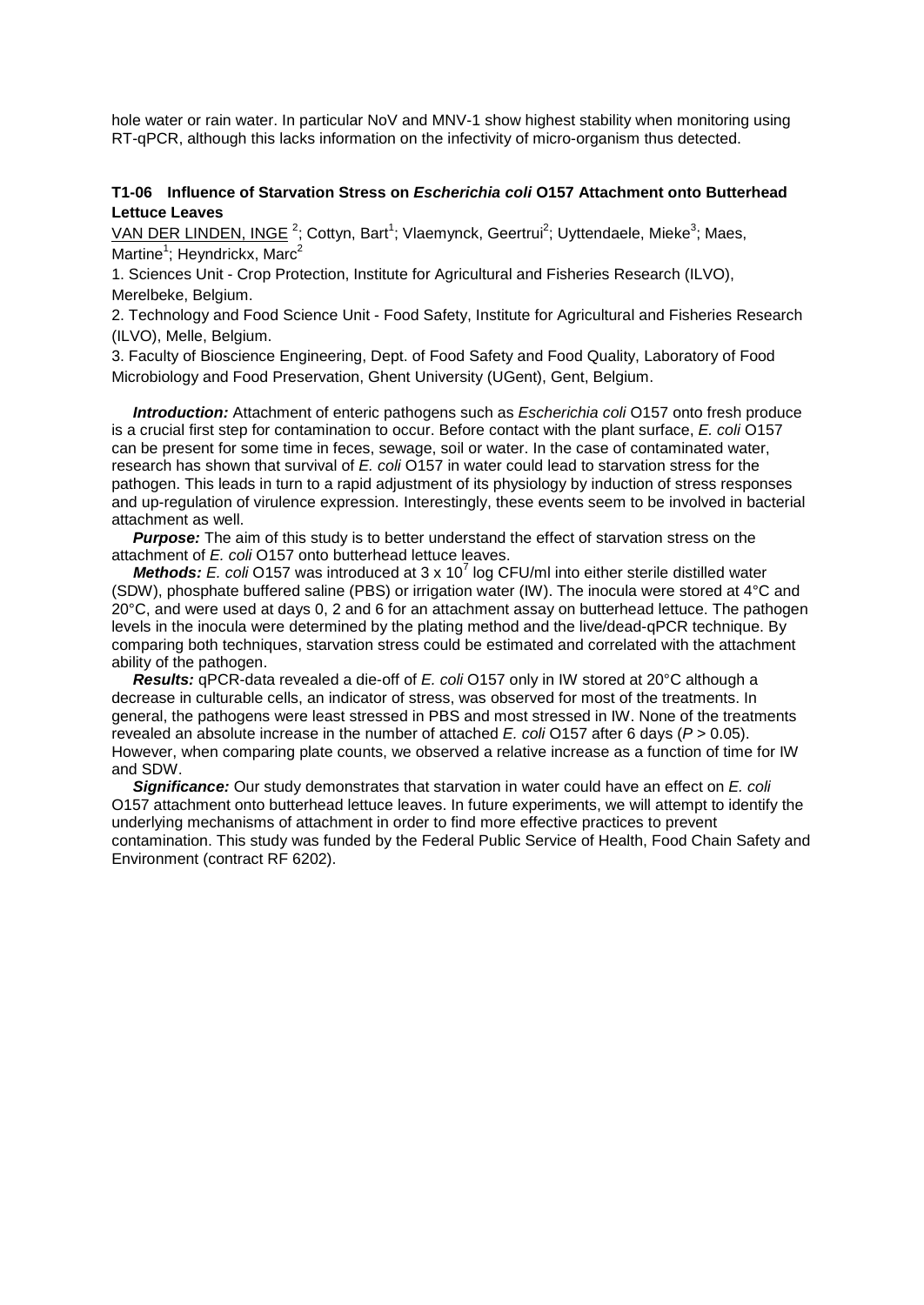hole water or rain water. In particular NoV and MNV-1 show highest stability when monitoring using RT-qPCR, although this lacks information on the infectivity of micro-organism thus detected.

### T1-06 Influence of Starvation Stress on *Escherichia coli* O157 Attachment onto Butterhead Lettuce Leaves

<u>VAN DER LINDEN, INGE</u> [2]; Cottyn, Bart[1]; Vlaemynck, Geertrui[2]; Uyttendaele, Mieke[3]; Maes, Martine[1]; Heyndrickx, Marc[2]

1. Sciences Unit - Crop Protection, Institute for Agricultural and Fisheries Research (ILVO), Merelbeke, Belgium.
2. Technology and Food Science Unit - Food Safety, Institute for Agricultural and Fisheries Research (ILVO), Melle, Belgium.
3. Faculty of Bioscience Engineering, Dept. of Food Safety and Food Quality, Laboratory of Food Microbiology and Food Preservation, Ghent University (UGent), Gent, Belgium.

***Introduction:*** Attachment of enteric pathogens such as *Escherichia coli* O157 onto fresh produce is a crucial first step for contamination to occur. Before contact with the plant surface, *E. coli* O157 can be present for some time in feces, sewage, soil or water. In the case of contaminated water, research has shown that survival of *E. coli* O157 in water could lead to starvation stress for the pathogen. This leads in turn to a rapid adjustment of its physiology by induction of stress responses and up-regulation of virulence expression. Interestingly, these events seem to be involved in bacterial attachment as well.

***Purpose:*** The aim of this study is to better understand the effect of starvation stress on the attachment of *E. coli* O157 onto butterhead lettuce leaves.

***Methods:*** *E. coli* O157 was introduced at $3 \times 10^7$ log CFU/ml into either sterile distilled water (SDW), phosphate buffered saline (PBS) or irrigation water (IW). The inocula were stored at 4°C and 20°C, and were used at days 0, 2 and 6 for an attachment assay on butterhead lettuce. The pathogen levels in the inocula were determined by the plating method and the live/dead-qPCR technique. By comparing both techniques, starvation stress could be estimated and correlated with the attachment ability of the pathogen.

***Results:*** qPCR-data revealed a die-off of *E. coli* O157 only in IW stored at 20°C although a decrease in culturable cells, an indicator of stress, was observed for most of the treatments. In general, the pathogens were least stressed in PBS and most stressed in IW. None of the treatments revealed an absolute increase in the number of attached *E. coli* O157 after 6 days ($P > 0.05$). However, when comparing plate counts, we observed a relative increase as a function of time for IW and SDW.

***Significance:*** Our study demonstrates that starvation in water could have an effect on *E. coli* O157 attachment onto butterhead lettuce leaves. In future experiments, we will attempt to identify the underlying mechanisms of attachment in order to find more effective practices to prevent contamination. This study was funded by the Federal Public Service of Health, Food Chain Safety and Environment (contract RF 6202).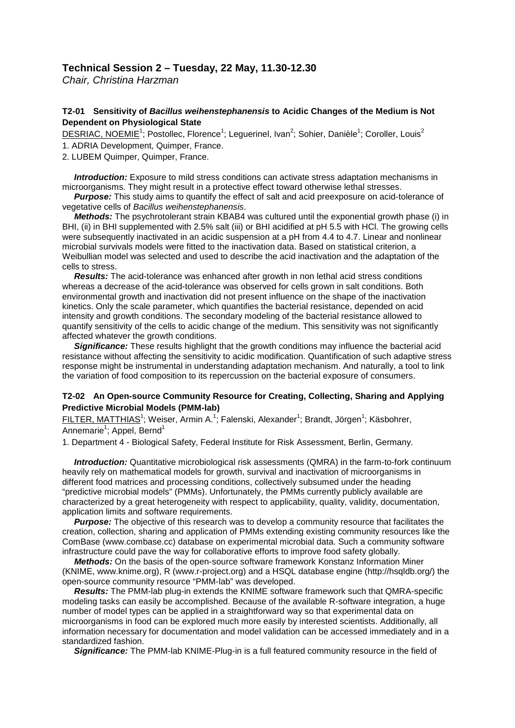## Technical Session 2 – Tuesday, 22 May, 11.30-12.30

*Chair, Christina Harzman*

### T2-01 Sensitivity of *Bacillus weihenstephanensis* to Acidic Changes of the Medium is Not Dependent on Physiological State

DESRIAC, NOEMIE[1]; Postollec, Florence[1]; Leguerinel, Ivan[2]; Sohier, Danièle[1]; Coroller, Louis[2]

1. ADRIA Development, Quimper, France.
2. LUBEM Quimper, Quimper, France.

***Introduction:*** Exposure to mild stress conditions can activate stress adaptation mechanisms in microorganisms. They might result in a protective effect toward otherwise lethal stresses.

***Purpose:*** This study aims to quantify the effect of salt and acid preexposure on acid-tolerance of vegetative cells of *Bacillus weihenstephanensis*.

***Methods:*** The psychrotolerant strain KBAB4 was cultured until the exponential growth phase (i) in BHI, (ii) in BHI supplemented with 2.5% salt (iii) or BHI acidified at pH 5.5 with HCl. The growing cells were subsequently inactivated in an acidic suspension at a pH from 4.4 to 4.7. Linear and nonlinear microbial survivals models were fitted to the inactivation data. Based on statistical criterion, a Weibullian model was selected and used to describe the acid inactivation and the adaptation of the cells to stress.

***Results:*** The acid-tolerance was enhanced after growth in non lethal acid stress conditions whereas a decrease of the acid-tolerance was observed for cells grown in salt conditions. Both environmental growth and inactivation did not present influence on the shape of the inactivation kinetics. Only the scale parameter, which quantifies the bacterial resistance, depended on acid intensity and growth conditions. The secondary modeling of the bacterial resistance allowed to quantify sensitivity of the cells to acidic change of the medium. This sensitivity was not significantly affected whatever the growth conditions.

***Significance:*** These results highlight that the growth conditions may influence the bacterial acid resistance without affecting the sensitivity to acidic modification. Quantification of such adaptive stress response might be instrumental in understanding adaptation mechanism. And naturally, a tool to link the variation of food composition to its repercussion on the bacterial exposure of consumers.

### T2-02 An Open-source Community Resource for Creating, Collecting, Sharing and Applying Predictive Microbial Models (PMM-lab)

FILTER, MATTHIAS[1]; Weiser, Armin A.[1]; Falenski, Alexander[1]; Brandt, Jörgen[1]; Käsbohrer, Annemarie[1]; Appel, Bernd[1]

1. Department 4 - Biological Safety, Federal Institute for Risk Assessment, Berlin, Germany.

***Introduction:*** Quantitative microbiological risk assessments (QMRA) in the farm-to-fork continuum heavily rely on mathematical models for growth, survival and inactivation of microorganisms in different food matrices and processing conditions, collectively subsumed under the heading "predictive microbial models" (PMMs). Unfortunately, the PMMs currently publicly available are characterized by a great heterogeneity with respect to applicability, quality, validity, documentation, application limits and software requirements.

***Purpose:*** The objective of this research was to develop a community resource that facilitates the creation, collection, sharing and application of PMMs extending existing community resources like the ComBase (www.combase.cc) database on experimental microbial data. Such a community software infrastructure could pave the way for collaborative efforts to improve food safety globally.

***Methods:*** On the basis of the open-source software framework Konstanz Information Miner (KNIME, www.knime.org), R (www.r-project.org) and a HSQL database engine (http://hsqldb.org/) the open-source community resource "PMM-lab" was developed.

***Results:*** The PMM-lab plug-in extends the KNIME software framework such that QMRA-specific modeling tasks can easily be accomplished. Because of the available R-software integration, a huge number of model types can be applied in a straightforward way so that experimental data on microorganisms in food can be explored much more easily by interested scientists. Additionally, all information necessary for documentation and model validation can be accessed immediately and in a standardized fashion.

***Significance:*** The PMM-lab KNIME-Plug-in is a full featured community resource in the field of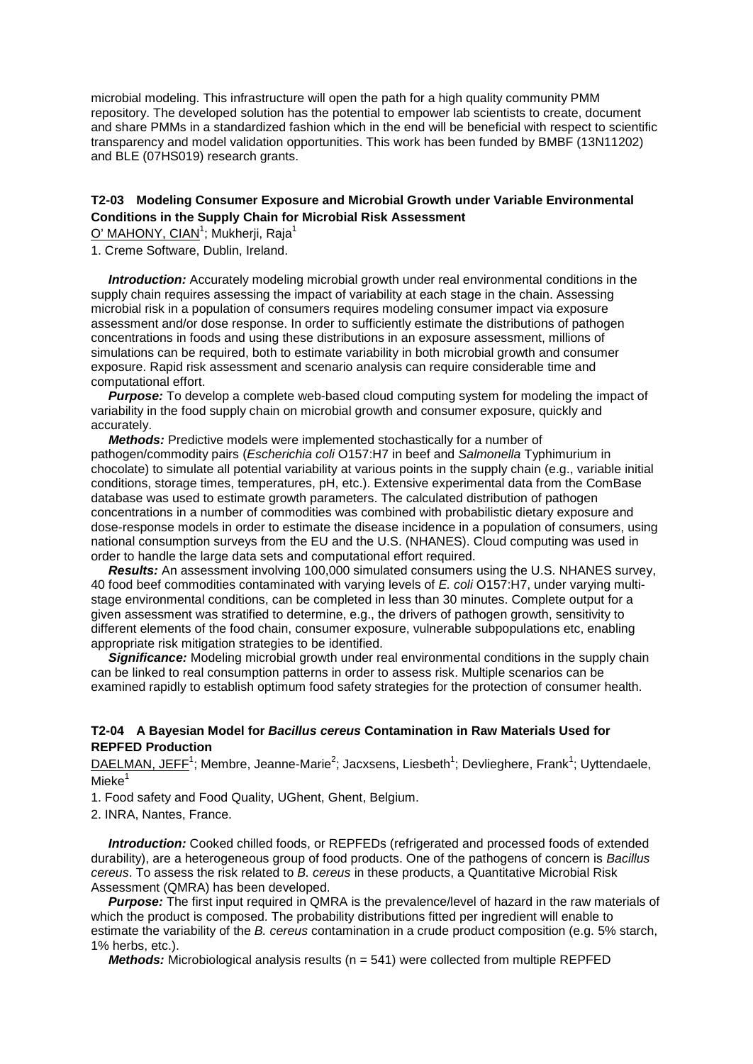microbial modeling. This infrastructure will open the path for a high quality community PMM repository. The developed solution has the potential to empower lab scientists to create, document and share PMMs in a standardized fashion which in the end will be beneficial with respect to scientific transparency and model validation opportunities. This work has been funded by BMBF (13N11202) and BLE (07HS019) research grants.

### T2-03 Modeling Consumer Exposure and Microbial Growth under Variable Environmental Conditions in the Supply Chain for Microbial Risk Assessment

O' MAHONY, CIAN[1]; Mukherji, Raja[1]

1. Creme Software, Dublin, Ireland.

***Introduction:*** Accurately modeling microbial growth under real environmental conditions in the supply chain requires assessing the impact of variability at each stage in the chain. Assessing microbial risk in a population of consumers requires modeling consumer impact via exposure assessment and/or dose response. In order to sufficiently estimate the distributions of pathogen concentrations in foods and using these distributions in an exposure assessment, millions of simulations can be required, both to estimate variability in both microbial growth and consumer exposure. Rapid risk assessment and scenario analysis can require considerable time and computational effort.

***Purpose:*** To develop a complete web-based cloud computing system for modeling the impact of variability in the food supply chain on microbial growth and consumer exposure, quickly and accurately.

***Methods:*** Predictive models were implemented stochastically for a number of pathogen/commodity pairs (*Escherichia coli* O157:H7 in beef and *Salmonella* Typhimurium in chocolate) to simulate all potential variability at various points in the supply chain (e.g., variable initial conditions, storage times, temperatures, pH, etc.). Extensive experimental data from the ComBase database was used to estimate growth parameters. The calculated distribution of pathogen concentrations in a number of commodities was combined with probabilistic dietary exposure and dose-response models in order to estimate the disease incidence in a population of consumers, using national consumption surveys from the EU and the U.S. (NHANES). Cloud computing was used in order to handle the large data sets and computational effort required.

***Results:*** An assessment involving 100,000 simulated consumers using the U.S. NHANES survey, 40 food beef commodities contaminated with varying levels of *E. coli* O157:H7, under varying multi-stage environmental conditions, can be completed in less than 30 minutes. Complete output for a given assessment was stratified to determine, e.g., the drivers of pathogen growth, sensitivity to different elements of the food chain, consumer exposure, vulnerable subpopulations etc, enabling appropriate risk mitigation strategies to be identified.

***Significance:*** Modeling microbial growth under real environmental conditions in the supply chain can be linked to real consumption patterns in order to assess risk. Multiple scenarios can be examined rapidly to establish optimum food safety strategies for the protection of consumer health.

### T2-04 A Bayesian Model for *Bacillus cereus* Contamination in Raw Materials Used for REPFED Production

DAELMAN, JEFF[1]; Membre, Jeanne-Marie[2]; Jacxsens, Liesbeth[1]; Devlieghere, Frank[1]; Uyttendaele, Mieke[1]

1. Food safety and Food Quality, UGhent, Ghent, Belgium.

2. INRA, Nantes, France.

***Introduction:*** Cooked chilled foods, or REPFEDs (refrigerated and processed foods of extended durability), are a heterogeneous group of food products. One of the pathogens of concern is *Bacillus cereus*. To assess the risk related to *B. cereus* in these products, a Quantitative Microbial Risk Assessment (QMRA) has been developed.

***Purpose:*** The first input required in QMRA is the prevalence/level of hazard in the raw materials of which the product is composed. The probability distributions fitted per ingredient will enable to estimate the variability of the *B. cereus* contamination in a crude product composition (e.g. 5% starch, 1% herbs, etc.).

***Methods:*** Microbiological analysis results (n = 541) were collected from multiple REPFED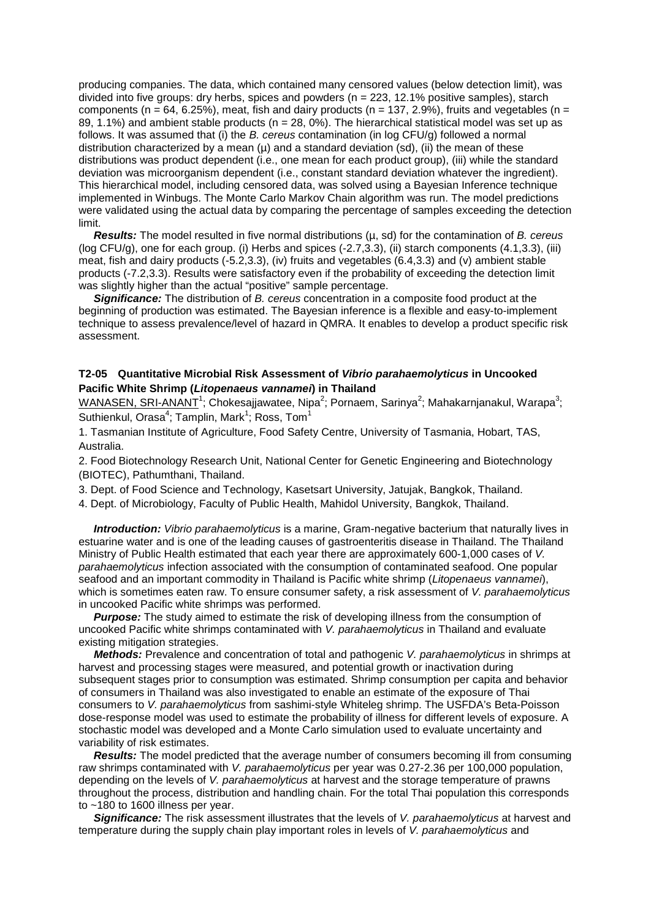producing companies. The data, which contained many censored values (below detection limit), was divided into five groups: dry herbs, spices and powders (n = 223, 12.1% positive samples), starch components (n = 64, 6.25%), meat, fish and dairy products (n = 137, 2.9%), fruits and vegetables (n = 89, 1.1%) and ambient stable products (n = 28, 0%). The hierarchical statistical model was set up as follows. It was assumed that (i) the *B. cereus* contamination (in log CFU/g) followed a normal distribution characterized by a mean (μ) and a standard deviation (sd), (ii) the mean of these distributions was product dependent (i.e., one mean for each product group), (iii) while the standard deviation was microorganism dependent (i.e., constant standard deviation whatever the ingredient). This hierarchical model, including censored data, was solved using a Bayesian Inference technique implemented in Winbugs. The Monte Carlo Markov Chain algorithm was run. The model predictions were validated using the actual data by comparing the percentage of samples exceeding the detection limit.

***Results:*** The model resulted in five normal distributions (μ, sd) for the contamination of *B. cereus* (log CFU/g), one for each group. (i) Herbs and spices (-2.7,3.3), (ii) starch components (4.1,3.3), (iii) meat, fish and dairy products (-5.2,3.3), (iv) fruits and vegetables (6.4,3.3) and (v) ambient stable products (-7.2,3.3). Results were satisfactory even if the probability of exceeding the detection limit was slightly higher than the actual "positive" sample percentage.

***Significance:*** The distribution of *B. cereus* concentration in a composite food product at the beginning of production was estimated. The Bayesian inference is a flexible and easy-to-implement technique to assess prevalence/level of hazard in QMRA. It enables to develop a product specific risk assessment.

### T2-05 Quantitative Microbial Risk Assessment of *Vibrio parahaemolyticus* in Uncooked Pacific White Shrimp (*Litopenaeus vannamei*) in Thailand

WANASEN, SRI-ANANT[1]; Chokesajjawatee, Nipa[2]; Pornaem, Sarinya[2]; Mahakarnjanakul, Warapa[3]; Suthienkul, Orasa[4]; Tamplin, Mark[1]; Ross, Tom[1]

1. Tasmanian Institute of Agriculture, Food Safety Centre, University of Tasmania, Hobart, TAS, Australia.

2. Food Biotechnology Research Unit, National Center for Genetic Engineering and Biotechnology (BIOTEC), Pathumthani, Thailand.

3. Dept. of Food Science and Technology, Kasetsart University, Jatujak, Bangkok, Thailand.

4. Dept. of Microbiology, Faculty of Public Health, Mahidol University, Bangkok, Thailand.

***Introduction:*** *Vibrio parahaemolyticus* is a marine, Gram-negative bacterium that naturally lives in estuarine water and is one of the leading causes of gastroenteritis disease in Thailand. The Thailand Ministry of Public Health estimated that each year there are approximately 600-1,000 cases of *V. parahaemolyticus* infection associated with the consumption of contaminated seafood. One popular seafood and an important commodity in Thailand is Pacific white shrimp (*Litopenaeus vannamei*), which is sometimes eaten raw. To ensure consumer safety, a risk assessment of *V. parahaemolyticus* in uncooked Pacific white shrimps was performed.

***Purpose:*** The study aimed to estimate the risk of developing illness from the consumption of uncooked Pacific white shrimps contaminated with *V. parahaemolyticus* in Thailand and evaluate existing mitigation strategies.

***Methods:*** Prevalence and concentration of total and pathogenic *V. parahaemolyticus* in shrimps at harvest and processing stages were measured, and potential growth or inactivation during subsequent stages prior to consumption was estimated. Shrimp consumption per capita and behavior of consumers in Thailand was also investigated to enable an estimate of the exposure of Thai consumers to *V. parahaemolyticus* from sashimi-style Whiteleg shrimp. The USFDA's Beta-Poisson dose-response model was used to estimate the probability of illness for different levels of exposure. A stochastic model was developed and a Monte Carlo simulation used to evaluate uncertainty and variability of risk estimates.

***Results:*** The model predicted that the average number of consumers becoming ill from consuming raw shrimps contaminated with *V. parahaemolyticus* per year was 0.27-2.36 per 100,000 population, depending on the levels of *V. parahaemolyticus* at harvest and the storage temperature of prawns throughout the process, distribution and handling chain. For the total Thai population this corresponds to ~180 to 1600 illness per year.

***Significance:*** The risk assessment illustrates that the levels of *V. parahaemolyticus* at harvest and temperature during the supply chain play important roles in levels of *V. parahaemolyticus* and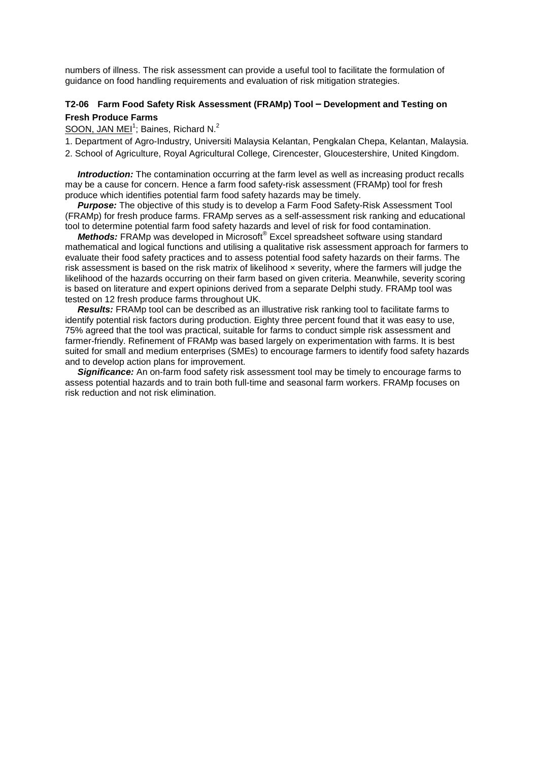numbers of illness. The risk assessment can provide a useful tool to facilitate the formulation of guidance on food handling requirements and evaluation of risk mitigation strategies.

### T2-06 Farm Food Safety Risk Assessment (FRAMp) Tool – Development and Testing on Fresh Produce Farms

SOON, JAN MEI[1]; Baines, Richard N.[2]

1. Department of Agro-Industry, Universiti Malaysia Kelantan, Pengkalan Chepa, Kelantan, Malaysia.
2. School of Agriculture, Royal Agricultural College, Cirencester, Gloucestershire, United Kingdom.

***Introduction:*** The contamination occurring at the farm level as well as increasing product recalls may be a cause for concern. Hence a farm food safety-risk assessment (FRAMp) tool for fresh produce which identifies potential farm food safety hazards may be timely.

***Purpose:*** The objective of this study is to develop a Farm Food Safety-Risk Assessment Tool (FRAMp) for fresh produce farms. FRAMp serves as a self-assessment risk ranking and educational tool to determine potential farm food safety hazards and level of risk for food contamination.

***Methods:*** FRAMp was developed in Microsoft® Excel spreadsheet software using standard mathematical and logical functions and utilising a qualitative risk assessment approach for farmers to evaluate their food safety practices and to assess potential food safety hazards on their farms. The risk assessment is based on the risk matrix of likelihood × severity, where the farmers will judge the likelihood of the hazards occurring on their farm based on given criteria. Meanwhile, severity scoring is based on literature and expert opinions derived from a separate Delphi study. FRAMp tool was tested on 12 fresh produce farms throughout UK.

***Results:*** FRAMp tool can be described as an illustrative risk ranking tool to facilitate farms to identify potential risk factors during production. Eighty three percent found that it was easy to use, 75% agreed that the tool was practical, suitable for farms to conduct simple risk assessment and farmer-friendly. Refinement of FRAMp was based largely on experimentation with farms. It is best suited for small and medium enterprises (SMEs) to encourage farmers to identify food safety hazards and to develop action plans for improvement.

***Significance:*** An on-farm food safety risk assessment tool may be timely to encourage farms to assess potential hazards and to train both full-time and seasonal farm workers. FRAMp focuses on risk reduction and not risk elimination.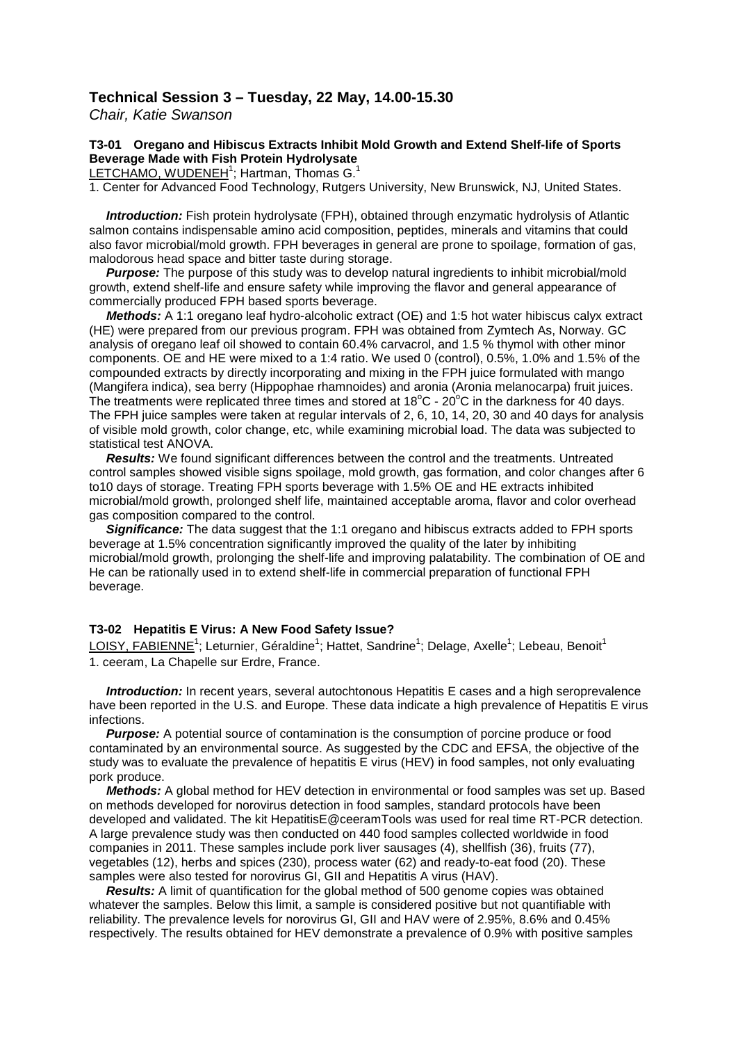## Technical Session 3 – Tuesday, 22 May, 14.00-15.30

*Chair, Katie Swanson*

### T3-01 Oregano and Hibiscus Extracts Inhibit Mold Growth and Extend Shelf-life of Sports Beverage Made with Fish Protein Hydrolysate

LETCHAMO, WUDENEH[1]; Hartman, Thomas G.[1]

1. Center for Advanced Food Technology, Rutgers University, New Brunswick, NJ, United States.

***Introduction:*** Fish protein hydrolysate (FPH), obtained through enzymatic hydrolysis of Atlantic salmon contains indispensable amino acid composition, peptides, minerals and vitamins that could also favor microbial/mold growth. FPH beverages in general are prone to spoilage, formation of gas, malodorous head space and bitter taste during storage.

***Purpose:*** The purpose of this study was to develop natural ingredients to inhibit microbial/mold growth, extend shelf-life and ensure safety while improving the flavor and general appearance of commercially produced FPH based sports beverage.

***Methods:*** A 1:1 oregano leaf hydro-alcoholic extract (OE) and 1:5 hot water hibiscus calyx extract (HE) were prepared from our previous program. FPH was obtained from Zymtech As, Norway. GC analysis of oregano leaf oil showed to contain 60.4% carvacrol, and 1.5 % thymol with other minor components. OE and HE were mixed to a 1:4 ratio. We used 0 (control), 0.5%, 1.0% and 1.5% of the compounded extracts by directly incorporating and mixing in the FPH juice formulated with mango (Mangifera indica), sea berry (Hippophae rhamnoides) and aronia (Aronia melanocarpa) fruit juices. The treatments were replicated three times and stored at 18$^{o}$C - 20$^{o}$C in the darkness for 40 days. The FPH juice samples were taken at regular intervals of 2, 6, 10, 14, 20, 30 and 40 days for analysis of visible mold growth, color change, etc, while examining microbial load. The data was subjected to statistical test ANOVA.

***Results:*** We found significant differences between the control and the treatments. Untreated control samples showed visible signs spoilage, mold growth, gas formation, and color changes after 6 to10 days of storage. Treating FPH sports beverage with 1.5% OE and HE extracts inhibited microbial/mold growth, prolonged shelf life, maintained acceptable aroma, flavor and color overhead gas composition compared to the control.

***Significance:*** The data suggest that the 1:1 oregano and hibiscus extracts added to FPH sports beverage at 1.5% concentration significantly improved the quality of the later by inhibiting microbial/mold growth, prolonging the shelf-life and improving palatability. The combination of OE and He can be rationally used in to extend shelf-life in commercial preparation of functional FPH beverage.

### T3-02 Hepatitis E Virus: A New Food Safety Issue?

LOISY, FABIENNE[1]; Leturnier, Géraldine[1]; Hattet, Sandrine[1]; Delage, Axelle[1]; Lebeau, Benoit[1]

1. ceeram, La Chapelle sur Erdre, France.

***Introduction:*** In recent years, several autochtonous Hepatitis E cases and a high seroprevalence have been reported in the U.S. and Europe. These data indicate a high prevalence of Hepatitis E virus infections.

***Purpose:*** A potential source of contamination is the consumption of porcine produce or food contaminated by an environmental source. As suggested by the CDC and EFSA, the objective of the study was to evaluate the prevalence of hepatitis E virus (HEV) in food samples, not only evaluating pork produce.

***Methods:*** A global method for HEV detection in environmental or food samples was set up. Based on methods developed for norovirus detection in food samples, standard protocols have been developed and validated. The kit HepatitisE@ceeramTools was used for real time RT-PCR detection. A large prevalence study was then conducted on 440 food samples collected worldwide in food companies in 2011. These samples include pork liver sausages (4), shellfish (36), fruits (77), vegetables (12), herbs and spices (230), process water (62) and ready-to-eat food (20). These samples were also tested for norovirus GI, GII and Hepatitis A virus (HAV).

***Results:*** A limit of quantification for the global method of 500 genome copies was obtained whatever the samples. Below this limit, a sample is considered positive but not quantifiable with reliability. The prevalence levels for norovirus GI, GII and HAV were of 2.95%, 8.6% and 0.45% respectively. The results obtained for HEV demonstrate a prevalence of 0.9% with positive samples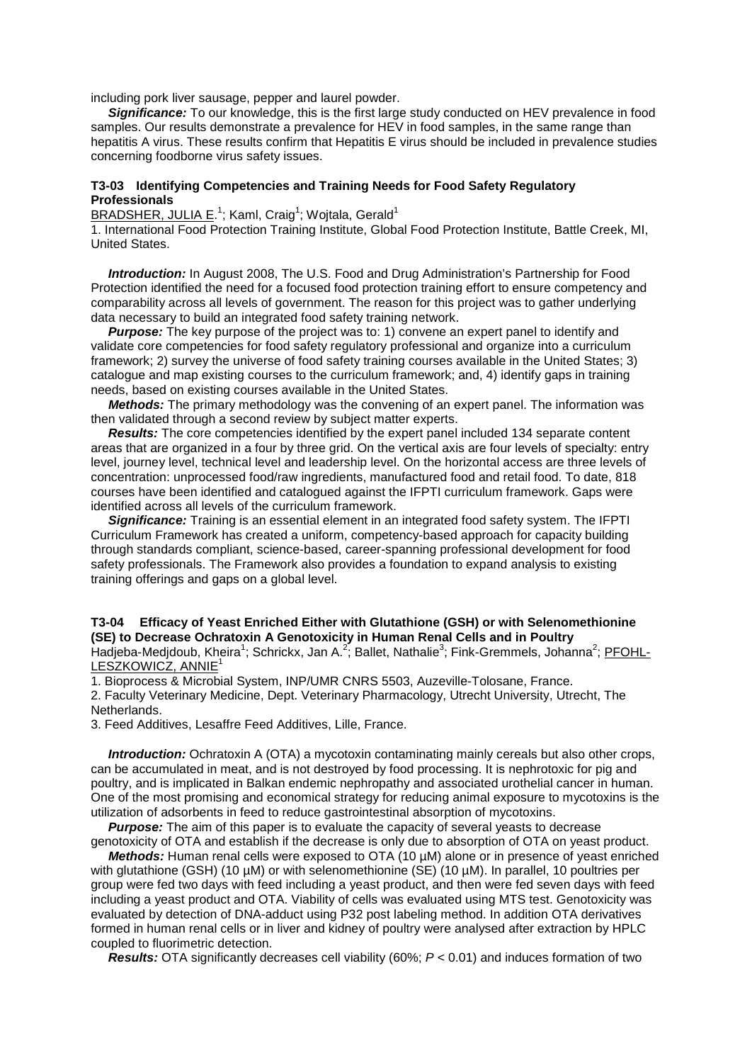including pork liver sausage, pepper and laurel powder.

***Significance:*** To our knowledge, this is the first large study conducted on HEV prevalence in food samples. Our results demonstrate a prevalence for HEV in food samples, in the same range than hepatitis A virus. These results confirm that Hepatitis E virus should be included in prevalence studies concerning foodborne virus safety issues.

### T3-03 Identifying Competencies and Training Needs for Food Safety Regulatory Professionals

BRADSHER, JULIA E.[1]; Kaml, Craig[1]; Wojtala, Gerald[1]

1. International Food Protection Training Institute, Global Food Protection Institute, Battle Creek, MI, United States.

***Introduction:*** In August 2008, The U.S. Food and Drug Administration's Partnership for Food Protection identified the need for a focused food protection training effort to ensure competency and comparability across all levels of government. The reason for this project was to gather underlying data necessary to build an integrated food safety training network.

***Purpose:*** The key purpose of the project was to: 1) convene an expert panel to identify and validate core competencies for food safety regulatory professional and organize into a curriculum framework; 2) survey the universe of food safety training courses available in the United States; 3) catalogue and map existing courses to the curriculum framework; and, 4) identify gaps in training needs, based on existing courses available in the United States.

***Methods:*** The primary methodology was the convening of an expert panel. The information was then validated through a second review by subject matter experts.

***Results:*** The core competencies identified by the expert panel included 134 separate content areas that are organized in a four by three grid. On the vertical axis are four levels of specialty: entry level, journey level, technical level and leadership level. On the horizontal access are three levels of concentration: unprocessed food/raw ingredients, manufactured food and retail food. To date, 818 courses have been identified and catalogued against the IFPTI curriculum framework. Gaps were identified across all levels of the curriculum framework.

***Significance:*** Training is an essential element in an integrated food safety system. The IFPTI Curriculum Framework has created a uniform, competency-based approach for capacity building through standards compliant, science-based, career-spanning professional development for food safety professionals. The Framework also provides a foundation to expand analysis to existing training offerings and gaps on a global level.

### T3-04 Efficacy of Yeast Enriched Either with Glutathione (GSH) or with Selenomethionine (SE) to Decrease Ochratoxin A Genotoxicity in Human Renal Cells and in Poultry

Hadjeba-Medjdoub, Kheira[1]; Schrickx, Jan A.[2]; Ballet, Nathalie[3]; Fink-Gremmels, Johanna[2]; PFOHL-LESZKOWICZ, ANNIE[1]

1. Bioprocess & Microbial System, INP/UMR CNRS 5503, Auzeville-Tolosane, France.
2. Faculty Veterinary Medicine, Dept. Veterinary Pharmacology, Utrecht University, Utrecht, The Netherlands.
3. Feed Additives, Lesaffre Feed Additives, Lille, France.

***Introduction:*** Ochratoxin A (OTA) a mycotoxin contaminating mainly cereals but also other crops, can be accumulated in meat, and is not destroyed by food processing. It is nephrotoxic for pig and poultry, and is implicated in Balkan endemic nephropathy and associated urothelial cancer in human. One of the most promising and economical strategy for reducing animal exposure to mycotoxins is the utilization of adsorbents in feed to reduce gastrointestinal absorption of mycotoxins.

***Purpose:*** The aim of this paper is to evaluate the capacity of several yeasts to decrease genotoxicity of OTA and establish if the decrease is only due to absorption of OTA on yeast product.

***Methods:*** Human renal cells were exposed to OTA (10 µM) alone or in presence of yeast enriched with glutathione (GSH) (10 µM) or with selenomethionine (SE) (10 µM). In parallel, 10 poultries per group were fed two days with feed including a yeast product, and then were fed seven days with feed including a yeast product and OTA. Viability of cells was evaluated using MTS test. Genotoxicity was evaluated by detection of DNA-adduct using P32 post labeling method. In addition OTA derivatives formed in human renal cells or in liver and kidney of poultry were analysed after extraction by HPLC coupled to fluorimetric detection.

***Results:*** OTA significantly decreases cell viability (60%; $P < 0.01$) and induces formation of two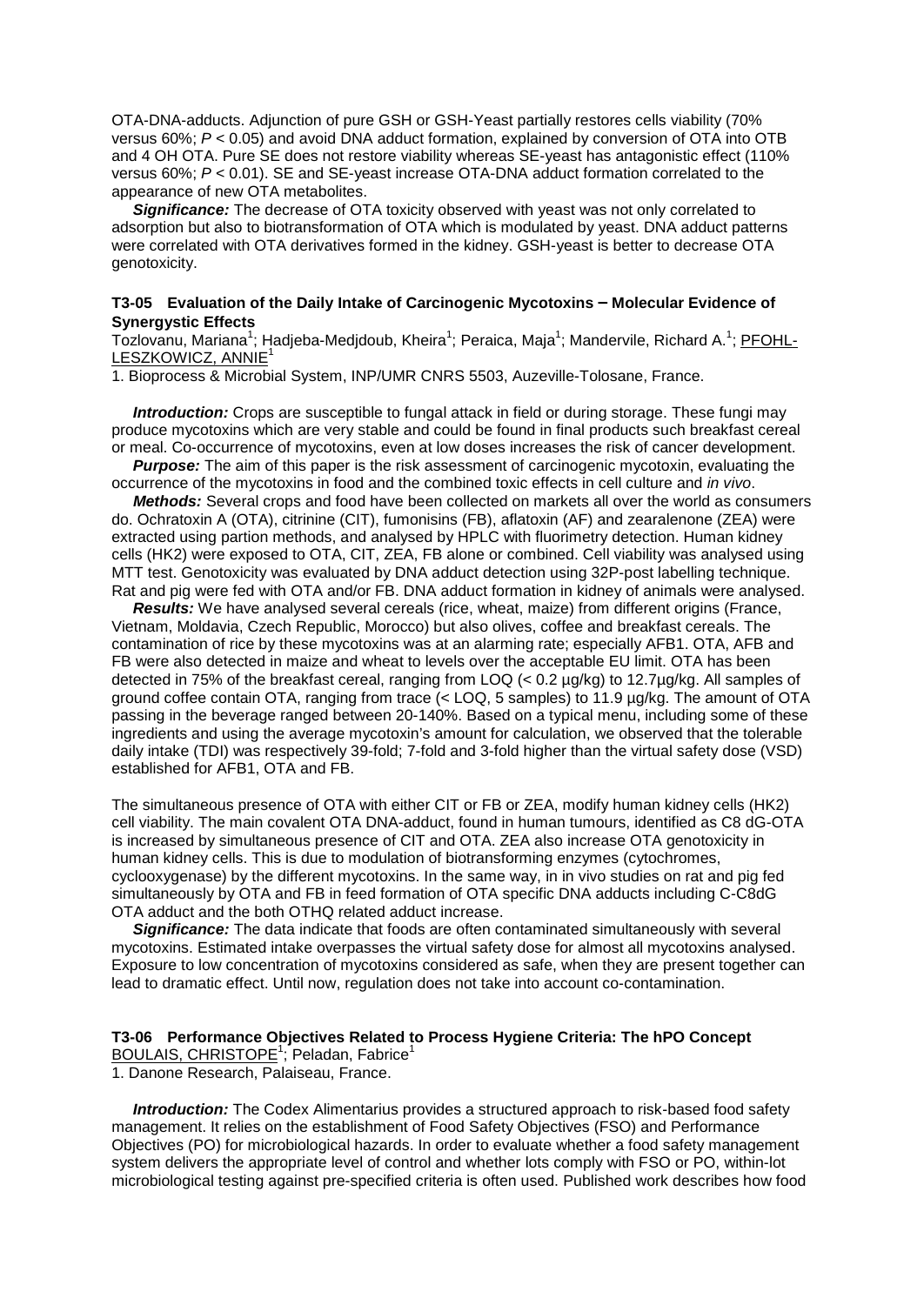OTA-DNA-adducts. Adjunction of pure GSH or GSH-Yeast partially restores cells viability (70% versus 60%; $P < 0.05$) and avoid DNA adduct formation, explained by conversion of OTA into OTB and 4 OH OTA. Pure SE does not restore viability whereas SE-yeast has antagonistic effect (110% versus 60%; $P < 0.01$). SE and SE-yeast increase OTA-DNA adduct formation correlated to the appearance of new OTA metabolites.

***Significance:*** The decrease of OTA toxicity observed with yeast was not only correlated to adsorption but also to biotransformation of OTA which is modulated by yeast. DNA adduct patterns were correlated with OTA derivatives formed in the kidney. GSH-yeast is better to decrease OTA genotoxicity.

### T3-05 Evaluation of the Daily Intake of Carcinogenic Mycotoxins – Molecular Evidence of Synergystic Effects

Tozlovanu, Mariana[1]; Hadjeba-Medjdoub, Kheira[1]; Peraica, Maja[1]; Mandervile, Richard A.[1]; PFOHL-LESZKOWICZ, ANNIE[1]

1. Bioprocess & Microbial System, INP/UMR CNRS 5503, Auzeville-Tolosane, France.

***Introduction:*** Crops are susceptible to fungal attack in field or during storage. These fungi may produce mycotoxins which are very stable and could be found in final products such breakfast cereal or meal. Co-occurrence of mycotoxins, even at low doses increases the risk of cancer development.

***Purpose:*** The aim of this paper is the risk assessment of carcinogenic mycotoxin, evaluating the occurrence of the mycotoxins in food and the combined toxic effects in cell culture and *in vivo*.

***Methods:*** Several crops and food have been collected on markets all over the world as consumers do. Ochratoxin A (OTA), citrinine (CIT), fumonisins (FB), aflatoxin (AF) and zearalenone (ZEA) were extracted using partion methods, and analysed by HPLC with fluorimetry detection. Human kidney cells (HK2) were exposed to OTA, CIT, ZEA, FB alone or combined. Cell viability was analysed using MTT test. Genotoxicity was evaluated by DNA adduct detection using 32P-post labelling technique. Rat and pig were fed with OTA and/or FB. DNA adduct formation in kidney of animals were analysed.

***Results:*** We have analysed several cereals (rice, wheat, maize) from different origins (France, Vietnam, Moldavia, Czech Republic, Morocco) but also olives, coffee and breakfast cereals. The contamination of rice by these mycotoxins was at an alarming rate; especially AFB1. OTA, AFB and FB were also detected in maize and wheat to levels over the acceptable EU limit. OTA has been detected in 75% of the breakfast cereal, ranging from LOQ (< 0.2 µg/kg) to 12.7µg/kg. All samples of ground coffee contain OTA, ranging from trace (< LOQ, 5 samples) to 11.9 µg/kg. The amount of OTA passing in the beverage ranged between 20-140%. Based on a typical menu, including some of these ingredients and using the average mycotoxin's amount for calculation, we observed that the tolerable daily intake (TDI) was respectively 39-fold; 7-fold and 3-fold higher than the virtual safety dose (VSD) established for AFB1, OTA and FB.

The simultaneous presence of OTA with either CIT or FB or ZEA, modify human kidney cells (HK2) cell viability. The main covalent OTA DNA-adduct, found in human tumours, identified as C8 dG-OTA is increased by simultaneous presence of CIT and OTA. ZEA also increase OTA genotoxicity in human kidney cells. This is due to modulation of biotransforming enzymes (cytochromes, cyclooxygenase) by the different mycotoxins. In the same way, in in vivo studies on rat and pig fed simultaneously by OTA and FB in feed formation of OTA specific DNA adducts including C-C8dG OTA adduct and the both OTHQ related adduct increase.

***Significance:*** The data indicate that foods are often contaminated simultaneously with several mycotoxins. Estimated intake overpasses the virtual safety dose for almost all mycotoxins analysed. Exposure to low concentration of mycotoxins considered as safe, when they are present together can lead to dramatic effect. Until now, regulation does not take into account co-contamination.

### T3-06 Performance Objectives Related to Process Hygiene Criteria: The hPO Concept

BOULAIS, CHRISTOPE[1]; Peladan, Fabrice[1]

1. Danone Research, Palaiseau, France.

***Introduction:*** The Codex Alimentarius provides a structured approach to risk-based food safety management. It relies on the establishment of Food Safety Objectives (FSO) and Performance Objectives (PO) for microbiological hazards. In order to evaluate whether a food safety management system delivers the appropriate level of control and whether lots comply with FSO or PO, within-lot microbiological testing against pre-specified criteria is often used. Published work describes how food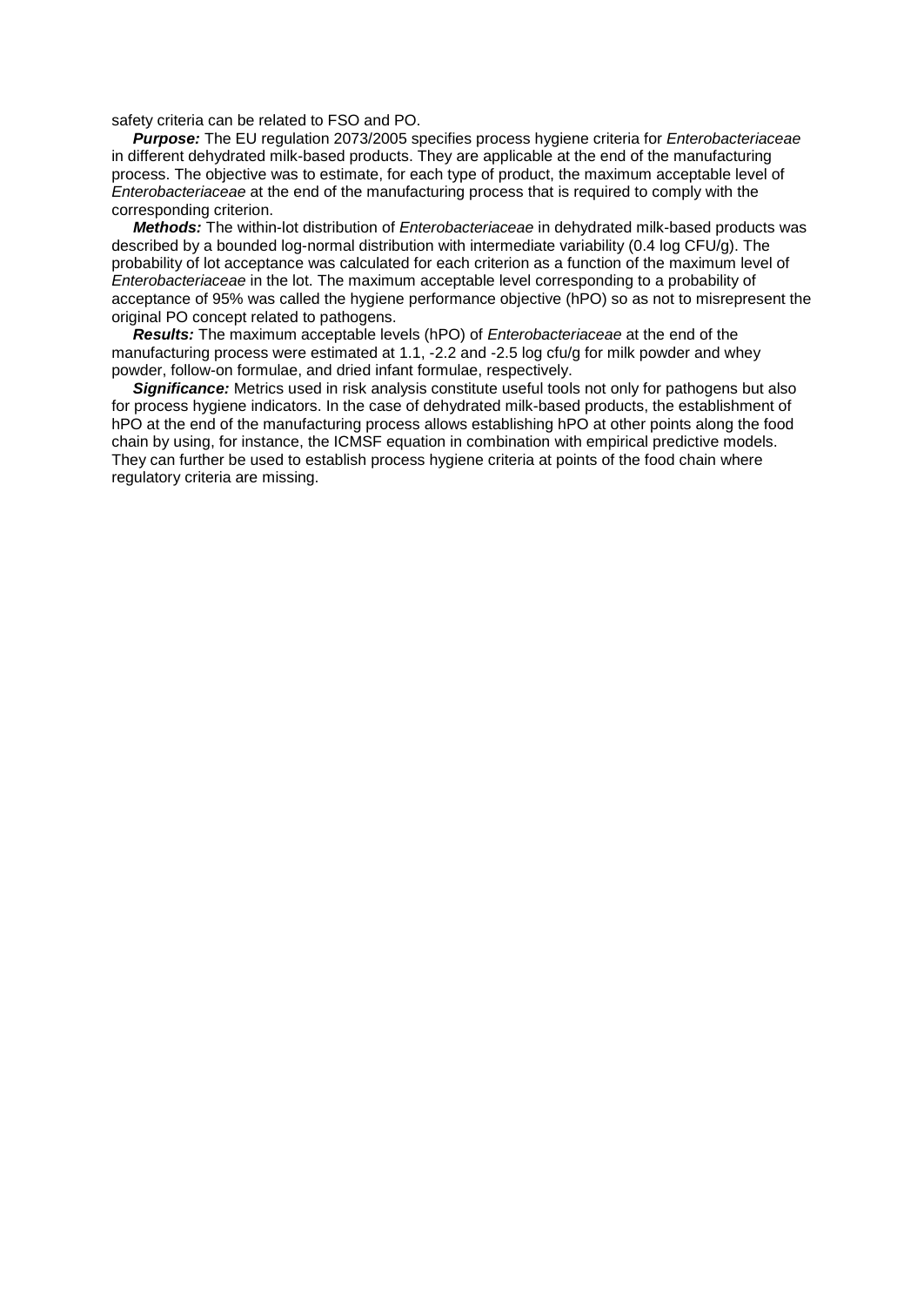safety criteria can be related to FSO and PO.

***Purpose:*** The EU regulation 2073/2005 specifies process hygiene criteria for *Enterobacteriaceae* in different dehydrated milk-based products. They are applicable at the end of the manufacturing process. The objective was to estimate, for each type of product, the maximum acceptable level of *Enterobacteriaceae* at the end of the manufacturing process that is required to comply with the corresponding criterion.

***Methods:*** The within-lot distribution of *Enterobacteriaceae* in dehydrated milk-based products was described by a bounded log-normal distribution with intermediate variability (0.4 log CFU/g). The probability of lot acceptance was calculated for each criterion as a function of the maximum level of *Enterobacteriaceae* in the lot. The maximum acceptable level corresponding to a probability of acceptance of 95% was called the hygiene performance objective (hPO) so as not to misrepresent the original PO concept related to pathogens.

***Results:*** The maximum acceptable levels (hPO) of *Enterobacteriaceae* at the end of the manufacturing process were estimated at 1.1, -2.2 and -2.5 log cfu/g for milk powder and whey powder, follow-on formulae, and dried infant formulae, respectively.

***Significance:*** Metrics used in risk analysis constitute useful tools not only for pathogens but also for process hygiene indicators. In the case of dehydrated milk-based products, the establishment of hPO at the end of the manufacturing process allows establishing hPO at other points along the food chain by using, for instance, the ICMSF equation in combination with empirical predictive models. They can further be used to establish process hygiene criteria at points of the food chain where regulatory criteria are missing.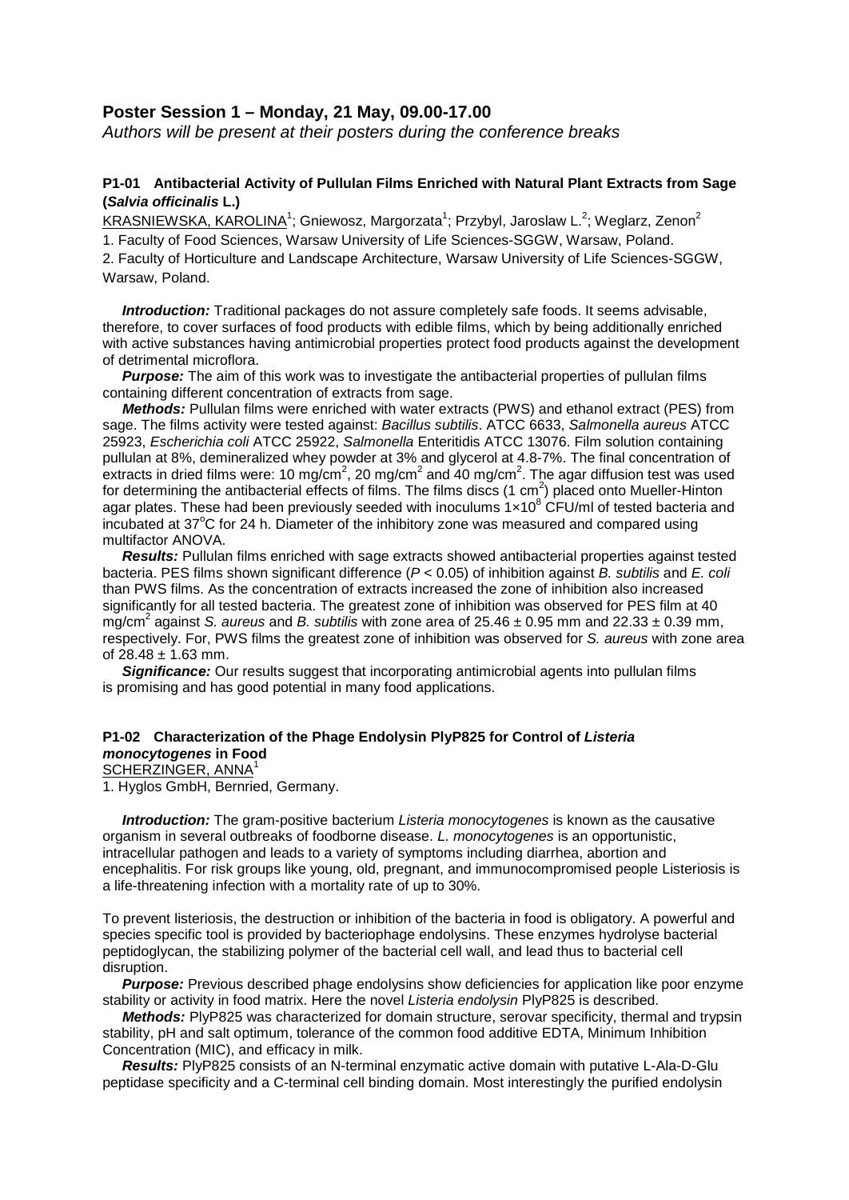## Poster Session 1 – Monday, 21 May, 09.00-17.00

*Authors will be present at their posters during the conference breaks*

### P1-01 Antibacterial Activity of Pullulan Films Enriched with Natural Plant Extracts from Sage (*Salvia officinalis* L.)

KRASNIEWSKA, KAROLINA[1]; Gniewosz, Margorzata[1]; Przybyl, Jaroslaw L.[2]; Weglarz, Zenon[2]

1. Faculty of Food Sciences, Warsaw University of Life Sciences-SGGW, Warsaw, Poland.
2. Faculty of Horticulture and Landscape Architecture, Warsaw University of Life Sciences-SGGW, Warsaw, Poland.

***Introduction:*** Traditional packages do not assure completely safe foods. It seems advisable, therefore, to cover surfaces of food products with edible films, which by being additionally enriched with active substances having antimicrobial properties protect food products against the development of detrimental microflora.

***Purpose:*** The aim of this work was to investigate the antibacterial properties of pullulan films containing different concentration of extracts from sage.

***Methods:*** Pullulan films were enriched with water extracts (PWS) and ethanol extract (PES) from sage. The films activity were tested against: *Bacillus subtilis*. ATCC 6633, *Salmonella aureus* ATCC 25923, *Escherichia coli* ATCC 25922, *Salmonella* Enteritidis ATCC 13076. Film solution containing pullulan at 8%, demineralized whey powder at 3% and glycerol at 4.8-7%. The final concentration of extracts in dried films were: 10 mg/cm$^2$, 20 mg/cm$^2$ and 40 mg/cm$^2$. The agar diffusion test was used for determining the antibacterial effects of films. The films discs (1 cm$^2$) placed onto Mueller-Hinton agar plates. These had been previously seeded with inoculums $1 \times 10^8$ CFU/ml of tested bacteria and incubated at 37$^o$C for 24 h. Diameter of the inhibitory zone was measured and compared using multifactor ANOVA.

***Results:*** Pullulan films enriched with sage extracts showed antibacterial properties against tested bacteria. PES films shown significant difference ($P < 0.05$) of inhibition against *B. subtilis* and *E. coli* than PWS films. As the concentration of extracts increased the zone of inhibition also increased significantly for all tested bacteria. The greatest zone of inhibition was observed for PES film at 40 mg/cm$^2$ against *S. aureus* and *B. subtilis* with zone area of 25.46 ± 0.95 mm and 22.33 ± 0.39 mm, respectively. For, PWS films the greatest zone of inhibition was observed for *S. aureus* with zone area of 28.48 ± 1.63 mm.

***Significance:*** Our results suggest that incorporating antimicrobial agents into pullulan films is promising and has good potential in many food applications.

### P1-02 Characterization of the Phage Endolysin PlyP825 for Control of *Listeria monocytogenes* in Food

SCHERZINGER, ANNA[1]

1. Hyglos GmbH, Bernried, Germany.

***Introduction:*** The gram-positive bacterium *Listeria monocytogenes* is known as the causative organism in several outbreaks of foodborne disease. *L. monocytogenes* is an opportunistic, intracellular pathogen and leads to a variety of symptoms including diarrhea, abortion and encephalitis. For risk groups like young, old, pregnant, and immunocompromised people Listeriosis is a life-threatening infection with a mortality rate of up to 30%.

To prevent listeriosis, the destruction or inhibition of the bacteria in food is obligatory. A powerful and species specific tool is provided by bacteriophage endolysins. These enzymes hydrolyse bacterial peptidoglycan, the stabilizing polymer of the bacterial cell wall, and lead thus to bacterial cell disruption.

***Purpose:*** Previous described phage endolysins show deficiencies for application like poor enzyme stability or activity in food matrix. Here the novel *Listeria endolysin* PlyP825 is described.

***Methods:*** PlyP825 was characterized for domain structure, serovar specificity, thermal and trypsin stability, pH and salt optimum, tolerance of the common food additive EDTA, Minimum Inhibition Concentration (MIC), and efficacy in milk.

***Results:*** PlyP825 consists of an N-terminal enzymatic active domain with putative L-Ala-D-Glu peptidase specificity and a C-terminal cell binding domain. Most interestingly the purified endolysin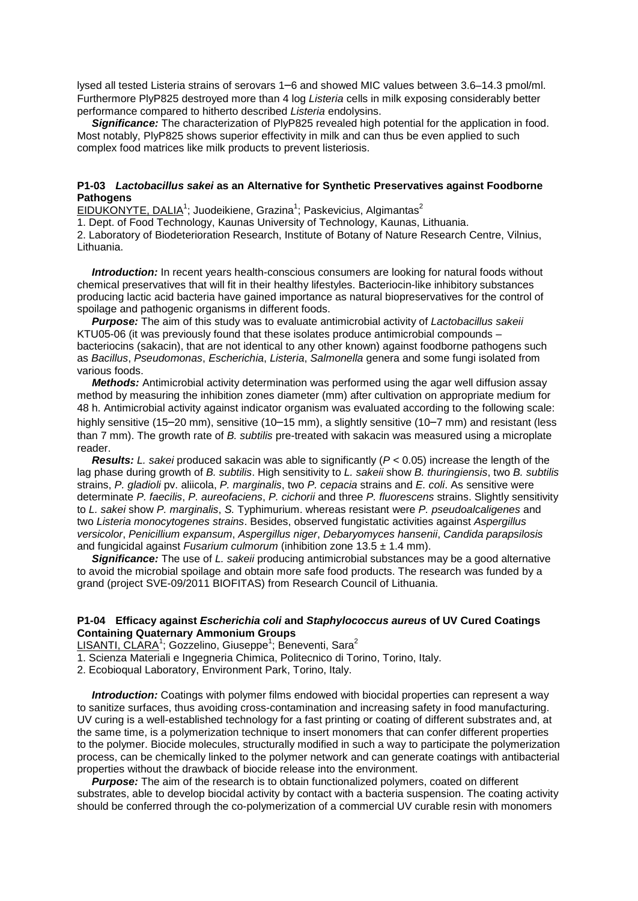lysed all tested Listeria strains of serovars 1–6 and showed MIC values between 3.6–14.3 pmol/ml. Furthermore PlyP825 destroyed more than 4 log *Listeria* cells in milk exposing considerably better performance compared to hitherto described *Listeria* endolysins.

***Significance:*** The characterization of PlyP825 revealed high potential for the application in food. Most notably, PlyP825 shows superior effectivity in milk and can thus be even applied to such complex food matrices like milk products to prevent listeriosis.

### P1-03 *Lactobacillus sakei* as an Alternative for Synthetic Preservatives against Foodborne Pathogens

EIDUKONYTE, DALIA[1]; Juodeikiene, Grazina[1]; Paskevicius, Algimantas[2]

1. Dept. of Food Technology, Kaunas University of Technology, Kaunas, Lithuania.
2. Laboratory of Biodeterioration Research, Institute of Botany of Nature Research Centre, Vilnius, Lithuania.

***Introduction:*** In recent years health-conscious consumers are looking for natural foods without chemical preservatives that will fit in their healthy lifestyles. Bacteriocin-like inhibitory substances producing lactic acid bacteria have gained importance as natural biopreservatives for the control of spoilage and pathogenic organisms in different foods.

***Purpose:*** The aim of this study was to evaluate antimicrobial activity of *Lactobacillus sakeii* KTU05-06 (it was previously found that these isolates produce antimicrobial compounds – bacteriocins (sakacin), that are not identical to any other known) against foodborne pathogens such as *Bacillus*, *Pseudomonas*, *Escherichia*, *Listeria*, *Salmonella* genera and some fungi isolated from various foods.

***Methods:*** Antimicrobial activity determination was performed using the agar well diffusion assay method by measuring the inhibition zones diameter (mm) after cultivation on appropriate medium for 48 h. Antimicrobial activity against indicator organism was evaluated according to the following scale: highly sensitive (15–20 mm), sensitive (10–15 mm), a slightly sensitive (10–7 mm) and resistant (less than 7 mm). The growth rate of *B. subtilis* pre-treated with sakacin was measured using a microplate reader.

***Results:*** *L. sakei* produced sakacin was able to significantly ($P < 0.05$) increase the length of the lag phase during growth of *B. subtilis*. High sensitivity to *L. sakeii* show *B. thuringiensis*, two *B. subtilis* strains, *P. gladioli* pv. aliicola, *P. marginalis*, two *P. cepacia* strains and *E. coli*. As sensitive were determinate *P. faecilis*, *P. aureofaciens*, *P. cichorii* and three *P. fluorescens* strains. Slightly sensitivity to *L. sakei* show *P. marginalis*, *S.* Typhimurium. whereas resistant were *P. pseudoalcaligenes* and two *Listeria monocytogenes strains*. Besides, observed fungistatic activities against *Aspergillus versicolor*, *Penicillium expansum*, *Aspergillus niger*, *Debaryomyces hansenii*, *Candida parapsilosis* and fungicidal against *Fusarium culmorum* (inhibition zone $13.5 \pm 1.4$ mm).

***Significance:*** The use of *L. sakeii* producing antimicrobial substances may be a good alternative to avoid the microbial spoilage and obtain more safe food products. The research was funded by a grand (project SVE-09/2011 BIOFITAS) from Research Council of Lithuania.

### P1-04 Efficacy against *Escherichia coli* and *Staphylococcus aureus* of UV Cured Coatings Containing Quaternary Ammonium Groups

LISANTI, CLARA[1]; Gozzelino, Giuseppe[1]; Beneventi, Sara[2]

1. Scienza Materiali e Ingegneria Chimica, Politecnico di Torino, Torino, Italy.
2. Ecobioqual Laboratory, Environment Park, Torino, Italy.

***Introduction:*** Coatings with polymer films endowed with biocidal properties can represent a way to sanitize surfaces, thus avoiding cross-contamination and increasing safety in food manufacturing. UV curing is a well-established technology for a fast printing or coating of different substrates and, at the same time, is a polymerization technique to insert monomers that can confer different properties to the polymer. Biocide molecules, structurally modified in such a way to participate the polymerization process, can be chemically linked to the polymer network and can generate coatings with antibacterial properties without the drawback of biocide release into the environment.

***Purpose:*** The aim of the research is to obtain functionalized polymers, coated on different substrates, able to develop biocidal activity by contact with a bacteria suspension. The coating activity should be conferred through the co-polymerization of a commercial UV curable resin with monomers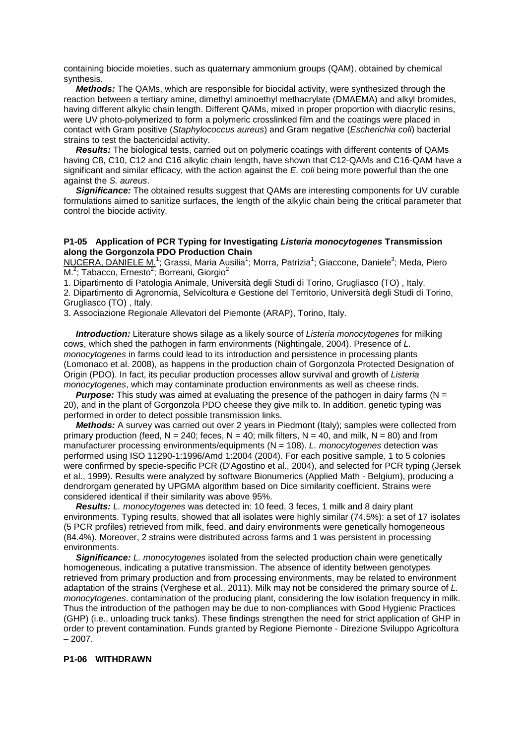containing biocide moieties, such as quaternary ammonium groups (QAM), obtained by chemical synthesis.

***Methods:*** The QAMs, which are responsible for biocidal activity, were synthesized through the reaction between a tertiary amine, dimethyl aminoethyl methacrylate (DMAEMA) and alkyl bromides, having different alkylic chain length. Different QAMs, mixed in proper proportion with diacrylic resins, were UV photo-polymerized to form a polymeric crosslinked film and the coatings were placed in contact with Gram positive (*Staphylococcus aureus*) and Gram negative (*Escherichia coli*) bacterial strains to test the bactericidal activity.

***Results:*** The biological tests, carried out on polymeric coatings with different contents of QAMs having C8, C10, C12 and C16 alkylic chain length, have shown that C12-QAMs and C16-QAM have a significant and similar efficacy, with the action against the *E. coli* being more powerful than the one against the *S. aureus*.

***Significance:*** The obtained results suggest that QAMs are interesting components for UV curable formulations aimed to sanitize surfaces, the length of the alkylic chain being the critical parameter that control the biocide activity.

### P1-05 Application of PCR Typing for Investigating *Listeria monocytogenes* Transmission along the Gorgonzola PDO Production Chain

NUCERA, DANIELE M.[1]; Grassi, Maria Ausilia[1]; Morra, Patrizia[1]; Giaccone, Daniele[3]; Meda, Piero M.[2]; Tabacco, Ernesto[2]; Borreani, Giorgio[2]

1. Dipartimento di Patologia Animale, Università degli Studi di Torino, Grugliasco (TO) , Italy.
2. Dipartimento di Agronomia, Selvicoltura e Gestione del Territorio, Università degli Studi di Torino, Grugliasco (TO) , Italy.
3. Associazione Regionale Allevatori del Piemonte (ARAP), Torino, Italy.

***Introduction:*** Literature shows silage as a likely source of *Listeria monocytogenes* for milking cows, which shed the pathogen in farm environments (Nightingale, 2004). Presence of *L. monocytogenes* in farms could lead to its introduction and persistence in processing plants (Lomonaco et al. 2008), as happens in the production chain of Gorgonzola Protected Designation of Origin (PDO). In fact, its peculiar production processes allow survival and growth of *Listeria monocytogenes*, which may contaminate production environments as well as cheese rinds.

***Purpose:*** This study was aimed at evaluating the presence of the pathogen in dairy farms (N = 20), and in the plant of Gorgonzola PDO cheese they give milk to. In addition, genetic typing was performed in order to detect possible transmission links.

***Methods:*** A survey was carried out over 2 years in Piedmont (Italy); samples were collected from primary production (feed, N = 240; feces, N = 40; milk filters, N = 40, and milk, N = 80) and from manufacturer processing environments/equipments (N = 108). *L. monocytogenes* detection was performed using ISO 11290-1:1996/Amd 1:2004 (2004). For each positive sample, 1 to 5 colonies were confirmed by specie-specific PCR (D'Agostino et al., 2004), and selected for PCR typing (Jersek et al., 1999). Results were analyzed by software Bionumerics (Applied Math - Belgium), producing a dendrorgam generated by UPGMA algorithm based on Dice similarity coefficient. Strains were considered identical if their similarity was above 95%.

***Results:*** *L. monocytogenes* was detected in: 10 feed, 3 feces, 1 milk and 8 dairy plant environments. Typing results, showed that all isolates were highly similar (74.5%): a set of 17 isolates (5 PCR profiles) retrieved from milk, feed, and dairy environments were genetically homogeneous (84.4%). Moreover, 2 strains were distributed across farms and 1 was persistent in processing environments.

***Significance:*** *L. monocytogenes* isolated from the selected production chain were genetically homogeneous, indicating a putative transmission. The absence of identity between genotypes retrieved from primary production and from processing environments, may be related to environment adaptation of the strains (Verghese et al., 2011). Milk may not be considered the primary source of *L. monocytogenes*. contamination of the producing plant, considering the low isolation frequency in milk. Thus the introduction of the pathogen may be due to non-compliances with Good Hygienic Practices (GHP) (i.e., unloading truck tanks). These findings strengthen the need for strict application of GHP in order to prevent contamination. Funds granted by Regione Piemonte - Direzione Sviluppo Agricoltura – 2007.

### P1-06 WITHDRAWN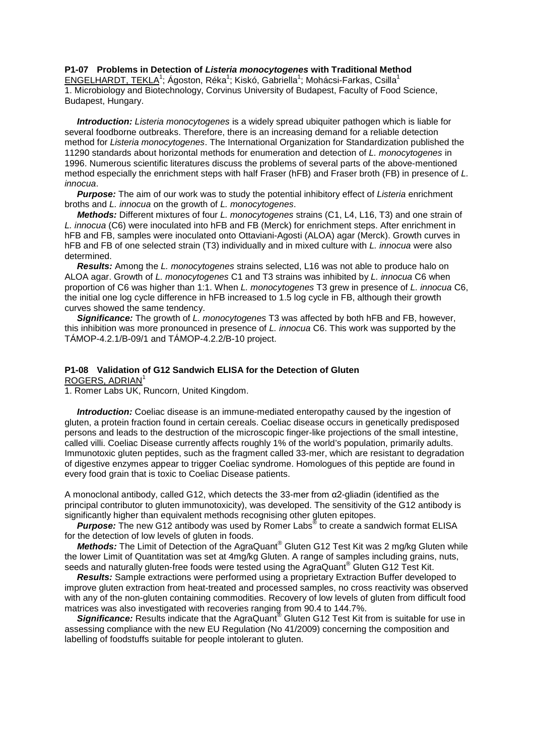### P1-07 Problems in Detection of *Listeria monocytogenes* with Traditional Method

ENGELHARDT, TEKLA[1]; Ágoston, Réka[1]; Kiskó, Gabriella[1]; Mohácsi-Farkas, Csilla[1]

1. Microbiology and Biotechnology, Corvinus University of Budapest, Faculty of Food Science, Budapest, Hungary.

***Introduction:*** *Listeria monocytogenes* is a widely spread ubiquiter pathogen which is liable for several foodborne outbreaks. Therefore, there is an increasing demand for a reliable detection method for *Listeria monocytogenes*. The International Organization for Standardization published the 11290 standards about horizontal methods for enumeration and detection of *L. monocytogenes* in 1996. Numerous scientific literatures discuss the problems of several parts of the above-mentioned method especially the enrichment steps with half Fraser (hFB) and Fraser broth (FB) in presence of *L. innocua*.

***Purpose:*** The aim of our work was to study the potential inhibitory effect of *Listeria* enrichment broths and *L. innocua* on the growth of *L. monocytogenes*.

***Methods:*** Different mixtures of four *L. monocytogenes* strains (C1, L4, L16, T3) and one strain of *L. innocua* (C6) were inoculated into hFB and FB (Merck) for enrichment steps. After enrichment in hFB and FB, samples were inoculated onto Ottaviani-Agosti (ALOA) agar (Merck). Growth curves in hFB and FB of one selected strain (T3) individually and in mixed culture with *L. innocua* were also determined.

***Results:*** Among the *L. monocytogenes* strains selected, L16 was not able to produce halo on ALOA agar. Growth of *L. monocytogenes* C1 and T3 strains was inhibited by *L. innocua* C6 when proportion of C6 was higher than 1:1. When *L. monocytogenes* T3 grew in presence of *L. innocua* C6, the initial one log cycle difference in hFB increased to 1.5 log cycle in FB, although their growth curves showed the same tendency.

***Significance:*** The growth of *L. monocytogenes* T3 was affected by both hFB and FB, however, this inhibition was more pronounced in presence of *L. innocua* C6. This work was supported by the TÁMOP-4.2.1/B-09/1 and TÁMOP-4.2.2/B-10 project.

### P1-08 Validation of G12 Sandwich ELISA for the Detection of Gluten

ROGERS, ADRIAN[1]

1. Romer Labs UK, Runcorn, United Kingdom.

***Introduction:*** Coeliac disease is an immune-mediated enteropathy caused by the ingestion of gluten, a protein fraction found in certain cereals. Coeliac disease occurs in genetically predisposed persons and leads to the destruction of the microscopic finger-like projections of the small intestine, called villi. Coeliac Disease currently affects roughly 1% of the world's population, primarily adults. Immunotoxic gluten peptides, such as the fragment called 33-mer, which are resistant to degradation of digestive enzymes appear to trigger Coeliac syndrome. Homologues of this peptide are found in every food grain that is toxic to Coeliac Disease patients.

A monoclonal antibody, called G12, which detects the 33-mer from α2-gliadin (identified as the principal contributor to gluten immunotoxicity), was developed. The sensitivity of the G12 antibody is significantly higher than equivalent methods recognising other gluten epitopes.

***Purpose:*** The new G12 antibody was used by Romer Labs® to create a sandwich format ELISA for the detection of low levels of gluten in foods.

***Methods:*** The Limit of Detection of the AgraQuant® Gluten G12 Test Kit was 2 mg/kg Gluten while the lower Limit of Quantitation was set at 4mg/kg Gluten. A range of samples including grains, nuts, seeds and naturally gluten-free foods were tested using the AgraQuant® Gluten G12 Test Kit.

***Results:*** Sample extractions were performed using a proprietary Extraction Buffer developed to improve gluten extraction from heat-treated and processed samples, no cross reactivity was observed with any of the non-gluten containing commodities. Recovery of low levels of gluten from difficult food matrices was also investigated with recoveries ranging from 90.4 to 144.7%.

***Significance:*** Results indicate that the AgraQuant® Gluten G12 Test Kit from is suitable for use in assessing compliance with the new EU Regulation (No 41/2009) concerning the composition and labelling of foodstuffs suitable for people intolerant to gluten.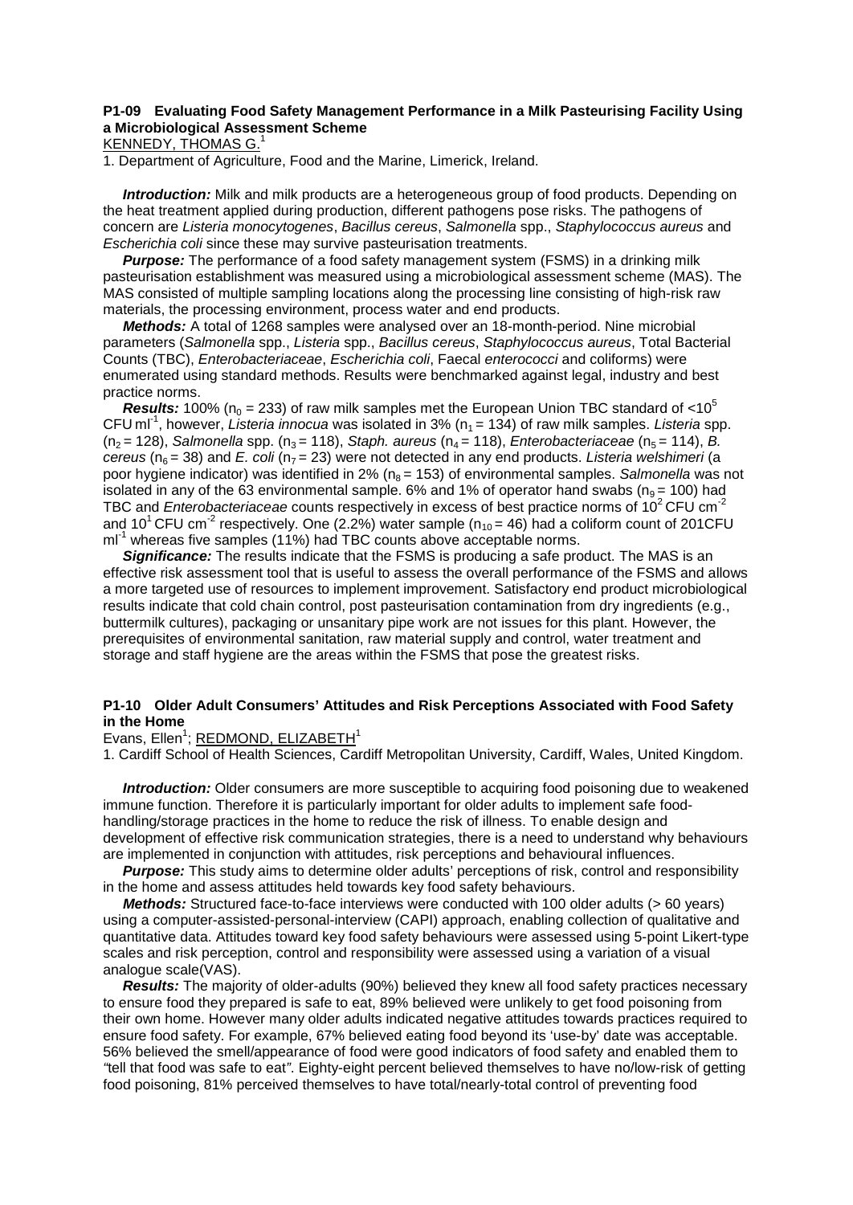### P1-09 Evaluating Food Safety Management Performance in a Milk Pasteurising Facility Using a Microbiological Assessment Scheme

KENNEDY, THOMAS G.[1]

1. Department of Agriculture, Food and the Marine, Limerick, Ireland.

***Introduction:*** Milk and milk products are a heterogeneous group of food products. Depending on the heat treatment applied during production, different pathogens pose risks. The pathogens of concern are *Listeria monocytogenes*, *Bacillus cereus*, *Salmonella* spp., *Staphylococcus aureus* and *Escherichia coli* since these may survive pasteurisation treatments.

***Purpose:*** The performance of a food safety management system (FSMS) in a drinking milk pasteurisation establishment was measured using a microbiological assessment scheme (MAS). The MAS consisted of multiple sampling locations along the processing line consisting of high-risk raw materials, the processing environment, process water and end products.

***Methods:*** A total of 1268 samples were analysed over an 18-month-period. Nine microbial parameters (*Salmonella* spp., *Listeria* spp., *Bacillus cereus*, *Staphylococcus aureus*, Total Bacterial Counts (TBC), *Enterobacteriaceae*, *Escherichia coli*, Faecal *enterococci* and coliforms) were enumerated using standard methods. Results were benchmarked against legal, industry and best practice norms.

***Results:*** 100% ($n_0$ = 233) of raw milk samples met the European Union TBC standard of <$10^5$ CFU $ml^{-1}$, however, *Listeria innocua* was isolated in 3% ($n_1$ = 134) of raw milk samples. *Listeria* spp. ($n_2$ = 128), *Salmonella* spp. ($n_3$ = 118), *Staph. aureus* ($n_4$ = 118), *Enterobacteriaceae* ($n_5$ = 114), *B. cereus* ($n_6$ = 38) and *E. coli* ($n_7$ = 23) were not detected in any end products. *Listeria welshimeri* (a poor hygiene indicator) was identified in 2% ($n_8$ = 153) of environmental samples. *Salmonella* was not isolated in any of the 63 environmental sample. 6% and 1% of operator hand swabs ($n_9$ = 100) had TBC and *Enterobacteriaceae* counts respectively in excess of best practice norms of $10^2$ CFU $cm^{-2}$ and $10^1$ CFU $cm^{-2}$ respectively. One (2.2%) water sample ($n_{10}$ = 46) had a coliform count of 201CFU $ml^{-1}$ whereas five samples (11%) had TBC counts above acceptable norms.

***Significance:*** The results indicate that the FSMS is producing a safe product. The MAS is an effective risk assessment tool that is useful to assess the overall performance of the FSMS and allows a more targeted use of resources to implement improvement. Satisfactory end product microbiological results indicate that cold chain control, post pasteurisation contamination from dry ingredients (e.g., buttermilk cultures), packaging or unsanitary pipe work are not issues for this plant. However, the prerequisites of environmental sanitation, raw material supply and control, water treatment and storage and staff hygiene are the areas within the FSMS that pose the greatest risks.

### P1-10 Older Adult Consumers' Attitudes and Risk Perceptions Associated with Food Safety in the Home

Evans, Ellen[1]; REDMOND, ELIZABETH[1]

1. Cardiff School of Health Sciences, Cardiff Metropolitan University, Cardiff, Wales, United Kingdom.

***Introduction:*** Older consumers are more susceptible to acquiring food poisoning due to weakened immune function. Therefore it is particularly important for older adults to implement safe food-handling/storage practices in the home to reduce the risk of illness. To enable design and development of effective risk communication strategies, there is a need to understand why behaviours are implemented in conjunction with attitudes, risk perceptions and behavioural influences.

***Purpose:*** This study aims to determine older adults' perceptions of risk, control and responsibility in the home and assess attitudes held towards key food safety behaviours.

***Methods:*** Structured face-to-face interviews were conducted with 100 older adults (> 60 years) using a computer-assisted-personal-interview (CAPI) approach, enabling collection of qualitative and quantitative data. Attitudes toward key food safety behaviours were assessed using 5-point Likert-type scales and risk perception, control and responsibility were assessed using a variation of a visual analogue scale(VAS).

***Results:*** The majority of older-adults (90%) believed they knew all food safety practices necessary to ensure food they prepared is safe to eat, 89% believed were unlikely to get food poisoning from their own home. However many older adults indicated negative attitudes towards practices required to ensure food safety. For example, 67% believed eating food beyond its 'use-by' date was acceptable. 56% believed the smell/appearance of food were good indicators of food safety and enabled them to *"*tell that food was safe to eat*"*. Eighty-eight percent believed themselves to have no/low-risk of getting food poisoning, 81% perceived themselves to have total/nearly-total control of preventing food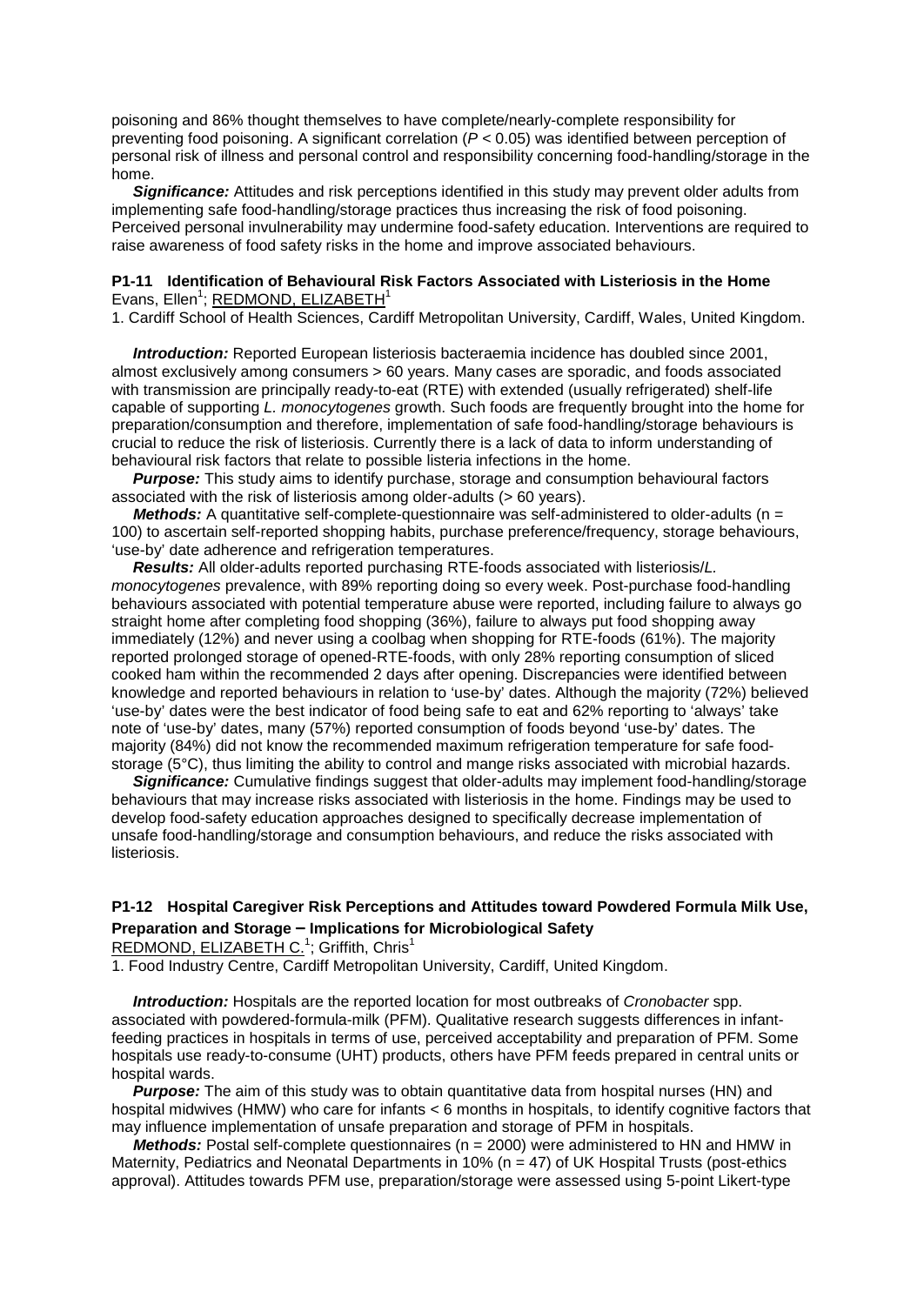poisoning and 86% thought themselves to have complete/nearly-complete responsibility for preventing food poisoning. A significant correlation ($P < 0.05$) was identified between perception of personal risk of illness and personal control and responsibility concerning food-handling/storage in the home.

***Significance:*** Attitudes and risk perceptions identified in this study may prevent older adults from implementing safe food-handling/storage practices thus increasing the risk of food poisoning. Perceived personal invulnerability may undermine food-safety education. Interventions are required to raise awareness of food safety risks in the home and improve associated behaviours.

### P1-11 Identification of Behavioural Risk Factors Associated with Listeriosis in the Home

Evans, Ellen[1]; REDMOND, ELIZABETH[1]

1. Cardiff School of Health Sciences, Cardiff Metropolitan University, Cardiff, Wales, United Kingdom.

***Introduction:*** Reported European listeriosis bacteraemia incidence has doubled since 2001, almost exclusively among consumers > 60 years. Many cases are sporadic, and foods associated with transmission are principally ready-to-eat (RTE) with extended (usually refrigerated) shelf-life capable of supporting *L. monocytogenes* growth. Such foods are frequently brought into the home for preparation/consumption and therefore, implementation of safe food-handling/storage behaviours is crucial to reduce the risk of listeriosis. Currently there is a lack of data to inform understanding of behavioural risk factors that relate to possible listeria infections in the home.

***Purpose:*** This study aims to identify purchase, storage and consumption behavioural factors associated with the risk of listeriosis among older-adults (> 60 years).

***Methods:*** A quantitative self-complete-questionnaire was self-administered to older-adults (n = 100) to ascertain self-reported shopping habits, purchase preference/frequency, storage behaviours, 'use-by' date adherence and refrigeration temperatures.

***Results:*** All older-adults reported purchasing RTE-foods associated with listeriosis/*L. monocytogenes* prevalence, with 89% reporting doing so every week. Post-purchase food-handling behaviours associated with potential temperature abuse were reported, including failure to always go straight home after completing food shopping (36%), failure to always put food shopping away immediately (12%) and never using a coolbag when shopping for RTE-foods (61%). The majority reported prolonged storage of opened-RTE-foods, with only 28% reporting consumption of sliced cooked ham within the recommended 2 days after opening. Discrepancies were identified between knowledge and reported behaviours in relation to 'use-by' dates. Although the majority (72%) believed 'use-by' dates were the best indicator of food being safe to eat and 62% reporting to 'always' take note of 'use-by' dates, many (57%) reported consumption of foods beyond 'use-by' dates. The majority (84%) did not know the recommended maximum refrigeration temperature for safe food-storage (5°C), thus limiting the ability to control and mange risks associated with microbial hazards.

***Significance:*** Cumulative findings suggest that older-adults may implement food-handling/storage behaviours that may increase risks associated with listeriosis in the home. Findings may be used to develop food-safety education approaches designed to specifically decrease implementation of unsafe food-handling/storage and consumption behaviours, and reduce the risks associated with listeriosis.

### P1-12 Hospital Caregiver Risk Perceptions and Attitudes toward Powdered Formula Milk Use, Preparation and Storage – Implications for Microbiological Safety

REDMOND, ELIZABETH C.[1]; Griffith, Chris[1]

1. Food Industry Centre, Cardiff Metropolitan University, Cardiff, United Kingdom.

***Introduction:*** Hospitals are the reported location for most outbreaks of *Cronobacter* spp. associated with powdered-formula-milk (PFM). Qualitative research suggests differences in infant-feeding practices in hospitals in terms of use, perceived acceptability and preparation of PFM. Some hospitals use ready-to-consume (UHT) products, others have PFM feeds prepared in central units or hospital wards.

***Purpose:*** The aim of this study was to obtain quantitative data from hospital nurses (HN) and hospital midwives (HMW) who care for infants < 6 months in hospitals, to identify cognitive factors that may influence implementation of unsafe preparation and storage of PFM in hospitals.

***Methods:*** Postal self-complete questionnaires (n = 2000) were administered to HN and HMW in Maternity, Pediatrics and Neonatal Departments in 10% (n = 47) of UK Hospital Trusts (post-ethics approval). Attitudes towards PFM use, preparation/storage were assessed using 5-point Likert-type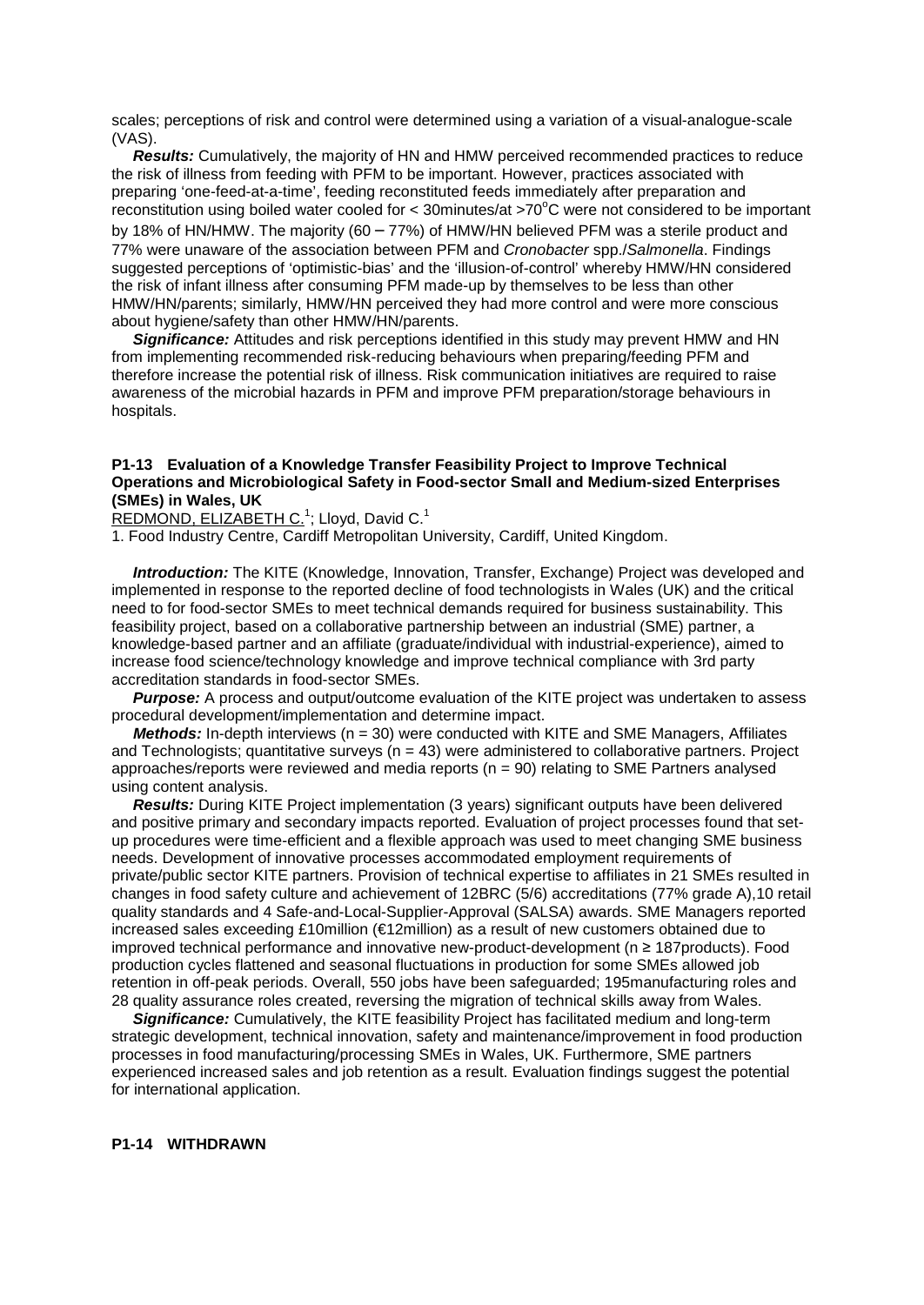scales; perceptions of risk and control were determined using a variation of a visual-analogue-scale (VAS).

***Results:*** Cumulatively, the majority of HN and HMW perceived recommended practices to reduce the risk of illness from feeding with PFM to be important. However, practices associated with preparing 'one-feed-at-a-time', feeding reconstituted feeds immediately after preparation and reconstitution using boiled water cooled for < 30minutes/at >70°C were not considered to be important by 18% of HN/HMW. The majority (60 – 77%) of HMW/HN believed PFM was a sterile product and 77% were unaware of the association between PFM and *Cronobacter* spp./*Salmonella*. Findings suggested perceptions of 'optimistic-bias' and the 'illusion-of-control' whereby HMW/HN considered the risk of infant illness after consuming PFM made-up by themselves to be less than other HMW/HN/parents; similarly, HMW/HN perceived they had more control and were more conscious about hygiene/safety than other HMW/HN/parents.

***Significance:*** Attitudes and risk perceptions identified in this study may prevent HMW and HN from implementing recommended risk-reducing behaviours when preparing/feeding PFM and therefore increase the potential risk of illness. Risk communication initiatives are required to raise awareness of the microbial hazards in PFM and improve PFM preparation/storage behaviours in hospitals.

### P1-13 Evaluation of a Knowledge Transfer Feasibility Project to Improve Technical Operations and Microbiological Safety in Food-sector Small and Medium-sized Enterprises (SMEs) in Wales, UK

REDMOND, ELIZABETH C.[1]; Lloyd, David C.[1]

1. Food Industry Centre, Cardiff Metropolitan University, Cardiff, United Kingdom.

***Introduction:*** The KITE (Knowledge, Innovation, Transfer, Exchange) Project was developed and implemented in response to the reported decline of food technologists in Wales (UK) and the critical need to for food-sector SMEs to meet technical demands required for business sustainability. This feasibility project, based on a collaborative partnership between an industrial (SME) partner, a knowledge-based partner and an affiliate (graduate/individual with industrial-experience), aimed to increase food science/technology knowledge and improve technical compliance with 3rd party accreditation standards in food-sector SMEs.

***Purpose:*** A process and output/outcome evaluation of the KITE project was undertaken to assess procedural development/implementation and determine impact.

***Methods:*** In-depth interviews (n = 30) were conducted with KITE and SME Managers, Affiliates and Technologists; quantitative surveys (n = 43) were administered to collaborative partners. Project approaches/reports were reviewed and media reports (n = 90) relating to SME Partners analysed using content analysis.

***Results:*** During KITE Project implementation (3 years) significant outputs have been delivered and positive primary and secondary impacts reported. Evaluation of project processes found that set-up procedures were time-efficient and a flexible approach was used to meet changing SME business needs. Development of innovative processes accommodated employment requirements of private/public sector KITE partners. Provision of technical expertise to affiliates in 21 SMEs resulted in changes in food safety culture and achievement of 12BRC (5/6) accreditations (77% grade A),10 retail quality standards and 4 Safe-and-Local-Supplier-Approval (SALSA) awards. SME Managers reported increased sales exceeding £10million (€12million) as a result of new customers obtained due to improved technical performance and innovative new-product-development (n ≥ 187products). Food production cycles flattened and seasonal fluctuations in production for some SMEs allowed job retention in off-peak periods. Overall, 550 jobs have been safeguarded; 195manufacturing roles and 28 quality assurance roles created, reversing the migration of technical skills away from Wales.

***Significance:*** Cumulatively, the KITE feasibility Project has facilitated medium and long-term strategic development, technical innovation, safety and maintenance/improvement in food production processes in food manufacturing/processing SMEs in Wales, UK. Furthermore, SME partners experienced increased sales and job retention as a result. Evaluation findings suggest the potential for international application.

### P1-14 WITHDRAWN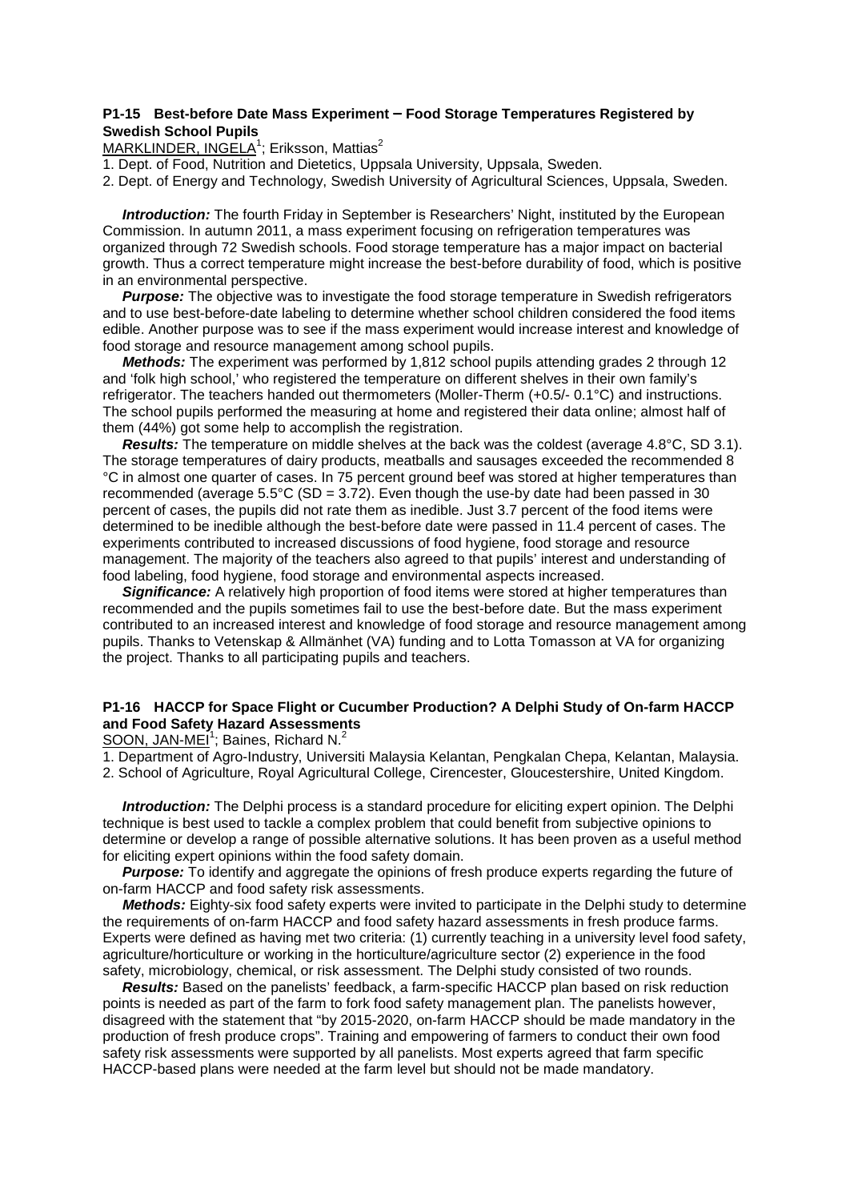### P1-15 Best-before Date Mass Experiment – Food Storage Temperatures Registered by Swedish School Pupils

MARKLINDER, INGELA[1]; Eriksson, Mattias[2]

1. Dept. of Food, Nutrition and Dietetics, Uppsala University, Uppsala, Sweden.
2. Dept. of Energy and Technology, Swedish University of Agricultural Sciences, Uppsala, Sweden.

***Introduction:*** The fourth Friday in September is Researchers' Night, instituted by the European Commission. In autumn 2011, a mass experiment focusing on refrigeration temperatures was organized through 72 Swedish schools. Food storage temperature has a major impact on bacterial growth. Thus a correct temperature might increase the best-before durability of food, which is positive in an environmental perspective.

***Purpose:*** The objective was to investigate the food storage temperature in Swedish refrigerators and to use best-before-date labeling to determine whether school children considered the food items edible. Another purpose was to see if the mass experiment would increase interest and knowledge of food storage and resource management among school pupils.

***Methods:*** The experiment was performed by 1,812 school pupils attending grades 2 through 12 and 'folk high school,' who registered the temperature on different shelves in their own family's refrigerator. The teachers handed out thermometers (Moller-Therm (+0.5/- 0.1°C) and instructions. The school pupils performed the measuring at home and registered their data online; almost half of them (44%) got some help to accomplish the registration.

***Results:*** The temperature on middle shelves at the back was the coldest (average 4.8°C, SD 3.1). The storage temperatures of dairy products, meatballs and sausages exceeded the recommended 8 °C in almost one quarter of cases. In 75 percent ground beef was stored at higher temperatures than recommended (average 5.5°C (SD = 3.72). Even though the use-by date had been passed in 30 percent of cases, the pupils did not rate them as inedible. Just 3.7 percent of the food items were determined to be inedible although the best-before date were passed in 11.4 percent of cases. The experiments contributed to increased discussions of food hygiene, food storage and resource management. The majority of the teachers also agreed to that pupils' interest and understanding of food labeling, food hygiene, food storage and environmental aspects increased.

***Significance:*** A relatively high proportion of food items were stored at higher temperatures than recommended and the pupils sometimes fail to use the best-before date. But the mass experiment contributed to an increased interest and knowledge of food storage and resource management among pupils. Thanks to Vetenskap & Allmänhet (VA) funding and to Lotta Tomasson at VA for organizing the project. Thanks to all participating pupils and teachers.

### P1-16 HACCP for Space Flight or Cucumber Production? A Delphi Study of On-farm HACCP and Food Safety Hazard Assessments

SOON, JAN-MEI[1]; Baines, Richard N.[2]

1. Department of Agro-Industry, Universiti Malaysia Kelantan, Pengkalan Chepa, Kelantan, Malaysia.
2. School of Agriculture, Royal Agricultural College, Cirencester, Gloucestershire, United Kingdom.

***Introduction:*** The Delphi process is a standard procedure for eliciting expert opinion. The Delphi technique is best used to tackle a complex problem that could benefit from subjective opinions to determine or develop a range of possible alternative solutions. It has been proven as a useful method for eliciting expert opinions within the food safety domain.

***Purpose:*** To identify and aggregate the opinions of fresh produce experts regarding the future of on-farm HACCP and food safety risk assessments.

***Methods:*** Eighty-six food safety experts were invited to participate in the Delphi study to determine the requirements of on-farm HACCP and food safety hazard assessments in fresh produce farms. Experts were defined as having met two criteria: (1) currently teaching in a university level food safety, agriculture/horticulture or working in the horticulture/agriculture sector (2) experience in the food safety, microbiology, chemical, or risk assessment. The Delphi study consisted of two rounds.

***Results:*** Based on the panelists' feedback, a farm-specific HACCP plan based on risk reduction points is needed as part of the farm to fork food safety management plan. The panelists however, disagreed with the statement that "by 2015-2020, on-farm HACCP should be made mandatory in the production of fresh produce crops". Training and empowering of farmers to conduct their own food safety risk assessments were supported by all panelists. Most experts agreed that farm specific HACCP-based plans were needed at the farm level but should not be made mandatory.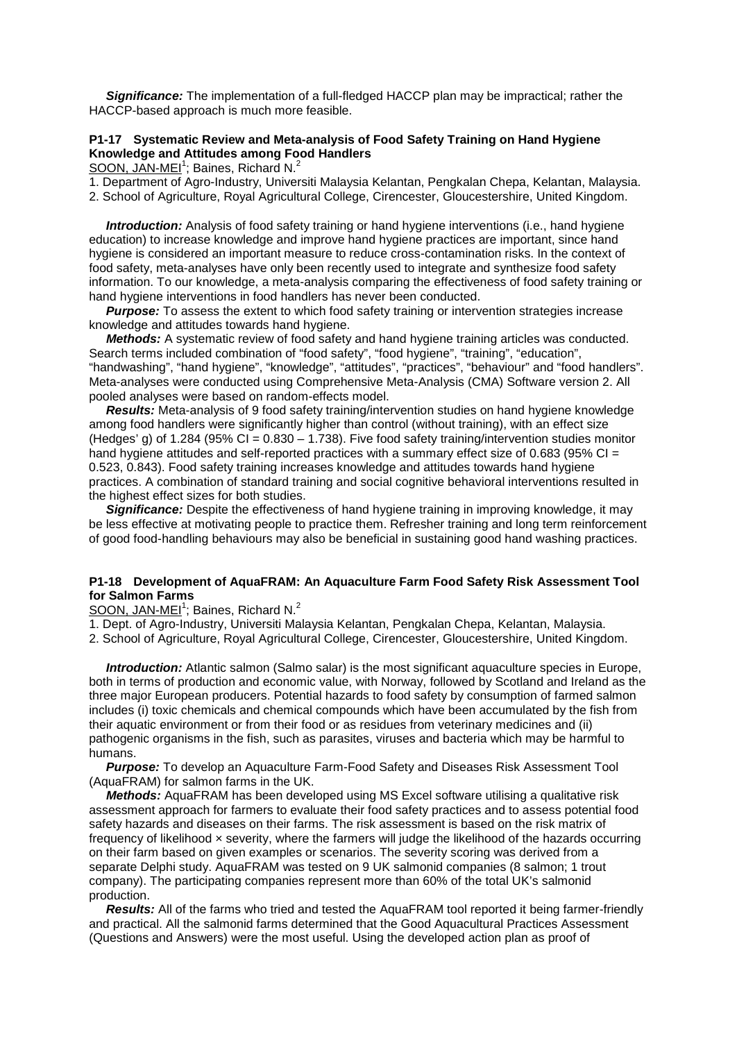***Significance:*** The implementation of a full-fledged HACCP plan may be impractical; rather the HACCP-based approach is much more feasible.

### P1-17 Systematic Review and Meta-analysis of Food Safety Training on Hand Hygiene Knowledge and Attitudes among Food Handlers

SOON, JAN-MEI[1]; Baines, Richard N.[2]

1. Department of Agro-Industry, Universiti Malaysia Kelantan, Pengkalan Chepa, Kelantan, Malaysia.
2. School of Agriculture, Royal Agricultural College, Cirencester, Gloucestershire, United Kingdom.

***Introduction:*** Analysis of food safety training or hand hygiene interventions (i.e., hand hygiene education) to increase knowledge and improve hand hygiene practices are important, since hand hygiene is considered an important measure to reduce cross-contamination risks. In the context of food safety, meta-analyses have only been recently used to integrate and synthesize food safety information. To our knowledge, a meta-analysis comparing the effectiveness of food safety training or hand hygiene interventions in food handlers has never been conducted.

***Purpose:*** To assess the extent to which food safety training or intervention strategies increase knowledge and attitudes towards hand hygiene.

***Methods:*** A systematic review of food safety and hand hygiene training articles was conducted. Search terms included combination of "food safety", "food hygiene", "training", "education", "handwashing", "hand hygiene", "knowledge", "attitudes", "practices", "behaviour" and "food handlers". Meta-analyses were conducted using Comprehensive Meta-Analysis (CMA) Software version 2. All pooled analyses were based on random-effects model.

***Results:*** Meta-analysis of 9 food safety training/intervention studies on hand hygiene knowledge among food handlers were significantly higher than control (without training), with an effect size (Hedges' g) of 1.284 (95% CI = 0.830 – 1.738). Five food safety training/intervention studies monitor hand hygiene attitudes and self-reported practices with a summary effect size of 0.683 (95% CI = 0.523, 0.843). Food safety training increases knowledge and attitudes towards hand hygiene practices. A combination of standard training and social cognitive behavioral interventions resulted in the highest effect sizes for both studies.

***Significance:*** Despite the effectiveness of hand hygiene training in improving knowledge, it may be less effective at motivating people to practice them. Refresher training and long term reinforcement of good food-handling behaviours may also be beneficial in sustaining good hand washing practices.

### P1-18 Development of AquaFRAM: An Aquaculture Farm Food Safety Risk Assessment Tool for Salmon Farms

SOON, JAN-MEI[1]; Baines, Richard N.[2]

1. Dept. of Agro-Industry, Universiti Malaysia Kelantan, Pengkalan Chepa, Kelantan, Malaysia.
2. School of Agriculture, Royal Agricultural College, Cirencester, Gloucestershire, United Kingdom.

***Introduction:*** Atlantic salmon (Salmo salar) is the most significant aquaculture species in Europe, both in terms of production and economic value, with Norway, followed by Scotland and Ireland as the three major European producers. Potential hazards to food safety by consumption of farmed salmon includes (i) toxic chemicals and chemical compounds which have been accumulated by the fish from their aquatic environment or from their food or as residues from veterinary medicines and (ii) pathogenic organisms in the fish, such as parasites, viruses and bacteria which may be harmful to humans.

***Purpose:*** To develop an Aquaculture Farm-Food Safety and Diseases Risk Assessment Tool (AquaFRAM) for salmon farms in the UK.

***Methods:*** AquaFRAM has been developed using MS Excel software utilising a qualitative risk assessment approach for farmers to evaluate their food safety practices and to assess potential food safety hazards and diseases on their farms. The risk assessment is based on the risk matrix of frequency of likelihood × severity, where the farmers will judge the likelihood of the hazards occurring on their farm based on given examples or scenarios. The severity scoring was derived from a separate Delphi study. AquaFRAM was tested on 9 UK salmonid companies (8 salmon; 1 trout company). The participating companies represent more than 60% of the total UK's salmonid production.

***Results:*** All of the farms who tried and tested the AquaFRAM tool reported it being farmer-friendly and practical. All the salmonid farms determined that the Good Aquacultural Practices Assessment (Questions and Answers) were the most useful. Using the developed action plan as proof of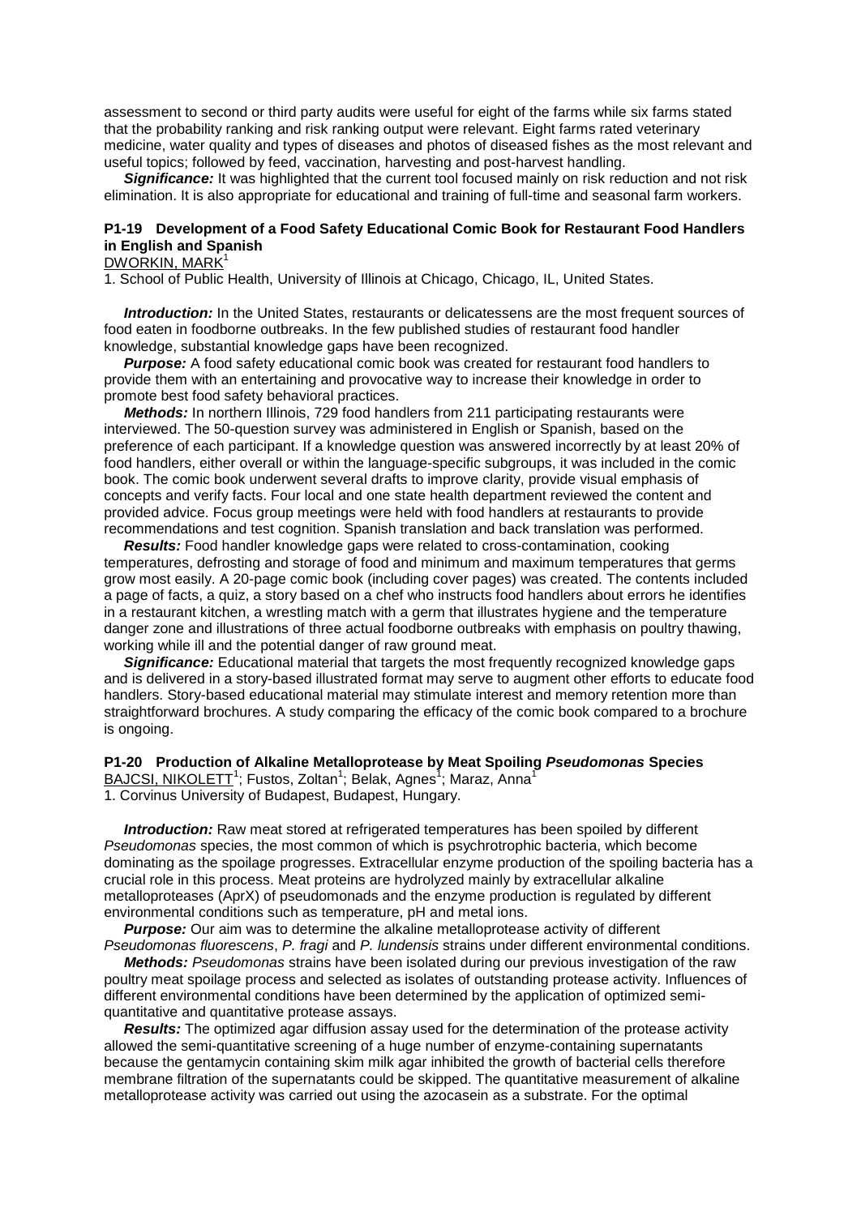assessment to second or third party audits were useful for eight of the farms while six farms stated that the probability ranking and risk ranking output were relevant. Eight farms rated veterinary medicine, water quality and types of diseases and photos of diseased fishes as the most relevant and useful topics; followed by feed, vaccination, harvesting and post-harvest handling.

***Significance:*** It was highlighted that the current tool focused mainly on risk reduction and not risk elimination. It is also appropriate for educational and training of full-time and seasonal farm workers.

### P1-19 Development of a Food Safety Educational Comic Book for Restaurant Food Handlers in English and Spanish

<u>DWORKIN, MARK</u>[1]

1. School of Public Health, University of Illinois at Chicago, Chicago, IL, United States.

***Introduction:*** In the United States, restaurants or delicatessens are the most frequent sources of food eaten in foodborne outbreaks. In the few published studies of restaurant food handler knowledge, substantial knowledge gaps have been recognized.

***Purpose:*** A food safety educational comic book was created for restaurant food handlers to provide them with an entertaining and provocative way to increase their knowledge in order to promote best food safety behavioral practices.

***Methods:*** In northern Illinois, 729 food handlers from 211 participating restaurants were interviewed. The 50-question survey was administered in English or Spanish, based on the preference of each participant. If a knowledge question was answered incorrectly by at least 20% of food handlers, either overall or within the language-specific subgroups, it was included in the comic book. The comic book underwent several drafts to improve clarity, provide visual emphasis of concepts and verify facts. Four local and one state health department reviewed the content and provided advice. Focus group meetings were held with food handlers at restaurants to provide recommendations and test cognition. Spanish translation and back translation was performed.

***Results:*** Food handler knowledge gaps were related to cross-contamination, cooking temperatures, defrosting and storage of food and minimum and maximum temperatures that germs grow most easily. A 20-page comic book (including cover pages) was created. The contents included a page of facts, a quiz, a story based on a chef who instructs food handlers about errors he identifies in a restaurant kitchen, a wrestling match with a germ that illustrates hygiene and the temperature danger zone and illustrations of three actual foodborne outbreaks with emphasis on poultry thawing, working while ill and the potential danger of raw ground meat.

***Significance:*** Educational material that targets the most frequently recognized knowledge gaps and is delivered in a story-based illustrated format may serve to augment other efforts to educate food handlers. Story-based educational material may stimulate interest and memory retention more than straightforward brochures. A study comparing the efficacy of the comic book compared to a brochure is ongoing.

### P1-20 Production of Alkaline Metalloprotease by Meat Spoiling *Pseudomonas* Species

<u>BAJCSI, NIKOLETT</u>[1]; Fustos, Zoltan[1]; Belak, Agnes[1]; Maraz, Anna[1]

1. Corvinus University of Budapest, Budapest, Hungary.

***Introduction:*** Raw meat stored at refrigerated temperatures has been spoiled by different *Pseudomonas* species, the most common of which is psychrotrophic bacteria, which become dominating as the spoilage progresses. Extracellular enzyme production of the spoiling bacteria has a crucial role in this process. Meat proteins are hydrolyzed mainly by extracellular alkaline metalloproteases (AprX) of pseudomonads and the enzyme production is regulated by different environmental conditions such as temperature, pH and metal ions.

***Purpose:*** Our aim was to determine the alkaline metalloprotease activity of different *Pseudomonas fluorescens*, *P. fragi* and *P. lundensis* strains under different environmental conditions.

***Methods:*** *Pseudomonas* strains have been isolated during our previous investigation of the raw poultry meat spoilage process and selected as isolates of outstanding protease activity. Influences of different environmental conditions have been determined by the application of optimized semi-quantitative and quantitative protease assays.

***Results:*** The optimized agar diffusion assay used for the determination of the protease activity allowed the semi-quantitative screening of a huge number of enzyme-containing supernatants because the gentamycin containing skim milk agar inhibited the growth of bacterial cells therefore membrane filtration of the supernatants could be skipped. The quantitative measurement of alkaline metalloprotease activity was carried out using the azocasein as a substrate. For the optimal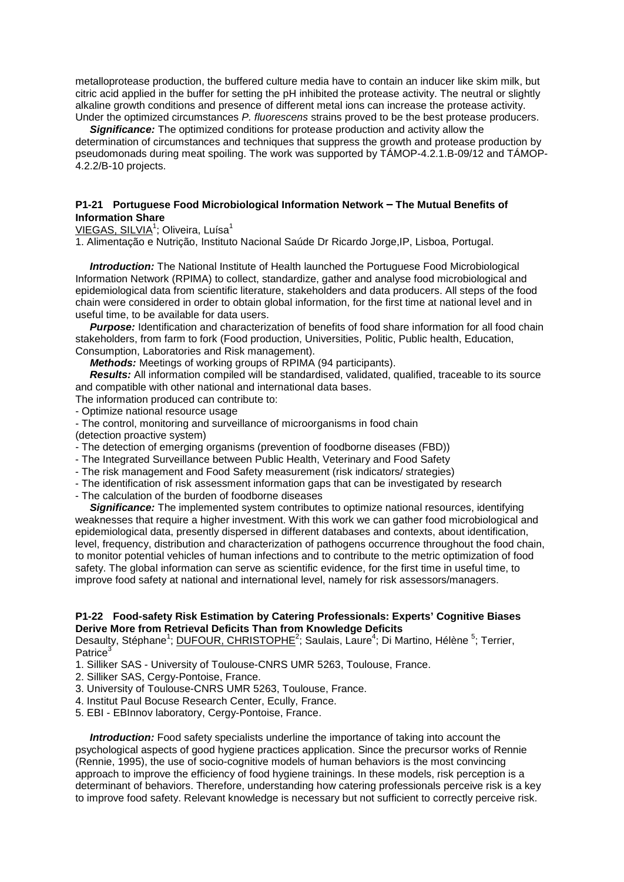metalloprotease production, the buffered culture media have to contain an inducer like skim milk, but citric acid applied in the buffer for setting the pH inhibited the protease activity. The neutral or slightly alkaline growth conditions and presence of different metal ions can increase the protease activity. Under the optimized circumstances *P. fluorescens* strains proved to be the best protease producers.

***Significance:*** The optimized conditions for protease production and activity allow the determination of circumstances and techniques that suppress the growth and protease production by pseudomonads during meat spoiling. The work was supported by TÁMOP-4.2.1.B-09/12 and TÁMOP-4.2.2/B-10 projects.

### P1-21 Portuguese Food Microbiological Information Network – The Mutual Benefits of Information Share

VIEGAS, SILVIA[1]; Oliveira, Luísa[1]

1. Alimentação e Nutrição, Instituto Nacional Saúde Dr Ricardo Jorge,IP, Lisboa, Portugal.

***Introduction:*** The National Institute of Health launched the Portuguese Food Microbiological Information Network (RPIMA) to collect, standardize, gather and analyse food microbiological and epidemiological data from scientific literature, stakeholders and data producers. All steps of the food chain were considered in order to obtain global information, for the first time at national level and in useful time, to be available for data users.

***Purpose:*** Identification and characterization of benefits of food share information for all food chain stakeholders, from farm to fork (Food production, Universities, Politic, Public health, Education, Consumption, Laboratories and Risk management).

***Methods:*** Meetings of working groups of RPIMA (94 participants).

***Results:*** All information compiled will be standardised, validated, qualified, traceable to its source and compatible with other national and international data bases.

The information produced can contribute to:

- Optimize national resource usage
- The control, monitoring and surveillance of microorganisms in food chain (detection proactive system)
- The detection of emerging organisms (prevention of foodborne diseases (FBD))
- The Integrated Surveillance between Public Health, Veterinary and Food Safety
- The risk management and Food Safety measurement (risk indicators/ strategies)
- The identification of risk assessment information gaps that can be investigated by research
- The calculation of the burden of foodborne diseases

***Significance:*** The implemented system contributes to optimize national resources, identifying weaknesses that require a higher investment. With this work we can gather food microbiological and epidemiological data, presently dispersed in different databases and contexts, about identification, level, frequency, distribution and characterization of pathogens occurrence throughout the food chain, to monitor potential vehicles of human infections and to contribute to the metric optimization of food safety. The global information can serve as scientific evidence, for the first time in useful time, to improve food safety at national and international level, namely for risk assessors/managers.

### P1-22 Food-safety Risk Estimation by Catering Professionals: Experts' Cognitive Biases Derive More from Retrieval Deficits Than from Knowledge Deficits

Desaulty, Stéphane[1]; DUFOUR, CHRISTOPHE[2]; Saulais, Laure[4]; Di Martino, Hélène [5]; Terrier, Patrice[3]

1. Silliker SAS - University of Toulouse-CNRS UMR 5263, Toulouse, France.
2. Silliker SAS, Cergy-Pontoise, France.
3. University of Toulouse-CNRS UMR 5263, Toulouse, France.
4. Institut Paul Bocuse Research Center, Ecully, France.
5. EBI - EBInnov laboratory, Cergy-Pontoise, France.

***Introduction:*** Food safety specialists underline the importance of taking into account the psychological aspects of good hygiene practices application. Since the precursor works of Rennie (Rennie, 1995), the use of socio-cognitive models of human behaviors is the most convincing approach to improve the efficiency of food hygiene trainings. In these models, risk perception is a determinant of behaviors. Therefore, understanding how catering professionals perceive risk is a key to improve food safety. Relevant knowledge is necessary but not sufficient to correctly perceive risk.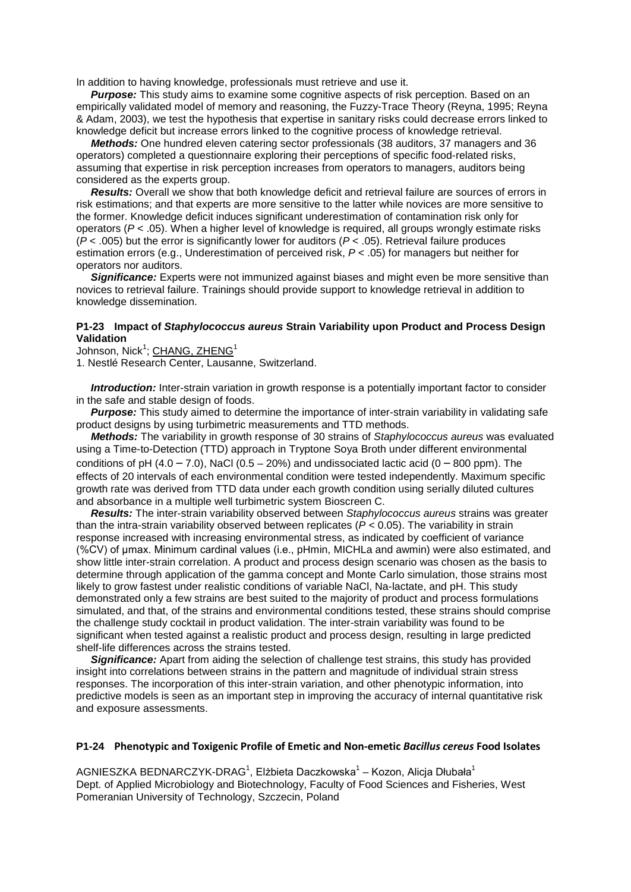In addition to having knowledge, professionals must retrieve and use it.

***Purpose:*** This study aims to examine some cognitive aspects of risk perception. Based on an empirically validated model of memory and reasoning, the Fuzzy-Trace Theory (Reyna, 1995; Reyna & Adam, 2003), we test the hypothesis that expertise in sanitary risks could decrease errors linked to knowledge deficit but increase errors linked to the cognitive process of knowledge retrieval.

***Methods:*** One hundred eleven catering sector professionals (38 auditors, 37 managers and 36 operators) completed a questionnaire exploring their perceptions of specific food-related risks, assuming that expertise in risk perception increases from operators to managers, auditors being considered as the experts group.

***Results:*** Overall we show that both knowledge deficit and retrieval failure are sources of errors in risk estimations; and that experts are more sensitive to the latter while novices are more sensitive to the former. Knowledge deficit induces significant underestimation of contamination risk only for operators ($P < .05$). When a higher level of knowledge is required, all groups wrongly estimate risks ($P < .005$) but the error is significantly lower for auditors ($P < .05$). Retrieval failure produces estimation errors (e.g., Underestimation of perceived risk, $P < .05$) for managers but neither for operators nor auditors.

***Significance:*** Experts were not immunized against biases and might even be more sensitive than novices to retrieval failure. Trainings should provide support to knowledge retrieval in addition to knowledge dissemination.

### P1-23 Impact of *Staphylococcus aureus* Strain Variability upon Product and Process Design Validation

Johnson, Nick[1]; CHANG, ZHENG[1]

1. Nestlé Research Center, Lausanne, Switzerland.

***Introduction:*** Inter-strain variation in growth response is a potentially important factor to consider in the safe and stable design of foods.

***Purpose:*** This study aimed to determine the importance of inter-strain variability in validating safe product designs by using turbimetric measurements and TTD methods.

***Methods:*** The variability in growth response of 30 strains of *Staphylococcus aureus* was evaluated using a Time-to-Detection (TTD) approach in Tryptone Soya Broth under different environmental conditions of pH (4.0 – 7.0), NaCl (0.5 – 20%) and undissociated lactic acid (0 – 800 ppm). The effects of 20 intervals of each environmental condition were tested independently. Maximum specific growth rate was derived from TTD data under each growth condition using serially diluted cultures and absorbance in a multiple well turbimetric system Bioscreen C.

***Results:*** The inter-strain variability observed between *Staphylococcus aureus* strains was greater than the intra-strain variability observed between replicates ($P < 0.05$). The variability in strain response increased with increasing environmental stress, as indicated by coefficient of variance (%CV) of μmax. Minimum cardinal values (i.e., pHmin, MICHLa and awmin) were also estimated, and show little inter-strain correlation. A product and process design scenario was chosen as the basis to determine through application of the gamma concept and Monte Carlo simulation, those strains most likely to grow fastest under realistic conditions of variable NaCl, Na-lactate, and pH. This study demonstrated only a few strains are best suited to the majority of product and process formulations simulated, and that, of the strains and environmental conditions tested, these strains should comprise the challenge study cocktail in product validation. The inter-strain variability was found to be significant when tested against a realistic product and process design, resulting in large predicted shelf-life differences across the strains tested.

***Significance:*** Apart from aiding the selection of challenge test strains, this study has provided insight into correlations between strains in the pattern and magnitude of individual strain stress responses. The incorporation of this inter-strain variation, and other phenotypic information, into predictive models is seen as an important step in improving the accuracy of internal quantitative risk and exposure assessments.

### P1-24 Phenotypic and Toxigenic Profile of Emetic and Non-emetic *Bacillus cereus* Food Isolates

AGNIESZKA BEDNARCZYK-DRAG[1], Elżbieta Daczkowska[1] – Kozon, Alicja Dłubała[1]
Dept. of Applied Microbiology and Biotechnology, Faculty of Food Sciences and Fisheries, West Pomeranian University of Technology, Szczecin, Poland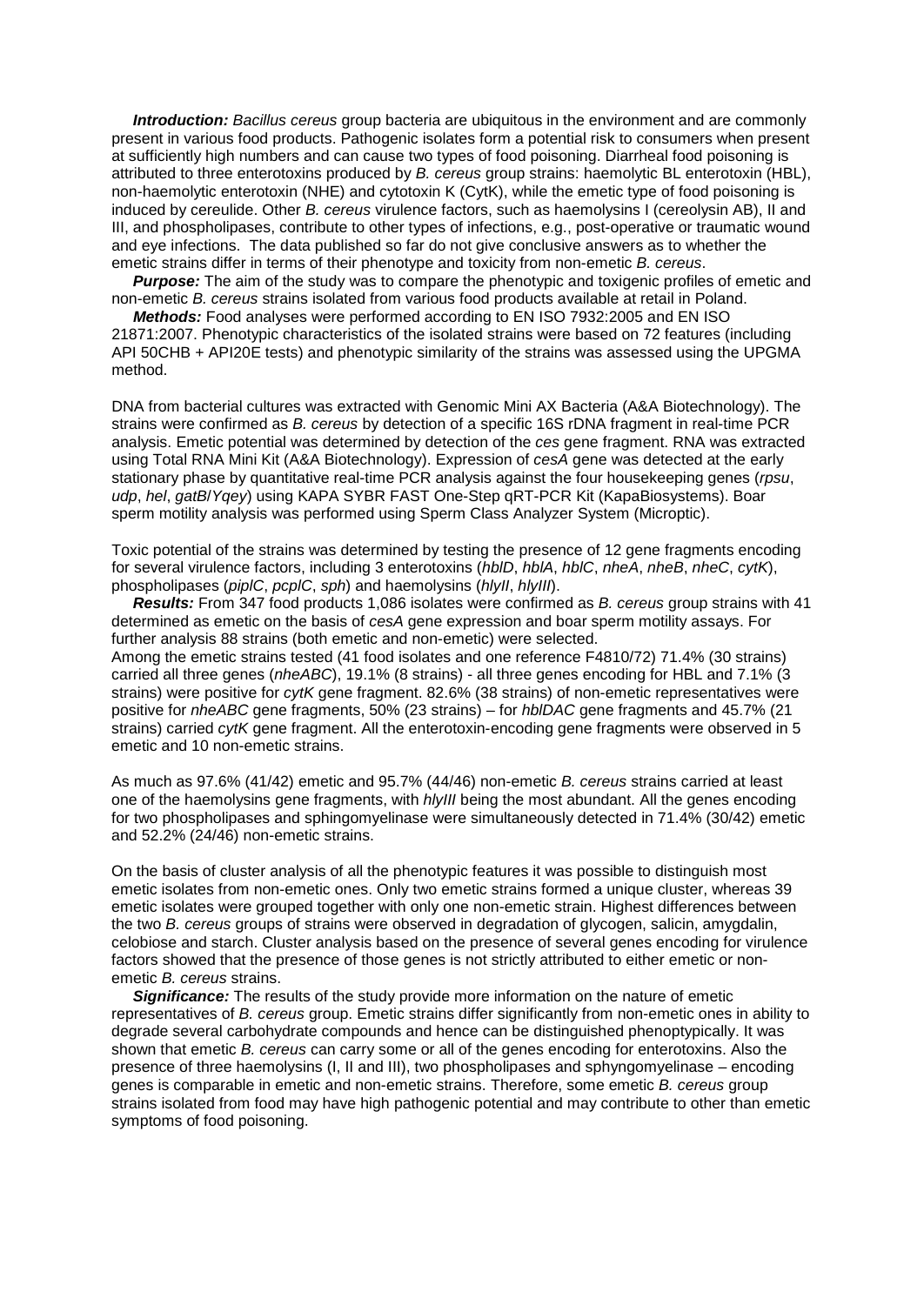***Introduction:*** *Bacillus cereus* group bacteria are ubiquitous in the environment and are commonly present in various food products. Pathogenic isolates form a potential risk to consumers when present at sufficiently high numbers and can cause two types of food poisoning. Diarrheal food poisoning is attributed to three enterotoxins produced by *B. cereus* group strains: haemolytic BL enterotoxin (HBL), non-haemolytic enterotoxin (NHE) and cytotoxin K (CytK), while the emetic type of food poisoning is induced by cereulide. Other *B. cereus* virulence factors, such as haemolysins I (cereolysin AB), II and III, and phospholipases, contribute to other types of infections, e.g., post-operative or traumatic wound and eye infections. The data published so far do not give conclusive answers as to whether the emetic strains differ in terms of their phenotype and toxicity from non-emetic *B. cereus*.

***Purpose:*** The aim of the study was to compare the phenotypic and toxigenic profiles of emetic and non-emetic *B. cereus* strains isolated from various food products available at retail in Poland.

***Methods:*** Food analyses were performed according to EN ISO 7932:2005 and EN ISO 21871:2007. Phenotypic characteristics of the isolated strains were based on 72 features (including API 50CHB + API20E tests) and phenotypic similarity of the strains was assessed using the UPGMA method.

DNA from bacterial cultures was extracted with Genomic Mini AX Bacteria (A&A Biotechnology). The strains were confirmed as *B. cereus* by detection of a specific 16S rDNA fragment in real-time PCR analysis. Emetic potential was determined by detection of the *ces* gene fragment. RNA was extracted using Total RNA Mini Kit (A&A Biotechnology). Expression of *cesA* gene was detected at the early stationary phase by quantitative real-time PCR analysis against the four housekeeping genes (*rpsu*, *udp*, *hel*, *gatB*/*Yqey*) using KAPA SYBR FAST One-Step qRT-PCR Kit (KapaBiosystems). Boar sperm motility analysis was performed using Sperm Class Analyzer System (Microptic).

Toxic potential of the strains was determined by testing the presence of 12 gene fragments encoding for several virulence factors, including 3 enterotoxins (*hblD*, *hblA*, *hblC*, *nheA*, *nheB*, *nheC*, *cytK*), phospholipases (*piplC*, *pcplC*, *sph*) and haemolysins (*hlyII*, *hlyIII*).

***Results:*** From 347 food products 1,086 isolates were confirmed as *B. cereus* group strains with 41 determined as emetic on the basis of *cesA* gene expression and boar sperm motility assays. For further analysis 88 strains (both emetic and non-emetic) were selected.
Among the emetic strains tested (41 food isolates and one reference F4810/72) 71.4% (30 strains) carried all three genes (*nheABC*), 19.1% (8 strains) - all three genes encoding for HBL and 7.1% (3 strains) were positive for *cytK* gene fragment. 82.6% (38 strains) of non-emetic representatives were positive for *nheABC* gene fragments, 50% (23 strains) – for *hblDAC* gene fragments and 45.7% (21 strains) carried *cytK* gene fragment. All the enterotoxin-encoding gene fragments were observed in 5 emetic and 10 non-emetic strains.

As much as 97.6% (41/42) emetic and 95.7% (44/46) non-emetic *B. cereus* strains carried at least one of the haemolysins gene fragments, with *hlyIII* being the most abundant. All the genes encoding for two phospholipases and sphingomyelinase were simultaneously detected in 71.4% (30/42) emetic and 52.2% (24/46) non-emetic strains.

On the basis of cluster analysis of all the phenotypic features it was possible to distinguish most emetic isolates from non-emetic ones. Only two emetic strains formed a unique cluster, whereas 39 emetic isolates were grouped together with only one non-emetic strain. Highest differences between the two *B. cereus* groups of strains were observed in degradation of glycogen, salicin, amygdalin, celobiose and starch. Cluster analysis based on the presence of several genes encoding for virulence factors showed that the presence of those genes is not strictly attributed to either emetic or non-emetic *B. cereus* strains.

***Significance:*** The results of the study provide more information on the nature of emetic representatives of *B. cereus* group. Emetic strains differ significantly from non-emetic ones in ability to degrade several carbohydrate compounds and hence can be distinguished phenoptypically. It was shown that emetic *B. cereus* can carry some or all of the genes encoding for enterotoxins. Also the presence of three haemolysins (I, II and III), two phospholipases and sphyngomyelinase – encoding genes is comparable in emetic and non-emetic strains. Therefore, some emetic *B. cereus* group strains isolated from food may have high pathogenic potential and may contribute to other than emetic symptoms of food poisoning.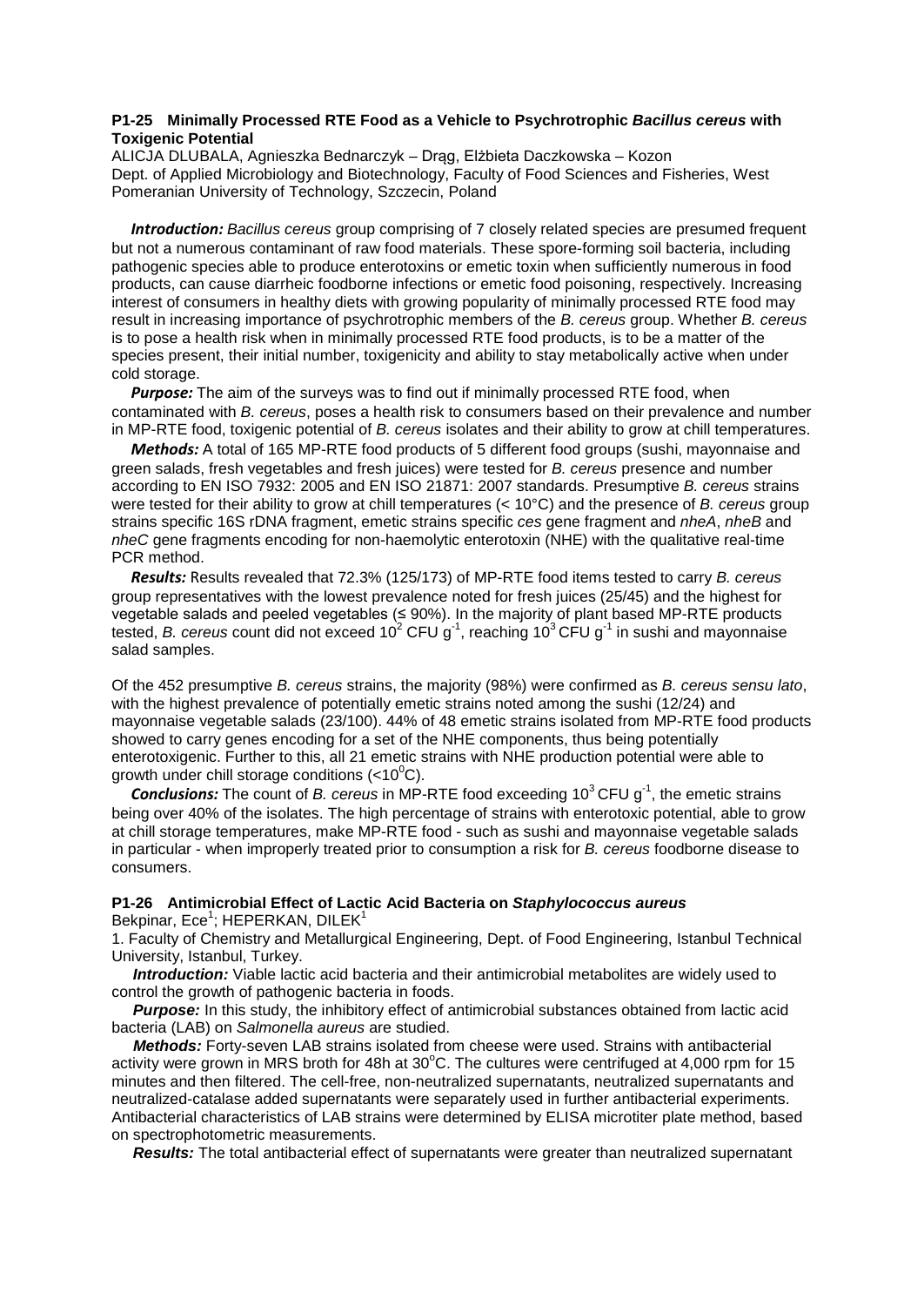### P1-25 Minimally Processed RTE Food as a Vehicle to Psychrotrophic *Bacillus cereus* with Toxigenic Potential

ALICJA DLUBALA, Agnieszka Bednarczyk – Drąg, Elżbieta Daczkowska – Kozon
Dept. of Applied Microbiology and Biotechnology, Faculty of Food Sciences and Fisheries, West Pomeranian University of Technology, Szczecin, Poland

***Introduction:*** *Bacillus cereus* group comprising of 7 closely related species are presumed frequent but not a numerous contaminant of raw food materials. These spore-forming soil bacteria, including pathogenic species able to produce enterotoxins or emetic toxin when sufficiently numerous in food products, can cause diarrheic foodborne infections or emetic food poisoning, respectively. Increasing interest of consumers in healthy diets with growing popularity of minimally processed RTE food may result in increasing importance of psychrotrophic members of the *B. cereus* group. Whether *B. cereus* is to pose a health risk when in minimally processed RTE food products, is to be a matter of the species present, their initial number, toxigenicity and ability to stay metabolically active when under cold storage.

***Purpose:*** The aim of the surveys was to find out if minimally processed RTE food, when contaminated with *B. cereus*, poses a health risk to consumers based on their prevalence and number in MP-RTE food, toxigenic potential of *B. cereus* isolates and their ability to grow at chill temperatures.

***Methods:*** A total of 165 MP-RTE food products of 5 different food groups (sushi, mayonnaise and green salads, fresh vegetables and fresh juices) were tested for *B. cereus* presence and number according to EN ISO 7932: 2005 and EN ISO 21871: 2007 standards. Presumptive *B. cereus* strains were tested for their ability to grow at chill temperatures (< 10°C) and the presence of *B. cereus* group strains specific 16S rDNA fragment, emetic strains specific *ces* gene fragment and *nheA*, *nheB* and *nheC* gene fragments encoding for non-haemolytic enterotoxin (NHE) with the qualitative real-time PCR method.

***Results:*** Results revealed that 72.3% (125/173) of MP-RTE food items tested to carry *B. cereus* group representatives with the lowest prevalence noted for fresh juices (25/45) and the highest for vegetable salads and peeled vegetables (≤ 90%). In the majority of plant based MP-RTE products tested, *B. cereus* count did not exceed $10^2$ CFU $g^{-1}$, reaching $10^3$ CFU $g^{-1}$ in sushi and mayonnaise salad samples.

Of the 452 presumptive *B. cereus* strains, the majority (98%) were confirmed as *B. cereus sensu lato*, with the highest prevalence of potentially emetic strains noted among the sushi (12/24) and mayonnaise vegetable salads (23/100). 44% of 48 emetic strains isolated from MP-RTE food products showed to carry genes encoding for a set of the NHE components, thus being potentially enterotoxigenic. Further to this, all 21 emetic strains with NHE production potential were able to growth under chill storage conditions (<$10^0$C).

***Conclusions:*** The count of *B. cereus* in MP-RTE food exceeding $10^3$ CFU $g^{-1}$, the emetic strains being over 40% of the isolates. The high percentage of strains with enterotoxic potential, able to grow at chill storage temperatures, make MP-RTE food - such as sushi and mayonnaise vegetable salads in particular - when improperly treated prior to consumption a risk for *B. cereus* foodborne disease to consumers.

### P1-26 Antimicrobial Effect of Lactic Acid Bacteria on *Staphylococcus aureus*

Bekpinar, Ece[1]; HEPERKAN, DILEK[1]

1. Faculty of Chemistry and Metallurgical Engineering, Dept. of Food Engineering, Istanbul Technical University, Istanbul, Turkey.

***Introduction:*** Viable lactic acid bacteria and their antimicrobial metabolites are widely used to control the growth of pathogenic bacteria in foods.

***Purpose:*** In this study, the inhibitory effect of antimicrobial substances obtained from lactic acid bacteria (LAB) on *Salmonella aureus* are studied.

***Methods:*** Forty-seven LAB strains isolated from cheese were used. Strains with antibacterial activity were grown in MRS broth for 48h at 30$^o$C. The cultures were centrifuged at 4,000 rpm for 15 minutes and then filtered. The cell-free, non-neutralized supernatants, neutralized supernatants and neutralized-catalase added supernatants were separately used in further antibacterial experiments. Antibacterial characteristics of LAB strains were determined by ELISA microtiter plate method, based on spectrophotometric measurements.

***Results:*** The total antibacterial effect of supernatants were greater than neutralized supernatant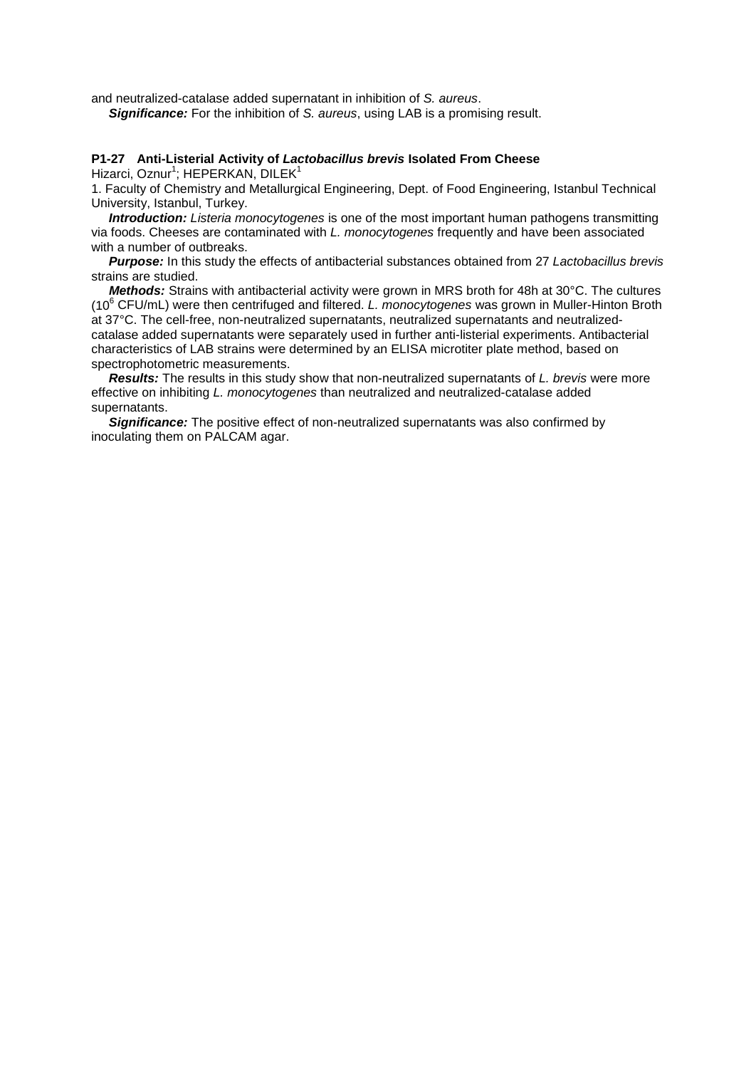and neutralized-catalase added supernatant in inhibition of *S. aureus*.

***Significance:*** For the inhibition of *S. aureus*, using LAB is a promising result.

### P1-27 Anti-Listerial Activity of *Lactobacillus brevis* Isolated From Cheese

Hizarci, Oznur[1]; HEPERKAN, DILEK[1]

1. Faculty of Chemistry and Metallurgical Engineering, Dept. of Food Engineering, Istanbul Technical University, Istanbul, Turkey.

***Introduction:*** *Listeria monocytogenes* is one of the most important human pathogens transmitting via foods. Cheeses are contaminated with *L. monocytogenes* frequently and have been associated with a number of outbreaks.

***Purpose:*** In this study the effects of antibacterial substances obtained from 27 *Lactobacillus brevis* strains are studied.

***Methods:*** Strains with antibacterial activity were grown in MRS broth for 48h at 30°C. The cultures ($10^6$ CFU/mL) were then centrifuged and filtered. *L. monocytogenes* was grown in Muller-Hinton Broth at 37°C. The cell-free, non-neutralized supernatants, neutralized supernatants and neutralized-catalase added supernatants were separately used in further anti-listerial experiments. Antibacterial characteristics of LAB strains were determined by an ELISA microtiter plate method, based on spectrophotometric measurements.

***Results:*** The results in this study show that non-neutralized supernatants of *L. brevis* were more effective on inhibiting *L. monocytogenes* than neutralized and neutralized-catalase added supernatants.

***Significance:*** The positive effect of non-neutralized supernatants was also confirmed by inoculating them on PALCAM agar.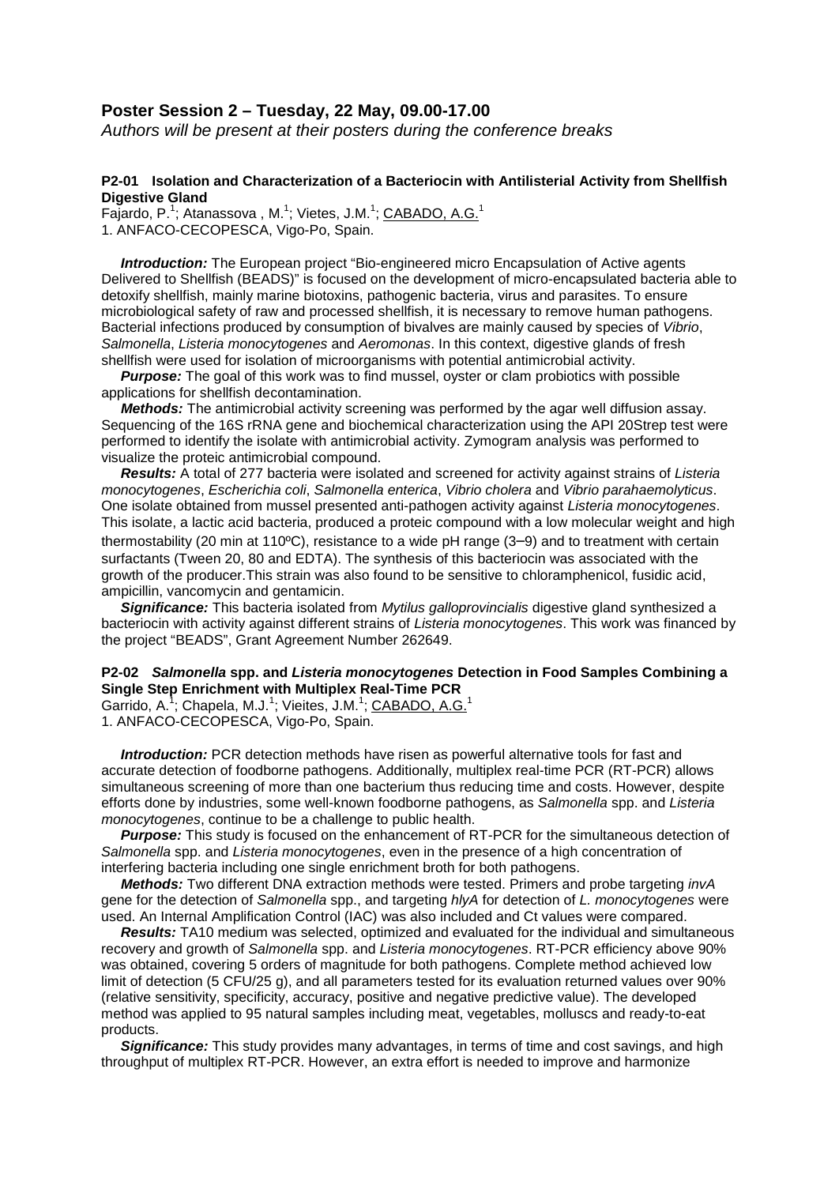## Poster Session 2 – Tuesday, 22 May, 09.00-17.00

*Authors will be present at their posters during the conference breaks*

### P2-01 Isolation and Characterization of a Bacteriocin with Antilisterial Activity from Shellfish Digestive Gland

Fajardo, P.[1]; Atanassova , M.[1]; Vietes, J.M.[1]; CABADO, A.G.[1]
1. ANFACO-CECOPESCA, Vigo-Po, Spain.

***Introduction:*** The European project "Bio-engineered micro Encapsulation of Active agents Delivered to Shellfish (BEADS)" is focused on the development of micro-encapsulated bacteria able to detoxify shellfish, mainly marine biotoxins, pathogenic bacteria, virus and parasites. To ensure microbiological safety of raw and processed shellfish, it is necessary to remove human pathogens. Bacterial infections produced by consumption of bivalves are mainly caused by species of *Vibrio*, *Salmonella*, *Listeria monocytogenes* and *Aeromonas*. In this context, digestive glands of fresh shellfish were used for isolation of microorganisms with potential antimicrobial activity.

***Purpose:*** The goal of this work was to find mussel, oyster or clam probiotics with possible applications for shellfish decontamination.

***Methods:*** The antimicrobial activity screening was performed by the agar well diffusion assay. Sequencing of the 16S rRNA gene and biochemical characterization using the API 20Strep test were performed to identify the isolate with antimicrobial activity. Zymogram analysis was performed to visualize the proteic antimicrobial compound.

***Results:*** A total of 277 bacteria were isolated and screened for activity against strains of *Listeria monocytogenes*, *Escherichia coli*, *Salmonella enterica*, *Vibrio cholera* and *Vibrio parahaemolyticus*. One isolate obtained from mussel presented anti-pathogen activity against *Listeria monocytogenes*. This isolate, a lactic acid bacteria, produced a proteic compound with a low molecular weight and high thermostability (20 min at 110ºC), resistance to a wide pH range (3–9) and to treatment with certain surfactants (Tween 20, 80 and EDTA). The synthesis of this bacteriocin was associated with the growth of the producer.This strain was also found to be sensitive to chloramphenicol, fusidic acid, ampicillin, vancomycin and gentamicin.

***Significance:*** This bacteria isolated from *Mytilus galloprovincialis* digestive gland synthesized a bacteriocin with activity against different strains of *Listeria monocytogenes*. This work was financed by the project "BEADS", Grant Agreement Number 262649.

### P2-02 *Salmonella* spp. and *Listeria monocytogenes* Detection in Food Samples Combining a Single Step Enrichment with Multiplex Real-Time PCR

Garrido, A.[1]; Chapela, M.J.[1]; Vieites, J.M.[1]; CABADO, A.G.[1]
1. ANFACO-CECOPESCA, Vigo-Po, Spain.

***Introduction:*** PCR detection methods have risen as powerful alternative tools for fast and accurate detection of foodborne pathogens. Additionally, multiplex real-time PCR (RT-PCR) allows simultaneous screening of more than one bacterium thus reducing time and costs. However, despite efforts done by industries, some well-known foodborne pathogens, as *Salmonella* spp. and *Listeria monocytogenes*, continue to be a challenge to public health.

***Purpose:*** This study is focused on the enhancement of RT-PCR for the simultaneous detection of *Salmonella* spp. and *Listeria monocytogenes*, even in the presence of a high concentration of interfering bacteria including one single enrichment broth for both pathogens.

***Methods:*** Two different DNA extraction methods were tested. Primers and probe targeting *invA* gene for the detection of *Salmonella* spp., and targeting *hlyA* for detection of *L. monocytogenes* were used. An Internal Amplification Control (IAC) was also included and Ct values were compared.

***Results:*** TA10 medium was selected, optimized and evaluated for the individual and simultaneous recovery and growth of *Salmonella* spp. and *Listeria monocytogenes*. RT-PCR efficiency above 90% was obtained, covering 5 orders of magnitude for both pathogens. Complete method achieved low limit of detection (5 CFU/25 g), and all parameters tested for its evaluation returned values over 90% (relative sensitivity, specificity, accuracy, positive and negative predictive value). The developed method was applied to 95 natural samples including meat, vegetables, molluscs and ready-to-eat products.

***Significance:*** This study provides many advantages, in terms of time and cost savings, and high throughput of multiplex RT-PCR. However, an extra effort is needed to improve and harmonize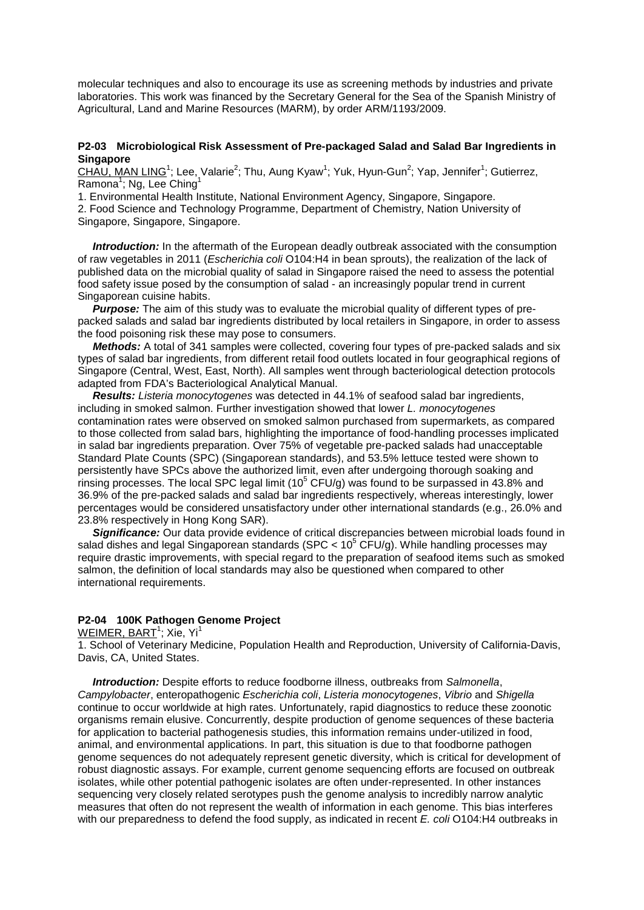molecular techniques and also to encourage its use as screening methods by industries and private laboratories. This work was financed by the Secretary General for the Sea of the Spanish Ministry of Agricultural, Land and Marine Resources (MARM), by order ARM/1193/2009.

### P2-03 Microbiological Risk Assessment of Pre-packaged Salad and Salad Bar Ingredients in Singapore

CHAU, MAN LING[1]; Lee, Valarie[2]; Thu, Aung Kyaw[1]; Yuk, Hyun-Gun[2]; Yap, Jennifer[1]; Gutierrez, Ramona[1]; Ng, Lee Ching[1]

1. Environmental Health Institute, National Environment Agency, Singapore, Singapore.
2. Food Science and Technology Programme, Department of Chemistry, Nation University of Singapore, Singapore, Singapore.

***Introduction:*** In the aftermath of the European deadly outbreak associated with the consumption of raw vegetables in 2011 (*Escherichia coli* O104:H4 in bean sprouts), the realization of the lack of published data on the microbial quality of salad in Singapore raised the need to assess the potential food safety issue posed by the consumption of salad - an increasingly popular trend in current Singaporean cuisine habits.

***Purpose:*** The aim of this study was to evaluate the microbial quality of different types of pre-packed salads and salad bar ingredients distributed by local retailers in Singapore, in order to assess the food poisoning risk these may pose to consumers.

***Methods:*** A total of 341 samples were collected, covering four types of pre-packed salads and six types of salad bar ingredients, from different retail food outlets located in four geographical regions of Singapore (Central, West, East, North). All samples went through bacteriological detection protocols adapted from FDA's Bacteriological Analytical Manual.

***Results:*** *Listeria monocytogenes* was detected in 44.1% of seafood salad bar ingredients, including in smoked salmon. Further investigation showed that lower *L. monocytogenes* contamination rates were observed on smoked salmon purchased from supermarkets, as compared to those collected from salad bars, highlighting the importance of food-handling processes implicated in salad bar ingredients preparation. Over 75% of vegetable pre-packed salads had unacceptable Standard Plate Counts (SPC) (Singaporean standards), and 53.5% lettuce tested were shown to persistently have SPCs above the authorized limit, even after undergoing thorough soaking and rinsing processes. The local SPC legal limit ($10^5$ CFU/g) was found to be surpassed in 43.8% and 36.9% of the pre-packed salads and salad bar ingredients respectively, whereas interestingly, lower percentages would be considered unsatisfactory under other international standards (e.g., 26.0% and 23.8% respectively in Hong Kong SAR).

***Significance:*** Our data provide evidence of critical discrepancies between microbial loads found in salad dishes and legal Singaporean standards (SPC < $10^5$ CFU/g). While handling processes may require drastic improvements, with special regard to the preparation of seafood items such as smoked salmon, the definition of local standards may also be questioned when compared to other international requirements.

### P2-04 100K Pathogen Genome Project

WEIMER, BART[1]; Xie, Yi[1]

1. School of Veterinary Medicine, Population Health and Reproduction, University of California-Davis, Davis, CA, United States.

***Introduction:*** Despite efforts to reduce foodborne illness, outbreaks from *Salmonella*, *Campylobacter*, enteropathogenic *Escherichia coli*, *Listeria monocytogenes*, *Vibrio* and *Shigella* continue to occur worldwide at high rates. Unfortunately, rapid diagnostics to reduce these zoonotic organisms remain elusive. Concurrently, despite production of genome sequences of these bacteria for application to bacterial pathogenesis studies, this information remains under-utilized in food, animal, and environmental applications. In part, this situation is due to that foodborne pathogen genome sequences do not adequately represent genetic diversity, which is critical for development of robust diagnostic assays. For example, current genome sequencing efforts are focused on outbreak isolates, while other potential pathogenic isolates are often under-represented. In other instances sequencing very closely related serotypes push the genome analysis to incredibly narrow analytic measures that often do not represent the wealth of information in each genome. This bias interferes with our preparedness to defend the food supply, as indicated in recent *E. coli* O104:H4 outbreaks in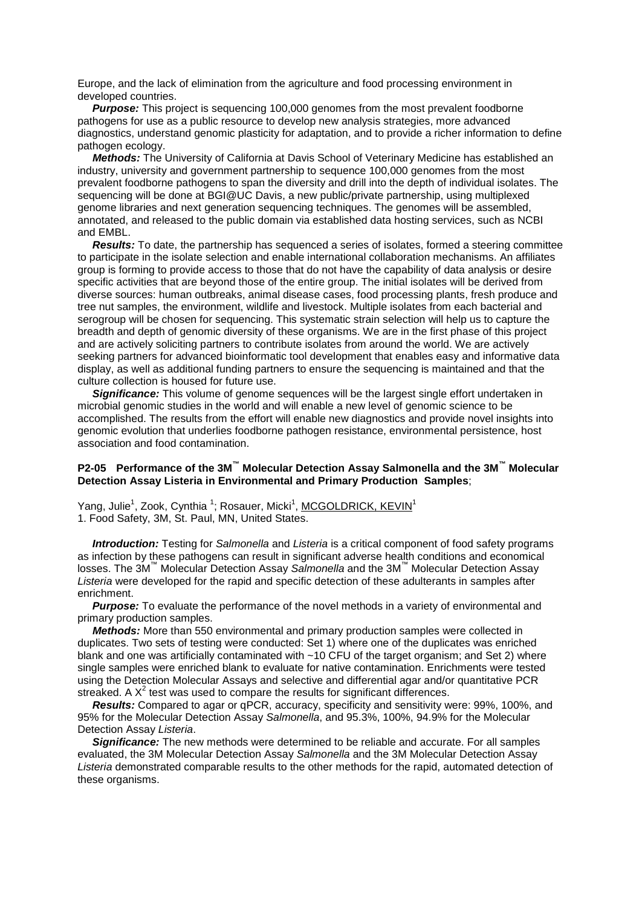Europe, and the lack of elimination from the agriculture and food processing environment in developed countries.

***Purpose:*** This project is sequencing 100,000 genomes from the most prevalent foodborne pathogens for use as a public resource to develop new analysis strategies, more advanced diagnostics, understand genomic plasticity for adaptation, and to provide a richer information to define pathogen ecology.

***Methods:*** The University of California at Davis School of Veterinary Medicine has established an industry, university and government partnership to sequence 100,000 genomes from the most prevalent foodborne pathogens to span the diversity and drill into the depth of individual isolates. The sequencing will be done at BGI@UC Davis, a new public/private partnership, using multiplexed genome libraries and next generation sequencing techniques. The genomes will be assembled, annotated, and released to the public domain via established data hosting services, such as NCBI and EMBL.

***Results:*** To date, the partnership has sequenced a series of isolates, formed a steering committee to participate in the isolate selection and enable international collaboration mechanisms. An affiliates group is forming to provide access to those that do not have the capability of data analysis or desire specific activities that are beyond those of the entire group. The initial isolates will be derived from diverse sources: human outbreaks, animal disease cases, food processing plants, fresh produce and tree nut samples, the environment, wildlife and livestock. Multiple isolates from each bacterial and serogroup will be chosen for sequencing. This systematic strain selection will help us to capture the breadth and depth of genomic diversity of these organisms. We are in the first phase of this project and are actively soliciting partners to contribute isolates from around the world. We are actively seeking partners for advanced bioinformatic tool development that enables easy and informative data display, as well as additional funding partners to ensure the sequencing is maintained and that the culture collection is housed for future use.

***Significance:*** This volume of genome sequences will be the largest single effort undertaken in microbial genomic studies in the world and will enable a new level of genomic science to be accomplished. The results from the effort will enable new diagnostics and provide novel insights into genomic evolution that underlies foodborne pathogen resistance, environmental persistence, host association and food contamination.

**P2-05 Performance of the 3M™ Molecular Detection Assay Salmonella and the 3M™ Molecular Detection Assay Listeria in Environmental and Primary Production Samples**;

Yang, Julie[1], Zook, Cynthia [1]; Rosauer, Micki[1], MCGOLDRICK, KEVIN[1]
1. Food Safety, 3M, St. Paul, MN, United States.

***Introduction:*** Testing for *Salmonella* and *Listeria* is a critical component of food safety programs as infection by these pathogens can result in significant adverse health conditions and economical losses. The 3M™ Molecular Detection Assay *Salmonella* and the 3M™ Molecular Detection Assay *Listeria* were developed for the rapid and specific detection of these adulterants in samples after enrichment.

***Purpose:*** To evaluate the performance of the novel methods in a variety of environmental and primary production samples.

***Methods:*** More than 550 environmental and primary production samples were collected in duplicates. Two sets of testing were conducted: Set 1) where one of the duplicates was enriched blank and one was artificially contaminated with ~10 CFU of the target organism; and Set 2) where single samples were enriched blank to evaluate for native contamination. Enrichments were tested using the Detection Molecular Assays and selective and differential agar and/or quantitative PCR streaked. A $X^2$ test was used to compare the results for significant differences.

***Results:*** Compared to agar or qPCR, accuracy, specificity and sensitivity were: 99%, 100%, and 95% for the Molecular Detection Assay *Salmonella*, and 95.3%, 100%, 94.9% for the Molecular Detection Assay *Listeria*.

***Significance:*** The new methods were determined to be reliable and accurate. For all samples evaluated, the 3M Molecular Detection Assay *Salmonella* and the 3M Molecular Detection Assay *Listeria* demonstrated comparable results to the other methods for the rapid, automated detection of these organisms.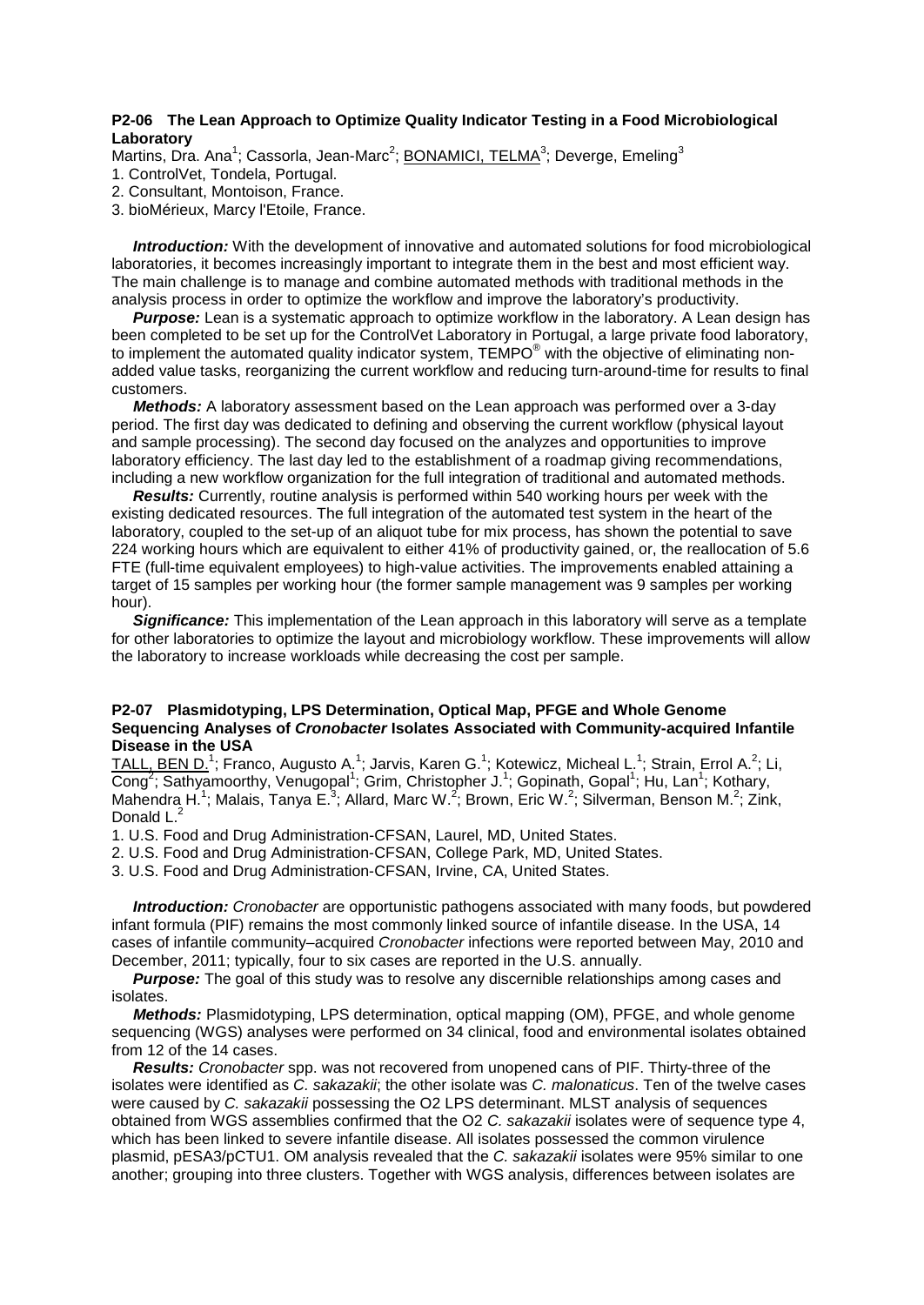### P2-06 The Lean Approach to Optimize Quality Indicator Testing in a Food Microbiological Laboratory

Martins, Dra. Ana[1]; Cassorla, Jean-Marc[2]; BONAMICI, TELMA[3]; Deverge, Emeling[3]

1. ControlVet, Tondela, Portugal.
2. Consultant, Montoison, France.
3. bioMérieux, Marcy l'Etoile, France.

***Introduction:*** With the development of innovative and automated solutions for food microbiological laboratories, it becomes increasingly important to integrate them in the best and most efficient way. The main challenge is to manage and combine automated methods with traditional methods in the analysis process in order to optimize the workflow and improve the laboratory's productivity.

***Purpose:*** Lean is a systematic approach to optimize workflow in the laboratory. A Lean design has been completed to be set up for the ControlVet Laboratory in Portugal, a large private food laboratory, to implement the automated quality indicator system, TEMPO® with the objective of eliminating non-added value tasks, reorganizing the current workflow and reducing turn-around-time for results to final customers.

***Methods:*** A laboratory assessment based on the Lean approach was performed over a 3-day period. The first day was dedicated to defining and observing the current workflow (physical layout and sample processing). The second day focused on the analyzes and opportunities to improve laboratory efficiency. The last day led to the establishment of a roadmap giving recommendations, including a new workflow organization for the full integration of traditional and automated methods.

***Results:*** Currently, routine analysis is performed within 540 working hours per week with the existing dedicated resources. The full integration of the automated test system in the heart of the laboratory, coupled to the set-up of an aliquot tube for mix process, has shown the potential to save 224 working hours which are equivalent to either 41% of productivity gained, or, the reallocation of 5.6 FTE (full-time equivalent employees) to high-value activities. The improvements enabled attaining a target of 15 samples per working hour (the former sample management was 9 samples per working hour).

***Significance:*** This implementation of the Lean approach in this laboratory will serve as a template for other laboratories to optimize the layout and microbiology workflow. These improvements will allow the laboratory to increase workloads while decreasing the cost per sample.

### P2-07 Plasmidotyping, LPS Determination, Optical Map, PFGE and Whole Genome Sequencing Analyses of *Cronobacter* Isolates Associated with Community-acquired Infantile Disease in the USA

TALL, BEN D.[1]; Franco, Augusto A.[1]; Jarvis, Karen G.[1]; Kotewicz, Micheal L.[1]; Strain, Errol A.[2]; Li, Cong[2]; Sathyamoorthy, Venugopal[1]; Grim, Christopher J.[1]; Gopinath, Gopal[1]; Hu, Lan[1]; Kothary, Mahendra H.[1]; Malais, Tanya E.[3]; Allard, Marc W.[2]; Brown, Eric W.[2]; Silverman, Benson M.[2]; Zink, Donald L.[2]

1. U.S. Food and Drug Administration-CFSAN, Laurel, MD, United States.
2. U.S. Food and Drug Administration-CFSAN, College Park, MD, United States.
3. U.S. Food and Drug Administration-CFSAN, Irvine, CA, United States.

***Introduction:*** *Cronobacter* are opportunistic pathogens associated with many foods, but powdered infant formula (PIF) remains the most commonly linked source of infantile disease. In the USA, 14 cases of infantile community–acquired *Cronobacter* infections were reported between May, 2010 and December, 2011; typically, four to six cases are reported in the U.S. annually.

***Purpose:*** The goal of this study was to resolve any discernible relationships among cases and isolates.

***Methods:*** Plasmidotyping, LPS determination, optical mapping (OM), PFGE, and whole genome sequencing (WGS) analyses were performed on 34 clinical, food and environmental isolates obtained from 12 of the 14 cases.

***Results:*** *Cronobacter* spp. was not recovered from unopened cans of PIF. Thirty-three of the isolates were identified as *C. sakazakii*; the other isolate was *C. malonaticus*. Ten of the twelve cases were caused by *C. sakazakii* possessing the O2 LPS determinant. MLST analysis of sequences obtained from WGS assemblies confirmed that the O2 *C. sakazakii* isolates were of sequence type 4, which has been linked to severe infantile disease. All isolates possessed the common virulence plasmid, pESA3/pCTU1. OM analysis revealed that the *C. sakazakii* isolates were 95% similar to one another; grouping into three clusters. Together with WGS analysis, differences between isolates are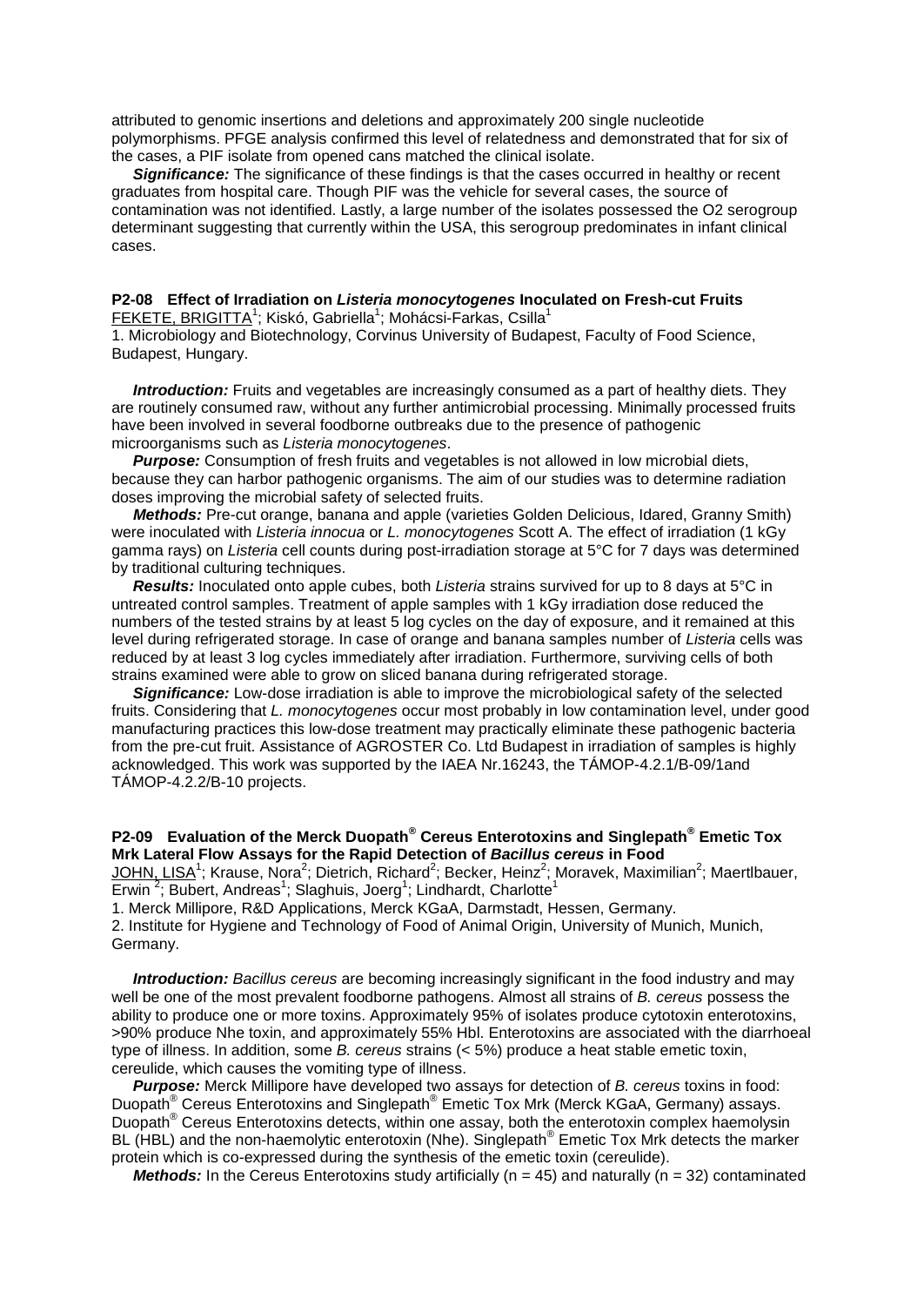attributed to genomic insertions and deletions and approximately 200 single nucleotide polymorphisms. PFGE analysis confirmed this level of relatedness and demonstrated that for six of the cases, a PIF isolate from opened cans matched the clinical isolate.

***Significance:*** The significance of these findings is that the cases occurred in healthy or recent graduates from hospital care. Though PIF was the vehicle for several cases, the source of contamination was not identified. Lastly, a large number of the isolates possessed the O2 serogroup determinant suggesting that currently within the USA, this serogroup predominates in infant clinical cases.

### P2-08 Effect of Irradiation on *Listeria monocytogenes* Inoculated on Fresh-cut Fruits

FEKETE, BRIGITTA[1]; Kiskó, Gabriella[1]; Mohácsi-Farkas, Csilla[1]

1. Microbiology and Biotechnology, Corvinus University of Budapest, Faculty of Food Science, Budapest, Hungary.

***Introduction:*** Fruits and vegetables are increasingly consumed as a part of healthy diets. They are routinely consumed raw, without any further antimicrobial processing. Minimally processed fruits have been involved in several foodborne outbreaks due to the presence of pathogenic microorganisms such as *Listeria monocytogenes*.

***Purpose:*** Consumption of fresh fruits and vegetables is not allowed in low microbial diets, because they can harbor pathogenic organisms. The aim of our studies was to determine radiation doses improving the microbial safety of selected fruits.

***Methods:*** Pre-cut orange, banana and apple (varieties Golden Delicious, Idared, Granny Smith) were inoculated with *Listeria innocua* or *L. monocytogenes* Scott A. The effect of irradiation (1 kGy gamma rays) on *Listeria* cell counts during post-irradiation storage at 5°C for 7 days was determined by traditional culturing techniques.

***Results:*** Inoculated onto apple cubes, both *Listeria* strains survived for up to 8 days at 5°C in untreated control samples. Treatment of apple samples with 1 kGy irradiation dose reduced the numbers of the tested strains by at least 5 log cycles on the day of exposure, and it remained at this level during refrigerated storage. In case of orange and banana samples number of *Listeria* cells was reduced by at least 3 log cycles immediately after irradiation. Furthermore, surviving cells of both strains examined were able to grow on sliced banana during refrigerated storage.

***Significance:*** Low-dose irradiation is able to improve the microbiological safety of the selected fruits. Considering that *L. monocytogenes* occur most probably in low contamination level, under good manufacturing practices this low-dose treatment may practically eliminate these pathogenic bacteria from the pre-cut fruit. Assistance of AGROSTER Co. Ltd Budapest in irradiation of samples is highly acknowledged. This work was supported by the IAEA Nr.16243, the TÁMOP-4.2.1/B-09/1and TÁMOP-4.2.2/B-10 projects.

### P2-09 Evaluation of the Merck Duopath® Cereus Enterotoxins and Singlepath® Emetic Tox Mrk Lateral Flow Assays for the Rapid Detection of *Bacillus cereus* in Food

JOHN, LISA[1]; Krause, Nora[2]; Dietrich, Richard[2]; Becker, Heinz[2]; Moravek, Maximilian[2]; Maertlbauer, Erwin [2]; Bubert, Andreas[1]; Slaghuis, Joerg[1]; Lindhardt, Charlotte[1]

1. Merck Millipore, R&D Applications, Merck KGaA, Darmstadt, Hessen, Germany.
2. Institute for Hygiene and Technology of Food of Animal Origin, University of Munich, Munich, Germany.

***Introduction:*** *Bacillus cereus* are becoming increasingly significant in the food industry and may well be one of the most prevalent foodborne pathogens. Almost all strains of *B. cereus* possess the ability to produce one or more toxins. Approximately 95% of isolates produce cytotoxin enterotoxins, >90% produce Nhe toxin, and approximately 55% Hbl. Enterotoxins are associated with the diarrhoeal type of illness. In addition, some *B. cereus* strains (< 5%) produce a heat stable emetic toxin, cereulide, which causes the vomiting type of illness.

***Purpose:*** Merck Millipore have developed two assays for detection of *B. cereus* toxins in food: Duopath® Cereus Enterotoxins and Singlepath® Emetic Tox Mrk (Merck KGaA, Germany) assays. Duopath® Cereus Enterotoxins detects, within one assay, both the enterotoxin complex haemolysin BL (HBL) and the non-haemolytic enterotoxin (Nhe). Singlepath® Emetic Tox Mrk detects the marker protein which is co-expressed during the synthesis of the emetic toxin (cereulide).

***Methods:*** In the Cereus Enterotoxins study artificially ($n = 45$) and naturally ($n = 32$) contaminated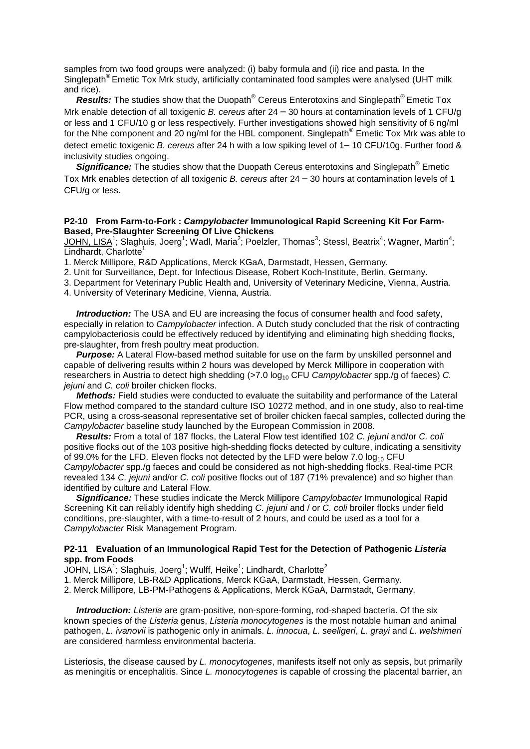samples from two food groups were analyzed: (i) baby formula and (ii) rice and pasta. In the Singlepath® Emetic Tox Mrk study, artificially contaminated food samples were analysed (UHT milk and rice).

***Results:*** The studies show that the Duopath® Cereus Enterotoxins and Singlepath® Emetic Tox Mrk enable detection of all toxigenic *B. cereus* after 24 – 30 hours at contamination levels of 1 CFU/g or less and 1 CFU/10 g or less respectively. Further investigations showed high sensitivity of 6 ng/ml for the Nhe component and 20 ng/ml for the HBL component. Singlepath® Emetic Tox Mrk was able to detect emetic toxigenic *B. cereus* after 24 h with a low spiking level of 1– 10 CFU/10g. Further food & inclusivity studies ongoing.

***Significance:*** The studies show that the Duopath Cereus enterotoxins and Singlepath® Emetic Tox Mrk enables detection of all toxigenic *B. cereus* after 24 – 30 hours at contamination levels of 1 CFU/g or less.

**P2-10 From Farm-to-Fork : *Campylobacter* Immunological Rapid Screening Kit For Farm-Based, Pre-Slaughter Screening Of Live Chickens**

JOHN, LISA[1]; Slaghuis, Joerg[1]; Wadl, Maria[2]; Poelzler, Thomas[3]; Stessl, Beatrix[4]; Wagner, Martin[4]; Lindhardt, Charlotte[1]

1. Merck Millipore, R&D Applications, Merck KGaA, Darmstadt, Hessen, Germany.
2. Unit for Surveillance, Dept. for Infectious Disease, Robert Koch-Institute, Berlin, Germany.
3. Department for Veterinary Public Health and, University of Veterinary Medicine, Vienna, Austria.
4. University of Veterinary Medicine, Vienna, Austria.

***Introduction:*** The USA and EU are increasing the focus of consumer health and food safety, especially in relation to *Campylobacter* infection. A Dutch study concluded that the risk of contracting campylobacteriosis could be effectively reduced by identifying and eliminating high shedding flocks, pre-slaughter, from fresh poultry meat production.

***Purpose:*** A Lateral Flow-based method suitable for use on the farm by unskilled personnel and capable of delivering results within 2 hours was developed by Merck Millipore in cooperation with researchers in Austria to detect high shedding (>7.0 $\log_{10}$ CFU *Campylobacter* spp./g of faeces) *C. jejuni* and *C. coli* broiler chicken flocks.

***Methods:*** Field studies were conducted to evaluate the suitability and performance of the Lateral Flow method compared to the standard culture ISO 10272 method, and in one study, also to real-time PCR, using a cross-seasonal representative set of broiler chicken faecal samples, collected during the *Campylobacter* baseline study launched by the European Commission in 2008.

***Results:*** From a total of 187 flocks, the Lateral Flow test identified 102 *C. jejuni* and/or *C. coli* positive flocks out of the 103 positive high-shedding flocks detected by culture, indicating a sensitivity of 99.0% for the LFD. Eleven flocks not detected by the LFD were below 7.0 $\log_{10}$ CFU *Campylobacter* spp./g faeces and could be considered as not high-shedding flocks. Real-time PCR revealed 134 *C. jejuni* and/or *C. coli* positive flocks out of 187 (71% prevalence) and so higher than identified by culture and Lateral Flow.

***Significance:*** These studies indicate the Merck Millipore *Campylobacter* Immunological Rapid Screening Kit can reliably identify high shedding *C. jejuni* and / or *C. coli* broiler flocks under field conditions, pre-slaughter, with a time-to-result of 2 hours, and could be used as a tool for a *Campylobacter* Risk Management Program.

**P2-11 Evaluation of an Immunological Rapid Test for the Detection of Pathogenic *Listeria* spp. from Foods**

JOHN, LISA[1]; Slaghuis, Joerg[1]; Wulff, Heike[1]; Lindhardt, Charlotte[2]

1. Merck Millipore, LB-R&D Applications, Merck KGaA, Darmstadt, Hessen, Germany.
2. Merck Millipore, LB-PM-Pathogens & Applications, Merck KGaA, Darmstadt, Germany.

***Introduction:*** *Listeria* are gram-positive, non-spore-forming, rod-shaped bacteria. Of the six known species of the *Listeria* genus, *Listeria monocytogenes* is the most notable human and animal pathogen, *L. ivanovii* is pathogenic only in animals. *L. innocua*, *L. seeligeri*, *L. grayi* and *L. welshimeri* are considered harmless environmental bacteria.

Listeriosis, the disease caused by *L. monocytogenes*, manifests itself not only as sepsis, but primarily as meningitis or encephalitis. Since *L. monocytogenes* is capable of crossing the placental barrier, an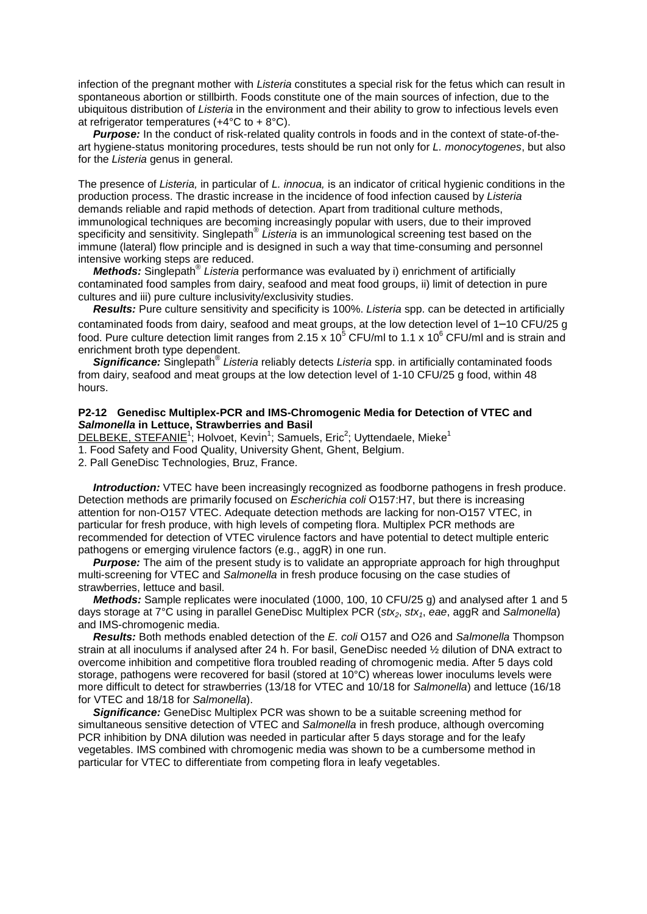infection of the pregnant mother with *Listeria* constitutes a special risk for the fetus which can result in spontaneous abortion or stillbirth. Foods constitute one of the main sources of infection, due to the ubiquitous distribution of *Listeria* in the environment and their ability to grow to infectious levels even at refrigerator temperatures (+4°C to + 8°C).

***Purpose:*** In the conduct of risk-related quality controls in foods and in the context of state-of-the-art hygiene-status monitoring procedures, tests should be run not only for *L. monocytogenes*, but also for the *Listeria* genus in general.

The presence of *Listeria,* in particular of *L. innocua,* is an indicator of critical hygienic conditions in the production process. The drastic increase in the incidence of food infection caused by *Listeria* demands reliable and rapid methods of detection. Apart from traditional culture methods, immunological techniques are becoming increasingly popular with users, due to their improved specificity and sensitivity. Singlepath® *Listeria* is an immunological screening test based on the immune (lateral) flow principle and is designed in such a way that time-consuming and personnel intensive working steps are reduced.

***Methods:*** Singlepath® *Listeria* performance was evaluated by i) enrichment of artificially contaminated food samples from dairy, seafood and meat food groups, ii) limit of detection in pure cultures and iii) pure culture inclusivity/exclusivity studies.

***Results:*** Pure culture sensitivity and specificity is 100%. *Listeria* spp. can be detected in artificially contaminated foods from dairy, seafood and meat groups, at the low detection level of 1–10 CFU/25 g food. Pure culture detection limit ranges from $2.15 \times 10^5$ CFU/ml to $1.1 \times 10^6$ CFU/ml and is strain and enrichment broth type dependent.

***Significance:*** Singlepath® *Listeria* reliably detects *Listeria* spp. in artificially contaminated foods from dairy, seafood and meat groups at the low detection level of 1-10 CFU/25 g food, within 48 hours.

### P2-12 Genedisc Multiplex-PCR and IMS-Chromogenic Media for Detection of VTEC and *Salmonella* in Lettuce, Strawberries and Basil

DELBEKE, STEFANIE[1]; Holvoet, Kevin[1]; Samuels, Eric[2]; Uyttendaele, Mieke[1]

1. Food Safety and Food Quality, University Ghent, Ghent, Belgium.
2. Pall GeneDisc Technologies, Bruz, France.

***Introduction:*** VTEC have been increasingly recognized as foodborne pathogens in fresh produce. Detection methods are primarily focused on *Escherichia coli* O157:H7, but there is increasing attention for non-O157 VTEC. Adequate detection methods are lacking for non-O157 VTEC, in particular for fresh produce, with high levels of competing flora. Multiplex PCR methods are recommended for detection of VTEC virulence factors and have potential to detect multiple enteric pathogens or emerging virulence factors (e.g., aggR) in one run.

***Purpose:*** The aim of the present study is to validate an appropriate approach for high throughput multi-screening for VTEC and *Salmonella* in fresh produce focusing on the case studies of strawberries, lettuce and basil.

***Methods:*** Sample replicates were inoculated (1000, 100, 10 CFU/25 g) and analysed after 1 and 5 days storage at 7°C using in parallel GeneDisc Multiplex PCR ($stx_2$, $stx_1$, *eae*, aggR and *Salmonella*) and IMS-chromogenic media.

***Results:*** Both methods enabled detection of the *E. coli* O157 and O26 and *Salmonella* Thompson strain at all inoculums if analysed after 24 h. For basil, GeneDisc needed ½ dilution of DNA extract to overcome inhibition and competitive flora troubled reading of chromogenic media. After 5 days cold storage, pathogens were recovered for basil (stored at 10°C) whereas lower inoculums levels were more difficult to detect for strawberries (13/18 for VTEC and 10/18 for *Salmonella*) and lettuce (16/18 for VTEC and 18/18 for *Salmonella*).

***Significance:*** GeneDisc Multiplex PCR was shown to be a suitable screening method for simultaneous sensitive detection of VTEC and *Salmonella* in fresh produce, although overcoming PCR inhibition by DNA dilution was needed in particular after 5 days storage and for the leafy vegetables. IMS combined with chromogenic media was shown to be a cumbersome method in particular for VTEC to differentiate from competing flora in leafy vegetables.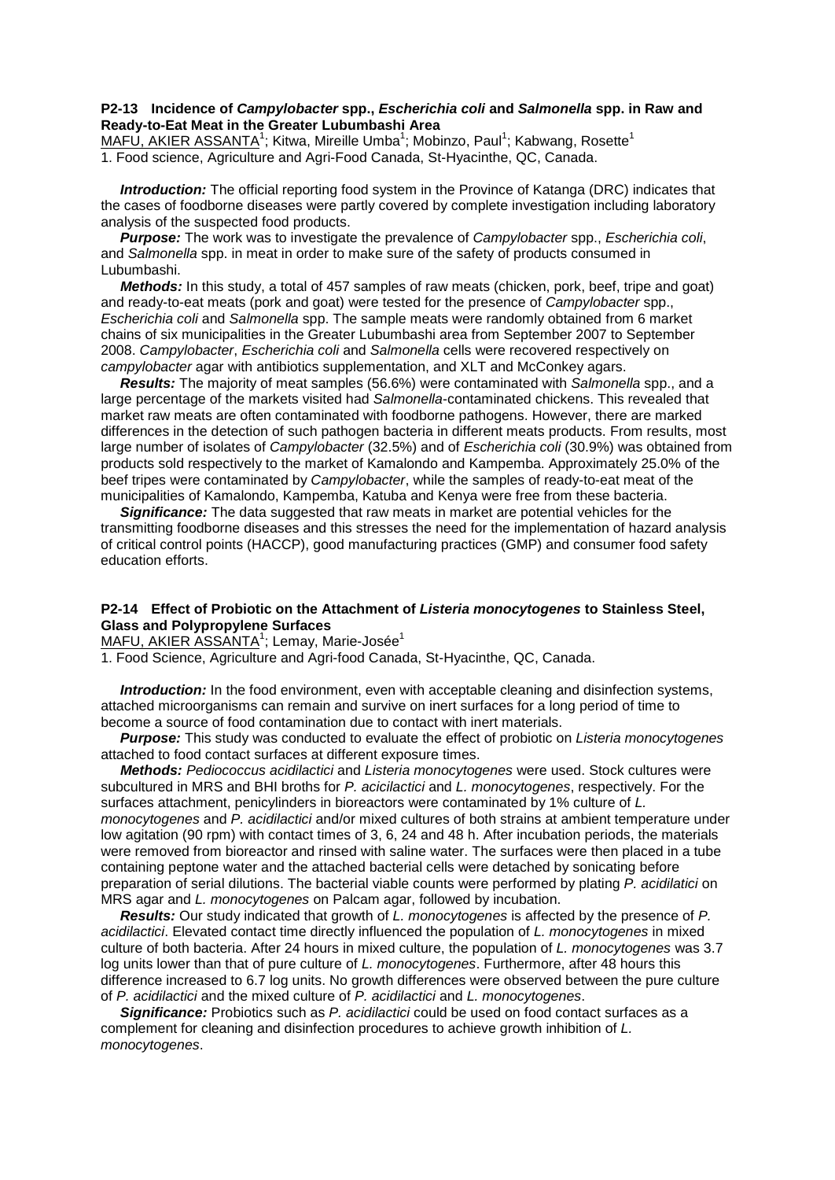### P2-13 Incidence of *Campylobacter* spp., *Escherichia coli* and *Salmonella* spp. in Raw and Ready-to-Eat Meat in the Greater Lubumbashi Area

MAFU, AKIER ASSANTA[1]; Kitwa, Mireille Umba[1]; Mobinzo, Paul[1]; Kabwang, Rosette[1]

1. Food science, Agriculture and Agri-Food Canada, St-Hyacinthe, QC, Canada.

***Introduction:*** The official reporting food system in the Province of Katanga (DRC) indicates that the cases of foodborne diseases were partly covered by complete investigation including laboratory analysis of the suspected food products.

***Purpose:*** The work was to investigate the prevalence of *Campylobacter* spp., *Escherichia coli*, and *Salmonella* spp. in meat in order to make sure of the safety of products consumed in Lubumbashi.

***Methods:*** In this study, a total of 457 samples of raw meats (chicken, pork, beef, tripe and goat) and ready-to-eat meats (pork and goat) were tested for the presence of *Campylobacter* spp., *Escherichia coli* and *Salmonella* spp. The sample meats were randomly obtained from 6 market chains of six municipalities in the Greater Lubumbashi area from September 2007 to September 2008. *Campylobacter*, *Escherichia coli* and *Salmonella* cells were recovered respectively on *campylobacter* agar with antibiotics supplementation, and XLT and McConkey agars.

***Results:*** The majority of meat samples (56.6%) were contaminated with *Salmonella* spp., and a large percentage of the markets visited had *Salmonella*-contaminated chickens. This revealed that market raw meats are often contaminated with foodborne pathogens. However, there are marked differences in the detection of such pathogen bacteria in different meats products. From results, most large number of isolates of *Campylobacter* (32.5%) and of *Escherichia coli* (30.9%) was obtained from products sold respectively to the market of Kamalondo and Kampemba. Approximately 25.0% of the beef tripes were contaminated by *Campylobacter*, while the samples of ready-to-eat meat of the municipalities of Kamalondo, Kampemba, Katuba and Kenya were free from these bacteria.

***Significance:*** The data suggested that raw meats in market are potential vehicles for the transmitting foodborne diseases and this stresses the need for the implementation of hazard analysis of critical control points (HACCP), good manufacturing practices (GMP) and consumer food safety education efforts.

### P2-14 Effect of Probiotic on the Attachment of *Listeria monocytogenes* to Stainless Steel, Glass and Polypropylene Surfaces

MAFU, AKIER ASSANTA[1]; Lemay, Marie-Josée[1]

1. Food Science, Agriculture and Agri-food Canada, St-Hyacinthe, QC, Canada.

***Introduction:*** In the food environment, even with acceptable cleaning and disinfection systems, attached microorganisms can remain and survive on inert surfaces for a long period of time to become a source of food contamination due to contact with inert materials.

***Purpose:*** This study was conducted to evaluate the effect of probiotic on *Listeria monocytogenes* attached to food contact surfaces at different exposure times.

***Methods:*** *Pediococcus acidilactici* and *Listeria monocytogenes* were used. Stock cultures were subcultured in MRS and BHI broths for *P. acicilactici* and *L. monocytogenes*, respectively. For the surfaces attachment, penicylinders in bioreactors were contaminated by 1% culture of *L. monocytogenes* and *P. acidilactici* and/or mixed cultures of both strains at ambient temperature under low agitation (90 rpm) with contact times of 3, 6, 24 and 48 h. After incubation periods, the materials were removed from bioreactor and rinsed with saline water. The surfaces were then placed in a tube containing peptone water and the attached bacterial cells were detached by sonicating before preparation of serial dilutions. The bacterial viable counts were performed by plating *P. acidilatici* on MRS agar and *L. monocytogenes* on Palcam agar, followed by incubation.

***Results:*** Our study indicated that growth of *L. monocytogenes* is affected by the presence of *P. acidilactici*. Elevated contact time directly influenced the population of *L. monocytogenes* in mixed culture of both bacteria. After 24 hours in mixed culture, the population of *L. monocytogenes* was 3.7 log units lower than that of pure culture of *L. monocytogenes*. Furthermore, after 48 hours this difference increased to 6.7 log units. No growth differences were observed between the pure culture of *P. acidilactici* and the mixed culture of *P. acidilactici* and *L. monocytogenes*.

***Significance:*** Probiotics such as *P. acidilactici* could be used on food contact surfaces as a complement for cleaning and disinfection procedures to achieve growth inhibition of *L. monocytogenes*.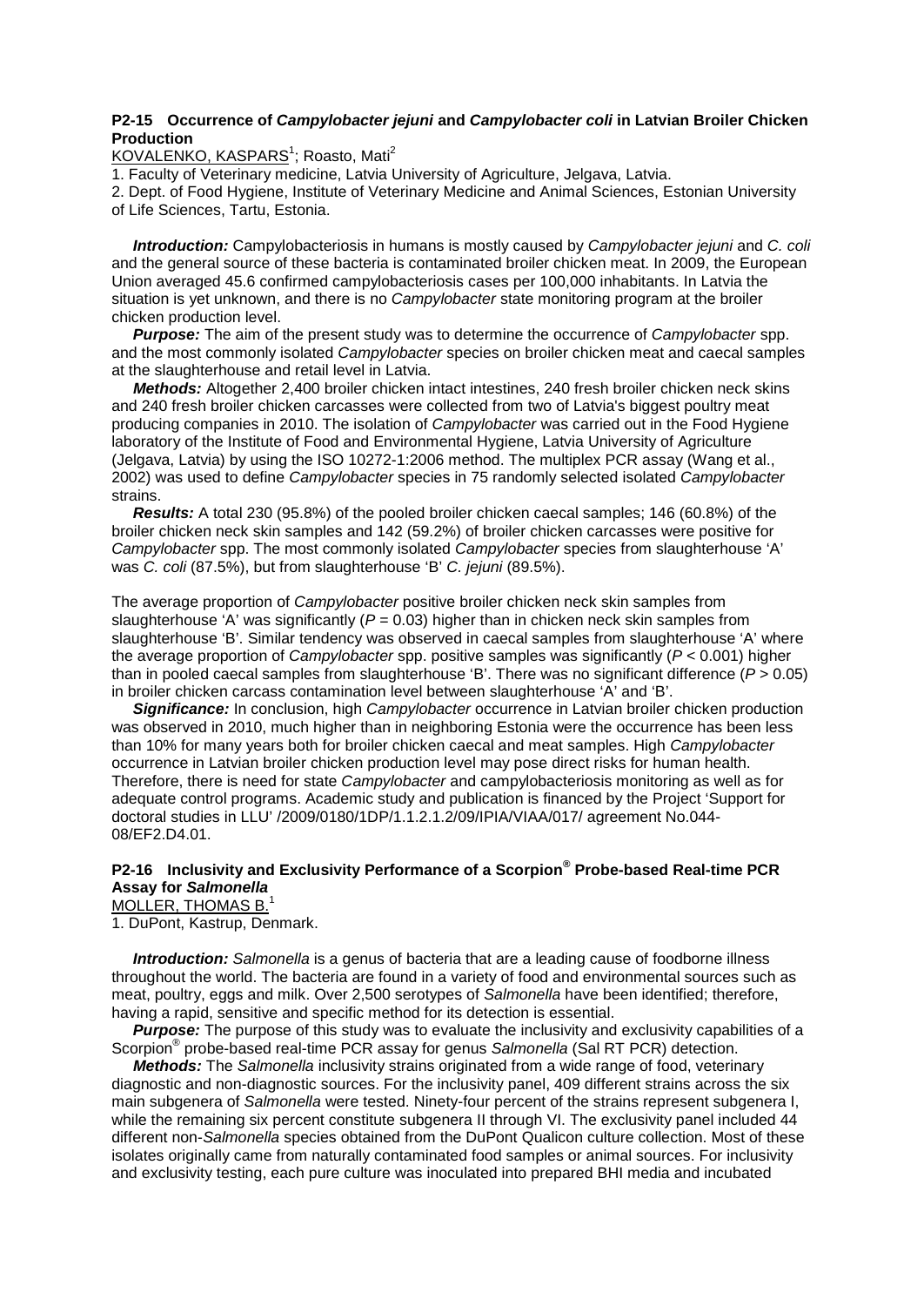### P2-15 Occurrence of *Campylobacter jejuni* and *Campylobacter coli* in Latvian Broiler Chicken Production

KOVALENKO, KASPARS[1]; Roasto, Mati[2]

1. Faculty of Veterinary medicine, Latvia University of Agriculture, Jelgava, Latvia.
2. Dept. of Food Hygiene, Institute of Veterinary Medicine and Animal Sciences, Estonian University of Life Sciences, Tartu, Estonia.

***Introduction:*** Campylobacteriosis in humans is mostly caused by *Campylobacter jejuni* and *C. coli* and the general source of these bacteria is contaminated broiler chicken meat. In 2009, the European Union averaged 45.6 confirmed campylobacteriosis cases per 100,000 inhabitants. In Latvia the situation is yet unknown, and there is no *Campylobacter* state monitoring program at the broiler chicken production level.

***Purpose:*** The aim of the present study was to determine the occurrence of *Campylobacter* spp. and the most commonly isolated *Campylobacter* species on broiler chicken meat and caecal samples at the slaughterhouse and retail level in Latvia.

***Methods:*** Altogether 2,400 broiler chicken intact intestines, 240 fresh broiler chicken neck skins and 240 fresh broiler chicken carcasses were collected from two of Latvia's biggest poultry meat producing companies in 2010. The isolation of *Campylobacter* was carried out in the Food Hygiene laboratory of the Institute of Food and Environmental Hygiene, Latvia University of Agriculture (Jelgava, Latvia) by using the ISO 10272-1:2006 method. The multiplex PCR assay (Wang et al., 2002) was used to define *Campylobacter* species in 75 randomly selected isolated *Campylobacter* strains.

***Results:*** A total 230 (95.8%) of the pooled broiler chicken caecal samples; 146 (60.8%) of the broiler chicken neck skin samples and 142 (59.2%) of broiler chicken carcasses were positive for *Campylobacter* spp. The most commonly isolated *Campylobacter* species from slaughterhouse 'A' was *C. coli* (87.5%), but from slaughterhouse 'B' *C. jejuni* (89.5%).

The average proportion of *Campylobacter* positive broiler chicken neck skin samples from slaughterhouse 'A' was significantly ($P = 0.03$) higher than in chicken neck skin samples from slaughterhouse 'B'. Similar tendency was observed in caecal samples from slaughterhouse 'A' where the average proportion of *Campylobacter* spp. positive samples was significantly ($P < 0.001$) higher than in pooled caecal samples from slaughterhouse 'B'. There was no significant difference ($P > 0.05$) in broiler chicken carcass contamination level between slaughterhouse 'A' and 'B'.

***Significance:*** In conclusion, high *Campylobacter* occurrence in Latvian broiler chicken production was observed in 2010, much higher than in neighboring Estonia were the occurrence has been less than 10% for many years both for broiler chicken caecal and meat samples. High *Campylobacter* occurrence in Latvian broiler chicken production level may pose direct risks for human health. Therefore, there is need for state *Campylobacter* and campylobacteriosis monitoring as well as for adequate control programs. Academic study and publication is financed by the Project 'Support for doctoral studies in LLU' /2009/0180/1DP/1.1.2.1.2/09/IPIA/VIAA/017/ agreement No.044-08/EF2.D4.01.

### P2-16 Inclusivity and Exclusivity Performance of a Scorpion® Probe-based Real-time PCR Assay for *Salmonella*

MOLLER, THOMAS B.[1]

1. DuPont, Kastrup, Denmark.

***Introduction:*** *Salmonella* is a genus of bacteria that are a leading cause of foodborne illness throughout the world. The bacteria are found in a variety of food and environmental sources such as meat, poultry, eggs and milk. Over 2,500 serotypes of *Salmonella* have been identified; therefore, having a rapid, sensitive and specific method for its detection is essential.

***Purpose:*** The purpose of this study was to evaluate the inclusivity and exclusivity capabilities of a Scorpion® probe-based real-time PCR assay for genus *Salmonella* (Sal RT PCR) detection.

***Methods:*** The *Salmonella* inclusivity strains originated from a wide range of food, veterinary diagnostic and non-diagnostic sources. For the inclusivity panel, 409 different strains across the six main subgenera of *Salmonella* were tested. Ninety-four percent of the strains represent subgenera I, while the remaining six percent constitute subgenera II through VI. The exclusivity panel included 44 different non-*Salmonella* species obtained from the DuPont Qualicon culture collection. Most of these isolates originally came from naturally contaminated food samples or animal sources. For inclusivity and exclusivity testing, each pure culture was inoculated into prepared BHI media and incubated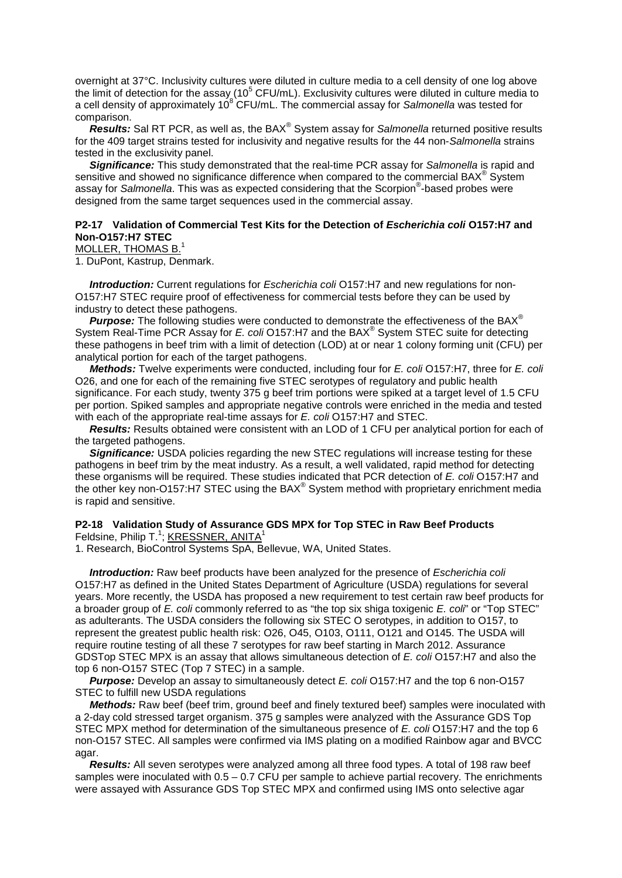overnight at 37°C. Inclusivity cultures were diluted in culture media to a cell density of one log above the limit of detection for the assay ($10^5$ CFU/mL). Exclusivity cultures were diluted in culture media to a cell density of approximately $10^8$ CFU/mL. The commercial assay for *Salmonella* was tested for comparison.

***Results:*** Sal RT PCR, as well as, the BAX® System assay for *Salmonella* returned positive results for the 409 target strains tested for inclusivity and negative results for the 44 non-*Salmonella* strains tested in the exclusivity panel.

***Significance:*** This study demonstrated that the real-time PCR assay for *Salmonella* is rapid and sensitive and showed no significance difference when compared to the commercial BAX® System assay for *Salmonella*. This was as expected considering that the Scorpion®-based probes were designed from the same target sequences used in the commercial assay.

### P2-17 Validation of Commercial Test Kits for the Detection of *Escherichia coli* O157:H7 and Non-O157:H7 STEC

MOLLER, THOMAS B.[1]

1. DuPont, Kastrup, Denmark.

***Introduction:*** Current regulations for *Escherichia coli* O157:H7 and new regulations for non-O157:H7 STEC require proof of effectiveness for commercial tests before they can be used by industry to detect these pathogens.

***Purpose:*** The following studies were conducted to demonstrate the effectiveness of the BAX® System Real-Time PCR Assay for *E. coli* O157:H7 and the BAX® System STEC suite for detecting these pathogens in beef trim with a limit of detection (LOD) at or near 1 colony forming unit (CFU) per analytical portion for each of the target pathogens.

***Methods:*** Twelve experiments were conducted, including four for *E. coli* O157:H7, three for *E. coli* O26, and one for each of the remaining five STEC serotypes of regulatory and public health significance. For each study, twenty 375 g beef trim portions were spiked at a target level of 1.5 CFU per portion. Spiked samples and appropriate negative controls were enriched in the media and tested with each of the appropriate real-time assays for *E. coli* O157:H7 and STEC.

***Results:*** Results obtained were consistent with an LOD of 1 CFU per analytical portion for each of the targeted pathogens.

***Significance:*** USDA policies regarding the new STEC regulations will increase testing for these pathogens in beef trim by the meat industry. As a result, a well validated, rapid method for detecting these organisms will be required. These studies indicated that PCR detection of *E. coli* O157:H7 and the other key non-O157:H7 STEC using the BAX® System method with proprietary enrichment media is rapid and sensitive.

### P2-18 Validation Study of Assurance GDS MPX for Top STEC in Raw Beef Products

Feldsine, Philip T.[1]; KRESSNER, ANITA[1]

1. Research, BioControl Systems SpA, Bellevue, WA, United States.

***Introduction:*** Raw beef products have been analyzed for the presence of *Escherichia coli* O157:H7 as defined in the United States Department of Agriculture (USDA) regulations for several years. More recently, the USDA has proposed a new requirement to test certain raw beef products for a broader group of *E. coli* commonly referred to as "the top six shiga toxigenic *E. coli*" or "Top STEC" as adulterants. The USDA considers the following six STEC O serotypes, in addition to O157, to represent the greatest public health risk: O26, O45, O103, O111, O121 and O145. The USDA will require routine testing of all these 7 serotypes for raw beef starting in March 2012. Assurance GDSTop STEC MPX is an assay that allows simultaneous detection of *E. coli* O157:H7 and also the top 6 non-O157 STEC (Top 7 STEC) in a sample.

***Purpose:*** Develop an assay to simultaneously detect *E. coli* O157:H7 and the top 6 non-O157 STEC to fulfill new USDA regulations

***Methods:*** Raw beef (beef trim, ground beef and finely textured beef) samples were inoculated with a 2-day cold stressed target organism. 375 g samples were analyzed with the Assurance GDS Top STEC MPX method for determination of the simultaneous presence of *E. coli* O157:H7 and the top 6 non-O157 STEC. All samples were confirmed via IMS plating on a modified Rainbow agar and BVCC agar.

***Results:*** All seven serotypes were analyzed among all three food types. A total of 198 raw beef samples were inoculated with 0.5 – 0.7 CFU per sample to achieve partial recovery. The enrichments were assayed with Assurance GDS Top STEC MPX and confirmed using IMS onto selective agar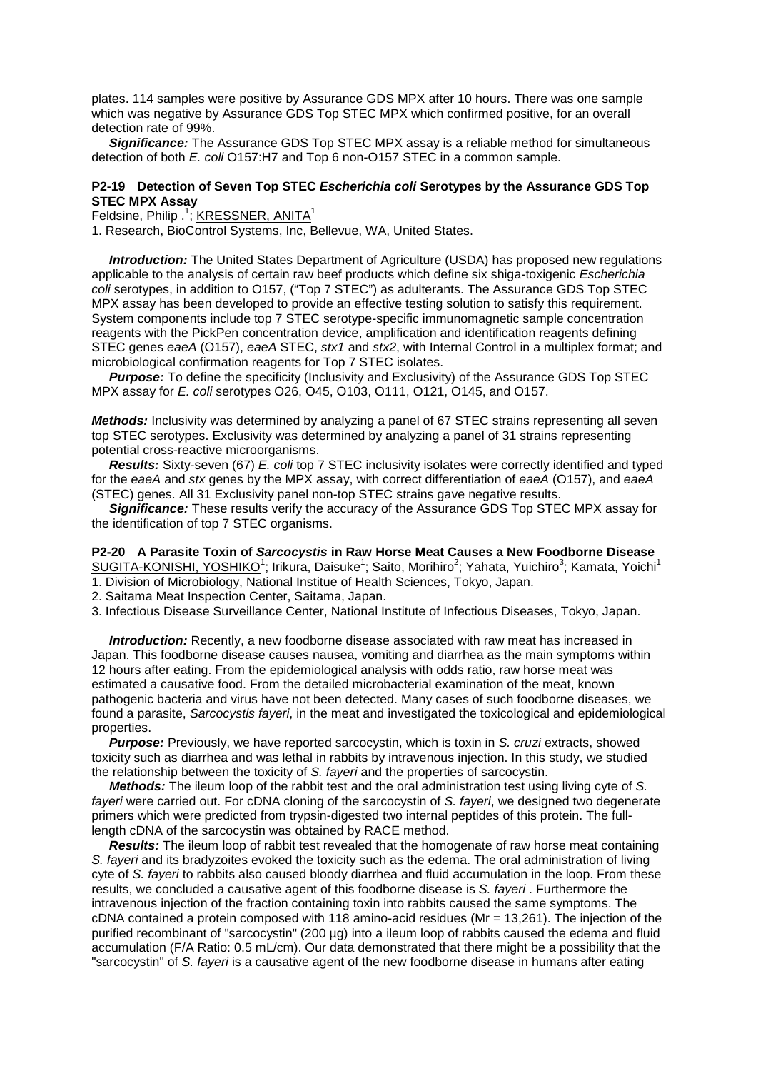plates. 114 samples were positive by Assurance GDS MPX after 10 hours. There was one sample which was negative by Assurance GDS Top STEC MPX which confirmed positive, for an overall detection rate of 99%.

***Significance:*** The Assurance GDS Top STEC MPX assay is a reliable method for simultaneous detection of both *E. coli* O157:H7 and Top 6 non-O157 STEC in a common sample.

### P2-19 Detection of Seven Top STEC *Escherichia coli* Serotypes by the Assurance GDS Top STEC MPX Assay

Feldsine, Philip .[1]; KRESSNER, ANITA[1]

1. Research, BioControl Systems, Inc, Bellevue, WA, United States.

***Introduction:*** The United States Department of Agriculture (USDA) has proposed new regulations applicable to the analysis of certain raw beef products which define six shiga-toxigenic *Escherichia coli* serotypes, in addition to O157, ("Top 7 STEC") as adulterants. The Assurance GDS Top STEC MPX assay has been developed to provide an effective testing solution to satisfy this requirement. System components include top 7 STEC serotype-specific immunomagnetic sample concentration reagents with the PickPen concentration device, amplification and identification reagents defining STEC genes *eaeA* (O157), *eaeA* STEC, *stx1* and *stx2*, with Internal Control in a multiplex format; and microbiological confirmation reagents for Top 7 STEC isolates.

***Purpose:*** To define the specificity (Inclusivity and Exclusivity) of the Assurance GDS Top STEC MPX assay for *E. coli* serotypes O26, O45, O103, O111, O121, O145, and O157.

***Methods:*** Inclusivity was determined by analyzing a panel of 67 STEC strains representing all seven top STEC serotypes. Exclusivity was determined by analyzing a panel of 31 strains representing potential cross-reactive microorganisms.

***Results:*** Sixty-seven (67) *E. coli* top 7 STEC inclusivity isolates were correctly identified and typed for the *eaeA* and *stx* genes by the MPX assay, with correct differentiation of *eaeA* (O157), and *eaeA* (STEC) genes. All 31 Exclusivity panel non-top STEC strains gave negative results.

***Significance:*** These results verify the accuracy of the Assurance GDS Top STEC MPX assay for the identification of top 7 STEC organisms.

### P2-20 A Parasite Toxin of *Sarcocystis* in Raw Horse Meat Causes a New Foodborne Disease

SUGITA-KONISHI, YOSHIKO[1]; Irikura, Daisuke[1]; Saito, Morihiro[2]; Yahata, Yuichiro[3]; Kamata, Yoichi[1]

1. Division of Microbiology, National Institue of Health Sciences, Tokyo, Japan.
2. Saitama Meat Inspection Center, Saitama, Japan.
3. Infectious Disease Surveillance Center, National Institute of Infectious Diseases, Tokyo, Japan.

***Introduction:*** Recently, a new foodborne disease associated with raw meat has increased in Japan. This foodborne disease causes nausea, vomiting and diarrhea as the main symptoms within 12 hours after eating. From the epidemiological analysis with odds ratio, raw horse meat was estimated a causative food. From the detailed microbacterial examination of the meat, known pathogenic bacteria and virus have not been detected. Many cases of such foodborne diseases, we found a parasite, *Sarcocystis fayeri*, in the meat and investigated the toxicological and epidemiological properties.

***Purpose:*** Previously, we have reported sarcocystin, which is toxin in *S. cruzi* extracts, showed toxicity such as diarrhea and was lethal in rabbits by intravenous injection. In this study, we studied the relationship between the toxicity of *S. fayeri* and the properties of sarcocystin.

***Methods:*** The ileum loop of the rabbit test and the oral administration test using living cyte of *S. fayeri* were carried out. For cDNA cloning of the sarcocystin of *S. fayeri*, we designed two degenerate primers which were predicted from trypsin-digested two internal peptides of this protein. The full-length cDNA of the sarcocystin was obtained by RACE method.

***Results:*** The ileum loop of rabbit test revealed that the homogenate of raw horse meat containing *S. fayeri* and its bradyzoites evoked the toxicity such as the edema. The oral administration of living cyte of *S. fayeri* to rabbits also caused bloody diarrhea and fluid accumulation in the loop. From these results, we concluded a causative agent of this foodborne disease is *S. fayeri* . Furthermore the intravenous injection of the fraction containing toxin into rabbits caused the same symptoms. The cDNA contained a protein composed with 118 amino-acid residues (Mr = 13,261). The injection of the purified recombinant of "sarcocystin" (200 µg) into a ileum loop of rabbits caused the edema and fluid accumulation (F/A Ratio: 0.5 mL/cm). Our data demonstrated that there might be a possibility that the "sarcocystin" of *S. fayeri* is a causative agent of the new foodborne disease in humans after eating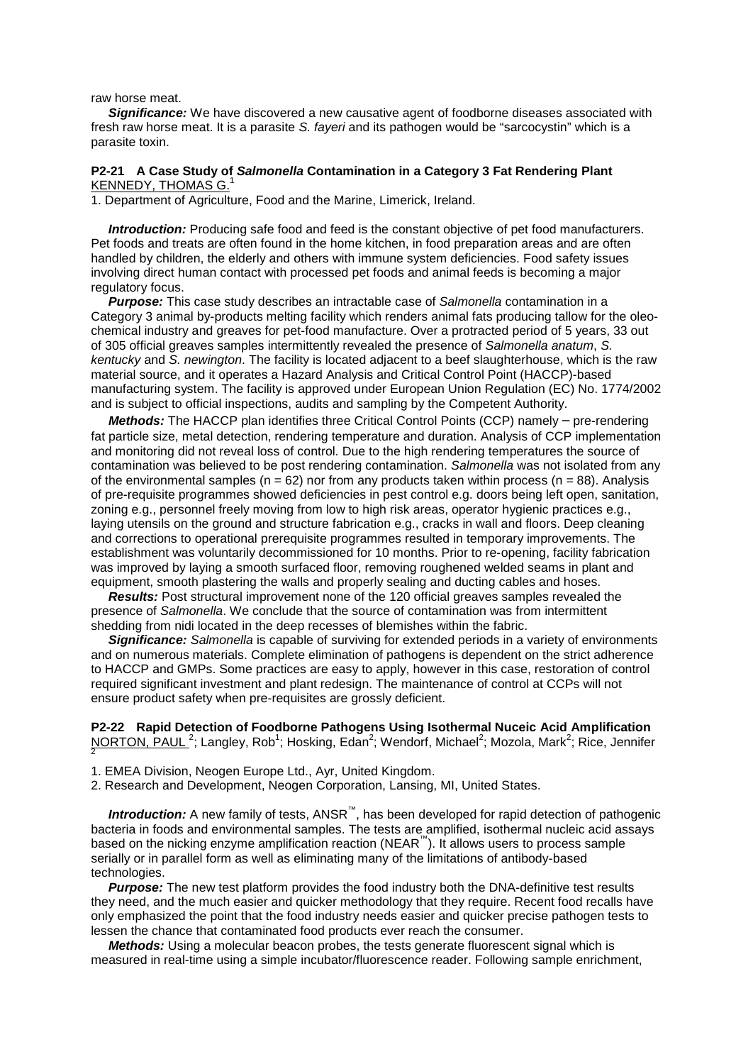raw horse meat.

***Significance:*** We have discovered a new causative agent of foodborne diseases associated with fresh raw horse meat. It is a parasite *S. fayeri* and its pathogen would be "sarcocystin" which is a parasite toxin.

### P2-21 A Case Study of *Salmonella* Contamination in a Category 3 Fat Rendering Plant

KENNEDY, THOMAS G.[1]

1. Department of Agriculture, Food and the Marine, Limerick, Ireland.

***Introduction:*** Producing safe food and feed is the constant objective of pet food manufacturers. Pet foods and treats are often found in the home kitchen, in food preparation areas and are often handled by children, the elderly and others with immune system deficiencies. Food safety issues involving direct human contact with processed pet foods and animal feeds is becoming a major regulatory focus.

***Purpose:*** This case study describes an intractable case of *Salmonella* contamination in a Category 3 animal by-products melting facility which renders animal fats producing tallow for the oleo-chemical industry and greaves for pet-food manufacture. Over a protracted period of 5 years, 33 out of 305 official greaves samples intermittently revealed the presence of *Salmonella anatum*, *S. kentucky* and *S. newington*. The facility is located adjacent to a beef slaughterhouse, which is the raw material source, and it operates a Hazard Analysis and Critical Control Point (HACCP)-based manufacturing system. The facility is approved under European Union Regulation (EC) No. 1774/2002 and is subject to official inspections, audits and sampling by the Competent Authority.

***Methods:*** The HACCP plan identifies three Critical Control Points (CCP) namely – pre-rendering fat particle size, metal detection, rendering temperature and duration. Analysis of CCP implementation and monitoring did not reveal loss of control. Due to the high rendering temperatures the source of contamination was believed to be post rendering contamination. *Salmonella* was not isolated from any of the environmental samples ($n = 62$) nor from any products taken within process ($n = 88$). Analysis of pre-requisite programmes showed deficiencies in pest control e.g. doors being left open, sanitation, zoning e.g., personnel freely moving from low to high risk areas, operator hygienic practices e.g., laying utensils on the ground and structure fabrication e.g., cracks in wall and floors. Deep cleaning and corrections to operational prerequisite programmes resulted in temporary improvements. The establishment was voluntarily decommissioned for 10 months. Prior to re-opening, facility fabrication was improved by laying a smooth surfaced floor, removing roughened welded seams in plant and equipment, smooth plastering the walls and properly sealing and ducting cables and hoses.

***Results:*** Post structural improvement none of the 120 official greaves samples revealed the presence of *Salmonella*. We conclude that the source of contamination was from intermittent shedding from nidi located in the deep recesses of blemishes within the fabric.

***Significance:*** *Salmonella* is capable of surviving for extended periods in a variety of environments and on numerous materials. Complete elimination of pathogens is dependent on the strict adherence to HACCP and GMPs. Some practices are easy to apply, however in this case, restoration of control required significant investment and plant redesign. The maintenance of control at CCPs will not ensure product safety when pre-requisites are grossly deficient.

### P2-22 Rapid Detection of Foodborne Pathogens Using Isothermal Nuceic Acid Amplification

NORTON, PAUL[2]; Langley, Rob[1]; Hosking, Edan[2]; Wendorf, Michael[2]; Mozola, Mark[2]; Rice, Jennifer[2]

1. EMEA Division, Neogen Europe Ltd., Ayr, United Kingdom.
2. Research and Development, Neogen Corporation, Lansing, MI, United States.

***Introduction:*** A new family of tests, ANSR™, has been developed for rapid detection of pathogenic bacteria in foods and environmental samples. The tests are amplified, isothermal nucleic acid assays based on the nicking enzyme amplification reaction (NEAR™). It allows users to process sample serially or in parallel form as well as eliminating many of the limitations of antibody-based technologies.

***Purpose:*** The new test platform provides the food industry both the DNA-definitive test results they need, and the much easier and quicker methodology that they require. Recent food recalls have only emphasized the point that the food industry needs easier and quicker precise pathogen tests to lessen the chance that contaminated food products ever reach the consumer.

***Methods:*** Using a molecular beacon probes, the tests generate fluorescent signal which is measured in real-time using a simple incubator/fluorescence reader. Following sample enrichment,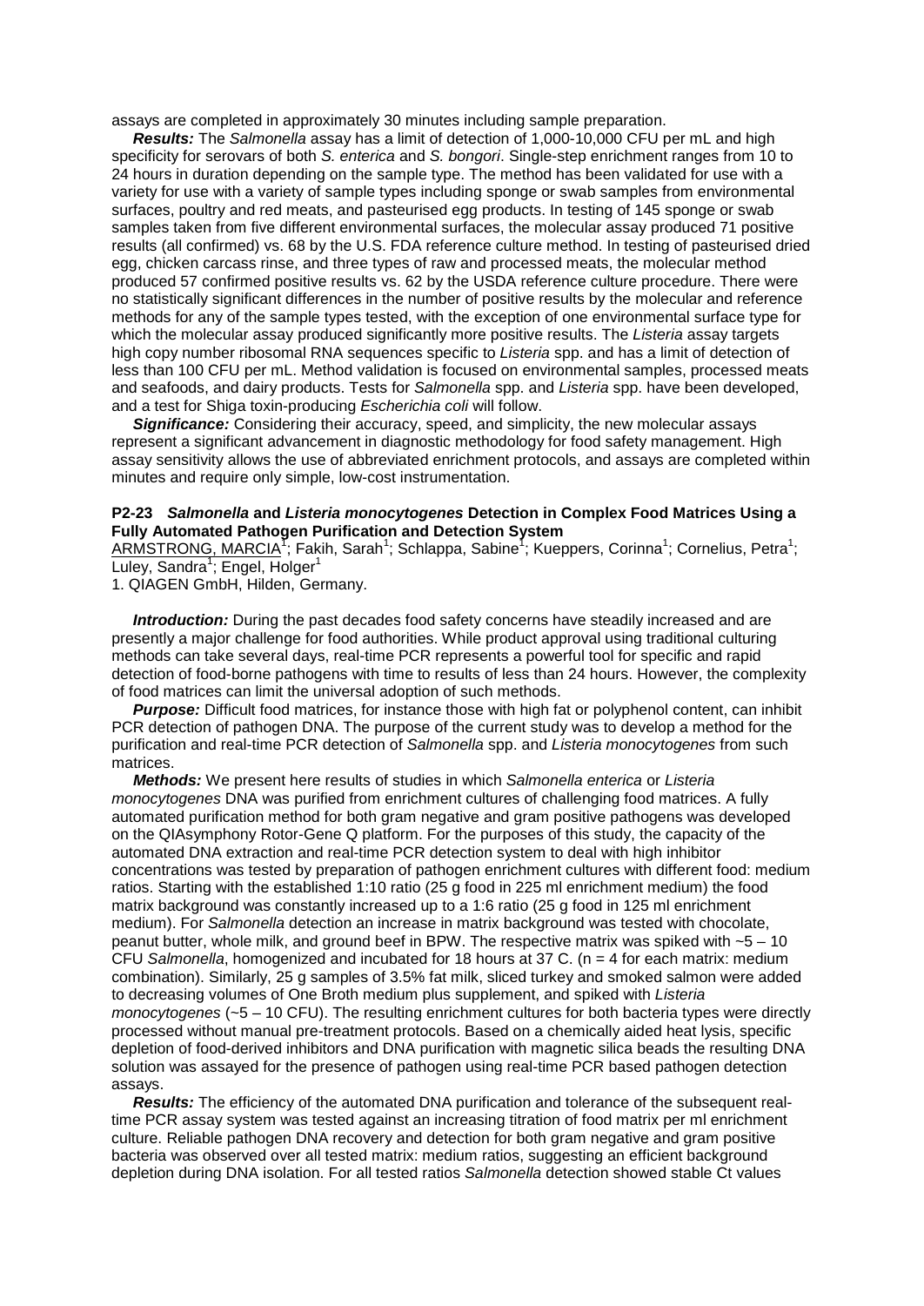assays are completed in approximately 30 minutes including sample preparation.

***Results:*** The *Salmonella* assay has a limit of detection of 1,000-10,000 CFU per mL and high specificity for serovars of both *S. enterica* and *S. bongori*. Single-step enrichment ranges from 10 to 24 hours in duration depending on the sample type. The method has been validated for use with a variety for use with a variety of sample types including sponge or swab samples from environmental surfaces, poultry and red meats, and pasteurised egg products. In testing of 145 sponge or swab samples taken from five different environmental surfaces, the molecular assay produced 71 positive results (all confirmed) vs. 68 by the U.S. FDA reference culture method. In testing of pasteurised dried egg, chicken carcass rinse, and three types of raw and processed meats, the molecular method produced 57 confirmed positive results vs. 62 by the USDA reference culture procedure. There were no statistically significant differences in the number of positive results by the molecular and reference methods for any of the sample types tested, with the exception of one environmental surface type for which the molecular assay produced significantly more positive results. The *Listeria* assay targets high copy number ribosomal RNA sequences specific to *Listeria* spp. and has a limit of detection of less than 100 CFU per mL. Method validation is focused on environmental samples, processed meats and seafoods, and dairy products. Tests for *Salmonella* spp. and *Listeria* spp. have been developed, and a test for Shiga toxin-producing *Escherichia coli* will follow.

***Significance:*** Considering their accuracy, speed, and simplicity, the new molecular assays represent a significant advancement in diagnostic methodology for food safety management. High assay sensitivity allows the use of abbreviated enrichment protocols, and assays are completed within minutes and require only simple, low-cost instrumentation.

### P2-23 *Salmonella* and *Listeria monocytogenes* Detection in Complex Food Matrices Using a Fully Automated Pathogen Purification and Detection System

<u>ARMSTRONG, MARCIA</u>[1]; Fakih, Sarah[1]; Schlappa, Sabine[1]; Kueppers, Corinna[1]; Cornelius, Petra[1]; Luley, Sandra[1]; Engel, Holger[1]

1. QIAGEN GmbH, Hilden, Germany.

***Introduction:*** During the past decades food safety concerns have steadily increased and are presently a major challenge for food authorities. While product approval using traditional culturing methods can take several days, real-time PCR represents a powerful tool for specific and rapid detection of food-borne pathogens with time to results of less than 24 hours. However, the complexity of food matrices can limit the universal adoption of such methods.

***Purpose:*** Difficult food matrices, for instance those with high fat or polyphenol content, can inhibit PCR detection of pathogen DNA. The purpose of the current study was to develop a method for the purification and real-time PCR detection of *Salmonella* spp. and *Listeria monocytogenes* from such matrices.

***Methods:*** We present here results of studies in which *Salmonella enterica* or *Listeria monocytogenes* DNA was purified from enrichment cultures of challenging food matrices. A fully automated purification method for both gram negative and gram positive pathogens was developed on the QIAsymphony Rotor-Gene Q platform. For the purposes of this study, the capacity of the automated DNA extraction and real-time PCR detection system to deal with high inhibitor concentrations was tested by preparation of pathogen enrichment cultures with different food: medium ratios. Starting with the established 1:10 ratio (25 g food in 225 ml enrichment medium) the food matrix background was constantly increased up to a 1:6 ratio (25 g food in 125 ml enrichment medium). For *Salmonella* detection an increase in matrix background was tested with chocolate, peanut butter, whole milk, and ground beef in BPW. The respective matrix was spiked with ~5 – 10 CFU *Salmonella*, homogenized and incubated for 18 hours at 37 C. (n = 4 for each matrix: medium combination). Similarly, 25 g samples of 3.5% fat milk, sliced turkey and smoked salmon were added to decreasing volumes of One Broth medium plus supplement, and spiked with *Listeria monocytogenes* (~5 – 10 CFU). The resulting enrichment cultures for both bacteria types were directly processed without manual pre-treatment protocols. Based on a chemically aided heat lysis, specific depletion of food-derived inhibitors and DNA purification with magnetic silica beads the resulting DNA solution was assayed for the presence of pathogen using real-time PCR based pathogen detection assays.

***Results:*** The efficiency of the automated DNA purification and tolerance of the subsequent real-time PCR assay system was tested against an increasing titration of food matrix per ml enrichment culture. Reliable pathogen DNA recovery and detection for both gram negative and gram positive bacteria was observed over all tested matrix: medium ratios, suggesting an efficient background depletion during DNA isolation. For all tested ratios *Salmonella* detection showed stable Ct values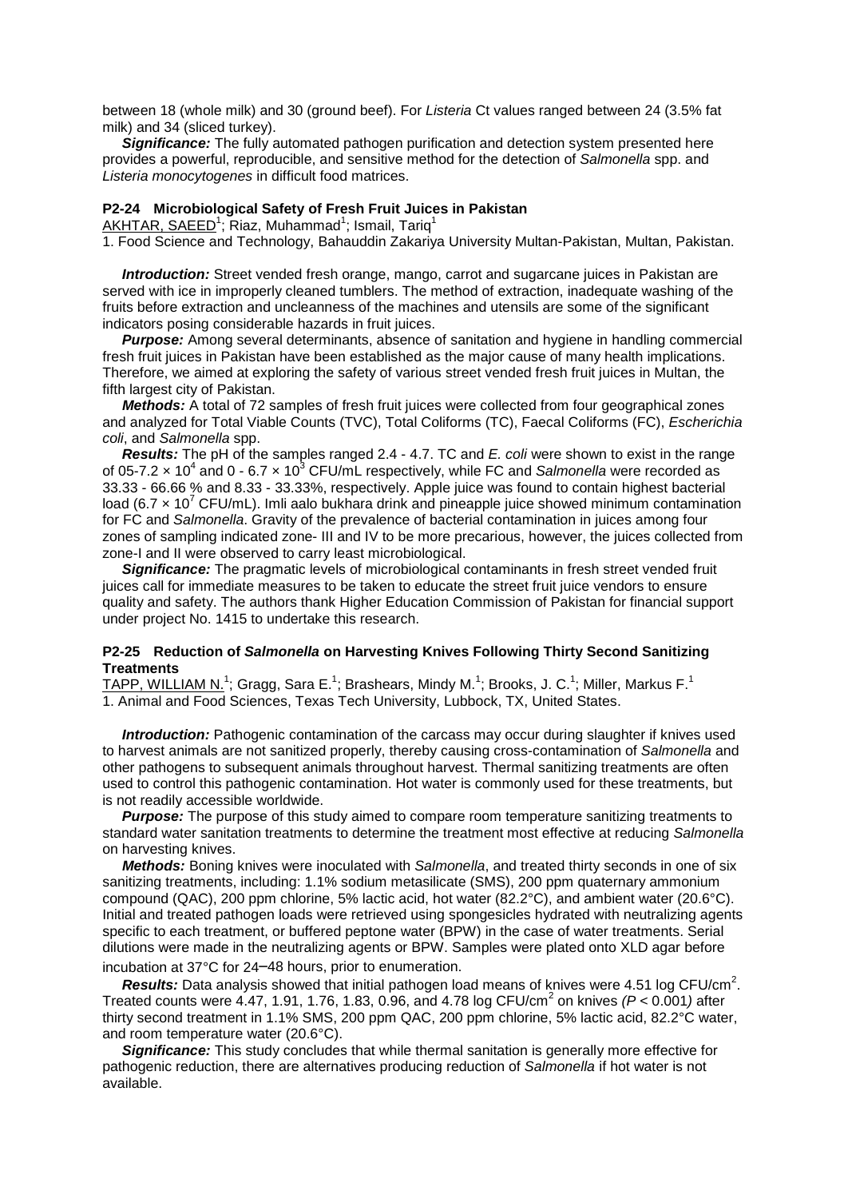between 18 (whole milk) and 30 (ground beef). For *Listeria* Ct values ranged between 24 (3.5% fat milk) and 34 (sliced turkey).

***Significance:*** The fully automated pathogen purification and detection system presented here provides a powerful, reproducible, and sensitive method for the detection of *Salmonella* spp. and *Listeria monocytogenes* in difficult food matrices.

### P2-24 Microbiological Safety of Fresh Fruit Juices in Pakistan

AKHTAR, SAEED[1]; Riaz, Muhammad[1]; Ismail, Tariq[1]

1. Food Science and Technology, Bahauddin Zakariya University Multan-Pakistan, Multan, Pakistan.

***Introduction:*** Street vended fresh orange, mango, carrot and sugarcane juices in Pakistan are served with ice in improperly cleaned tumblers. The method of extraction, inadequate washing of the fruits before extraction and uncleanness of the machines and utensils are some of the significant indicators posing considerable hazards in fruit juices.

***Purpose:*** Among several determinants, absence of sanitation and hygiene in handling commercial fresh fruit juices in Pakistan have been established as the major cause of many health implications. Therefore, we aimed at exploring the safety of various street vended fresh fruit juices in Multan, the fifth largest city of Pakistan.

***Methods:*** A total of 72 samples of fresh fruit juices were collected from four geographical zones and analyzed for Total Viable Counts (TVC), Total Coliforms (TC), Faecal Coliforms (FC), *Escherichia coli*, and *Salmonella* spp.

***Results:*** The pH of the samples ranged 2.4 - 4.7. TC and *E. coli* were shown to exist in the range of 05-7.2 × $10^4$ and 0 - 6.7 × $10^3$ CFU/mL respectively, while FC and *Salmonella* were recorded as 33.33 - 66.66 % and 8.33 - 33.33%, respectively. Apple juice was found to contain highest bacterial load (6.7 × $10^7$ CFU/mL). Imli aalo bukhara drink and pineapple juice showed minimum contamination for FC and *Salmonella*. Gravity of the prevalence of bacterial contamination in juices among four zones of sampling indicated zone- III and IV to be more precarious, however, the juices collected from zone-I and II were observed to carry least microbiological.

***Significance:*** The pragmatic levels of microbiological contaminants in fresh street vended fruit juices call for immediate measures to be taken to educate the street fruit juice vendors to ensure quality and safety. The authors thank Higher Education Commission of Pakistan for financial support under project No. 1415 to undertake this research.

### P2-25 Reduction of *Salmonella* on Harvesting Knives Following Thirty Second Sanitizing Treatments

TAPP, WILLIAM N.[1]; Gragg, Sara E.[1]; Brashears, Mindy M.[1]; Brooks, J. C.[1]; Miller, Markus F.[1]

1. Animal and Food Sciences, Texas Tech University, Lubbock, TX, United States.

***Introduction:*** Pathogenic contamination of the carcass may occur during slaughter if knives used to harvest animals are not sanitized properly, thereby causing cross-contamination of *Salmonella* and other pathogens to subsequent animals throughout harvest. Thermal sanitizing treatments are often used to control this pathogenic contamination. Hot water is commonly used for these treatments, but is not readily accessible worldwide.

***Purpose:*** The purpose of this study aimed to compare room temperature sanitizing treatments to standard water sanitation treatments to determine the treatment most effective at reducing *Salmonella* on harvesting knives.

***Methods:*** Boning knives were inoculated with *Salmonella*, and treated thirty seconds in one of six sanitizing treatments, including: 1.1% sodium metasilicate (SMS), 200 ppm quaternary ammonium compound (QAC), 200 ppm chlorine, 5% lactic acid, hot water (82.2°C), and ambient water (20.6°C). Initial and treated pathogen loads were retrieved using spongesicles hydrated with neutralizing agents specific to each treatment, or buffered peptone water (BPW) in the case of water treatments. Serial dilutions were made in the neutralizing agents or BPW. Samples were plated onto XLD agar before incubation at 37°C for 24–48 hours, prior to enumeration.

***Results:*** Data analysis showed that initial pathogen load means of knives were 4.51 log CFU/$cm^2$. Treated counts were 4.47, 1.91, 1.76, 1.83, 0.96, and 4.78 log CFU/$cm^2$ on knives ($P < 0.001$) after thirty second treatment in 1.1% SMS, 200 ppm QAC, 200 ppm chlorine, 5% lactic acid, 82.2°C water, and room temperature water (20.6°C).

***Significance:*** This study concludes that while thermal sanitation is generally more effective for pathogenic reduction, there are alternatives producing reduction of *Salmonella* if hot water is not available.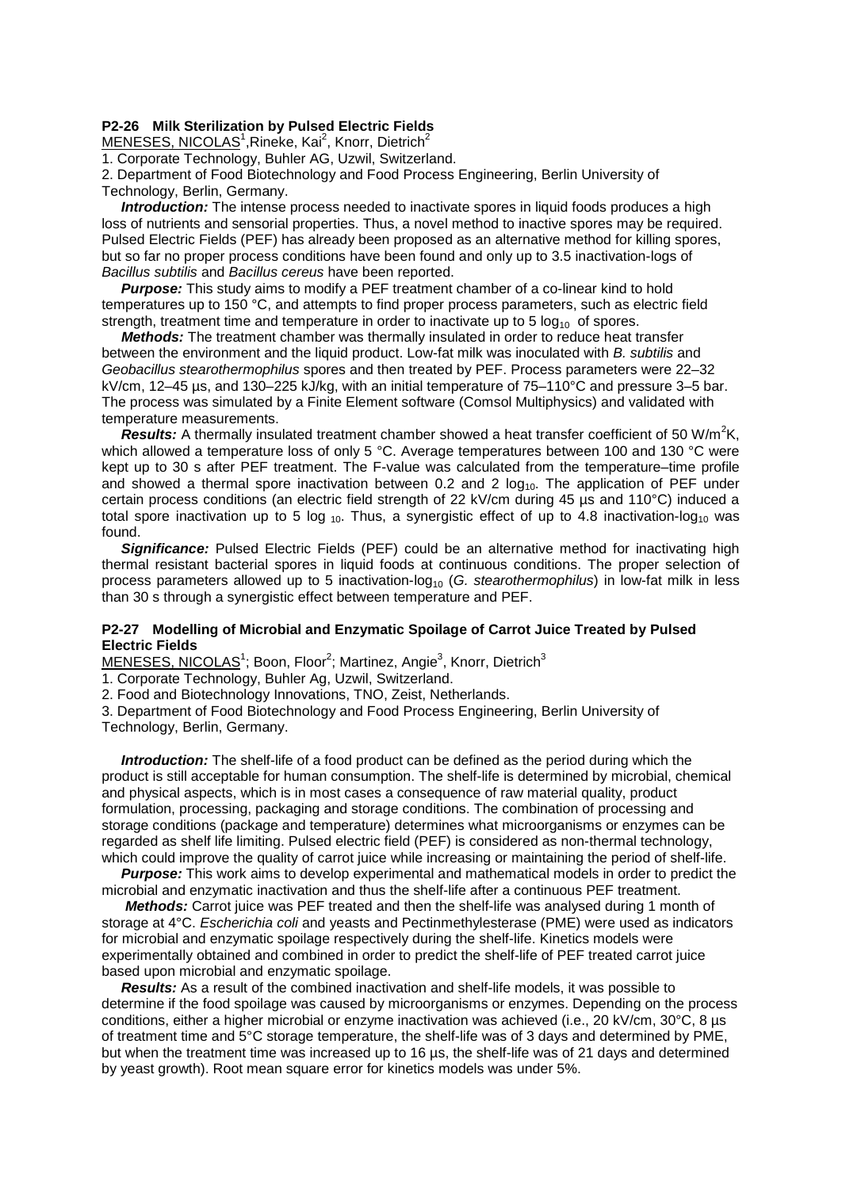### P2-26 Milk Sterilization by Pulsed Electric Fields

MENESES, NICOLAS[1], Rineke, Kai[2], Knorr, Dietrich[2]

1. Corporate Technology, Buhler AG, Uzwil, Switzerland.
2. Department of Food Biotechnology and Food Process Engineering, Berlin University of Technology, Berlin, Germany.

***Introduction:*** The intense process needed to inactivate spores in liquid foods produces a high loss of nutrients and sensorial properties. Thus, a novel method to inactive spores may be required. Pulsed Electric Fields (PEF) has already been proposed as an alternative method for killing spores, but so far no proper process conditions have been found and only up to 3.5 inactivation-logs of *Bacillus subtilis* and *Bacillus cereus* have been reported.

***Purpose:*** This study aims to modify a PEF treatment chamber of a co-linear kind to hold temperatures up to 150 °C, and attempts to find proper process parameters, such as electric field strength, treatment time and temperature in order to inactivate up to 5 $\log_{10}$ of spores.

***Methods:*** The treatment chamber was thermally insulated in order to reduce heat transfer between the environment and the liquid product. Low-fat milk was inoculated with *B. subtilis* and *Geobacillus stearothermophilus* spores and then treated by PEF. Process parameters were 22–32 kV/cm, 12–45 µs, and 130–225 kJ/kg, with an initial temperature of 75–110°C and pressure 3–5 bar. The process was simulated by a Finite Element software (Comsol Multiphysics) and validated with temperature measurements.

***Results:*** A thermally insulated treatment chamber showed a heat transfer coefficient of 50 $W/m^2K$, which allowed a temperature loss of only 5 °C. Average temperatures between 100 and 130 °C were kept up to 30 s after PEF treatment. The F-value was calculated from the temperature–time profile and showed a thermal spore inactivation between 0.2 and 2 $\log_{10}$. The application of PEF under certain process conditions (an electric field strength of 22 kV/cm during 45 µs and 110°C) induced a total spore inactivation up to 5 $\log_{10}$. Thus, a synergistic effect of up to 4.8 inactivation-$\log_{10}$ was found.

***Significance:*** Pulsed Electric Fields (PEF) could be an alternative method for inactivating high thermal resistant bacterial spores in liquid foods at continuous conditions. The proper selection of process parameters allowed up to 5 inactivation-$\log_{10}$ (*G. stearothermophilus*) in low-fat milk in less than 30 s through a synergistic effect between temperature and PEF.

### P2-27 Modelling of Microbial and Enzymatic Spoilage of Carrot Juice Treated by Pulsed Electric Fields

MENESES, NICOLAS[1]; Boon, Floor[2]; Martinez, Angie[3], Knorr, Dietrich[3]

1. Corporate Technology, Buhler Ag, Uzwil, Switzerland.
2. Food and Biotechnology Innovations, TNO, Zeist, Netherlands.
3. Department of Food Biotechnology and Food Process Engineering, Berlin University of Technology, Berlin, Germany.

***Introduction:*** The shelf-life of a food product can be defined as the period during which the product is still acceptable for human consumption. The shelf-life is determined by microbial, chemical and physical aspects, which is in most cases a consequence of raw material quality, product formulation, processing, packaging and storage conditions. The combination of processing and storage conditions (package and temperature) determines what microorganisms or enzymes can be regarded as shelf life limiting. Pulsed electric field (PEF) is considered as non-thermal technology, which could improve the quality of carrot juice while increasing or maintaining the period of shelf-life.

***Purpose:*** This work aims to develop experimental and mathematical models in order to predict the microbial and enzymatic inactivation and thus the shelf-life after a continuous PEF treatment.

***Methods:*** Carrot juice was PEF treated and then the shelf-life was analysed during 1 month of storage at 4°C. *Escherichia coli* and yeasts and Pectinmethylesterase (PME) were used as indicators for microbial and enzymatic spoilage respectively during the shelf-life. Kinetics models were experimentally obtained and combined in order to predict the shelf-life of PEF treated carrot juice based upon microbial and enzymatic spoilage.

***Results:*** As a result of the combined inactivation and shelf-life models, it was possible to determine if the food spoilage was caused by microorganisms or enzymes. Depending on the process conditions, either a higher microbial or enzyme inactivation was achieved (i.e., 20 kV/cm, 30°C, 8 µs of treatment time and 5°C storage temperature, the shelf-life was of 3 days and determined by PME, but when the treatment time was increased up to 16 µs, the shelf-life was of 21 days and determined by yeast growth). Root mean square error for kinetics models was under 5%.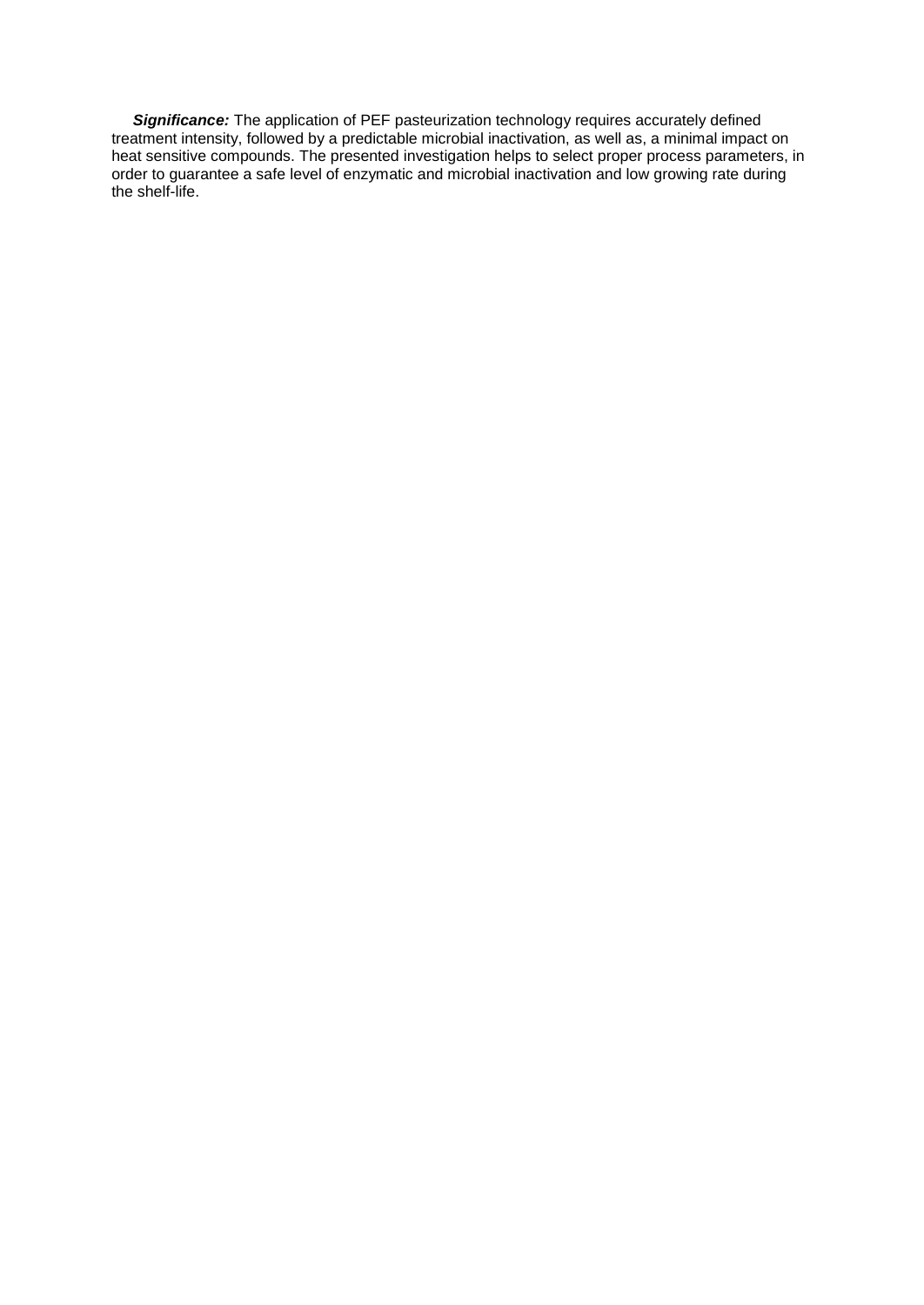***Significance:*** The application of PEF pasteurization technology requires accurately defined treatment intensity, followed by a predictable microbial inactivation, as well as, a minimal impact on heat sensitive compounds. The presented investigation helps to select proper process parameters, in order to guarantee a safe level of enzymatic and microbial inactivation and low growing rate during the shelf-life.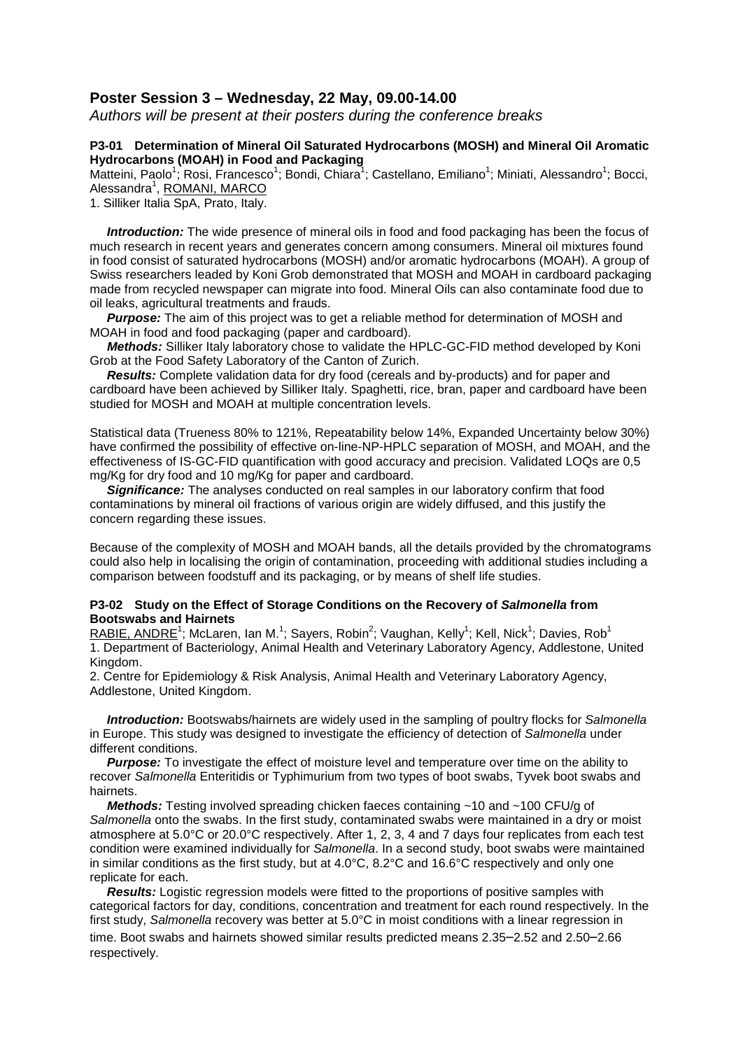## Poster Session 3 – Wednesday, 22 May, 09.00-14.00

*Authors will be present at their posters during the conference breaks*

### P3-01 Determination of Mineral Oil Saturated Hydrocarbons (MOSH) and Mineral Oil Aromatic Hydrocarbons (MOAH) in Food and Packaging

Matteini, Paolo[1]; Rosi, Francesco[1]; Bondi, Chiara[1]; Castellano, Emiliano[1]; Miniati, Alessandro[1]; Bocci, Alessandra[1], ROMANI, MARCO

1. Silliker Italia SpA, Prato, Italy.

***Introduction:*** The wide presence of mineral oils in food and food packaging has been the focus of much research in recent years and generates concern among consumers. Mineral oil mixtures found in food consist of saturated hydrocarbons (MOSH) and/or aromatic hydrocarbons (MOAH). A group of Swiss researchers leaded by Koni Grob demonstrated that MOSH and MOAH in cardboard packaging made from recycled newspaper can migrate into food. Mineral Oils can also contaminate food due to oil leaks, agricultural treatments and frauds.

***Purpose:*** The aim of this project was to get a reliable method for determination of MOSH and MOAH in food and food packaging (paper and cardboard).

***Methods:*** Silliker Italy laboratory chose to validate the HPLC-GC-FID method developed by Koni Grob at the Food Safety Laboratory of the Canton of Zurich.

***Results:*** Complete validation data for dry food (cereals and by-products) and for paper and cardboard have been achieved by Silliker Italy. Spaghetti, rice, bran, paper and cardboard have been studied for MOSH and MOAH at multiple concentration levels.

Statistical data (Trueness 80% to 121%, Repeatability below 14%, Expanded Uncertainty below 30%) have confirmed the possibility of effective on-line-NP-HPLC separation of MOSH, and MOAH, and the effectiveness of IS-GC-FID quantification with good accuracy and precision. Validated LOQs are 0,5 mg/Kg for dry food and 10 mg/Kg for paper and cardboard.

***Significance:*** The analyses conducted on real samples in our laboratory confirm that food contaminations by mineral oil fractions of various origin are widely diffused, and this justify the concern regarding these issues.

Because of the complexity of MOSH and MOAH bands, all the details provided by the chromatograms could also help in localising the origin of contamination, proceeding with additional studies including a comparison between foodstuff and its packaging, or by means of shelf life studies.

### P3-02 Study on the Effect of Storage Conditions on the Recovery of *Salmonella* from Bootswabs and Hairnets

RABIE, ANDRE[1]; McLaren, Ian M.[1]; Sayers, Robin[2]; Vaughan, Kelly[1]; Kell, Nick[1]; Davies, Rob[1]

1. Department of Bacteriology, Animal Health and Veterinary Laboratory Agency, Addlestone, United Kingdom.
2. Centre for Epidemiology & Risk Analysis, Animal Health and Veterinary Laboratory Agency, Addlestone, United Kingdom.

***Introduction:*** Bootswabs/hairnets are widely used in the sampling of poultry flocks for *Salmonella* in Europe. This study was designed to investigate the efficiency of detection of *Salmonella* under different conditions.

***Purpose:*** To investigate the effect of moisture level and temperature over time on the ability to recover *Salmonella* Enteritidis or Typhimurium from two types of boot swabs, Tyvek boot swabs and hairnets.

***Methods:*** Testing involved spreading chicken faeces containing ~10 and ~100 CFU/g of *Salmonella* onto the swabs. In the first study, contaminated swabs were maintained in a dry or moist atmosphere at 5.0°C or 20.0°C respectively. After 1, 2, 3, 4 and 7 days four replicates from each test condition were examined individually for *Salmonella*. In a second study, boot swabs were maintained in similar conditions as the first study, but at 4.0°C, 8.2°C and 16.6°C respectively and only one replicate for each.

***Results:*** Logistic regression models were fitted to the proportions of positive samples with categorical factors for day, conditions, concentration and treatment for each round respectively. In the first study, *Salmonella* recovery was better at 5.0°C in moist conditions with a linear regression in time. Boot swabs and hairnets showed similar results predicted means 2.35–2.52 and 2.50–2.66 respectively.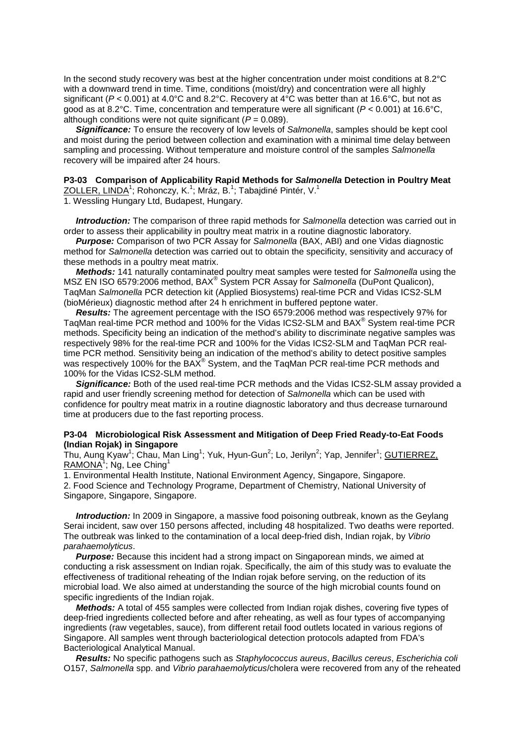In the second study recovery was best at the higher concentration under moist conditions at 8.2°C with a downward trend in time. Time, conditions (moist/dry) and concentration were all highly significant ($P < 0.001$) at 4.0°C and 8.2°C. Recovery at 4°C was better than at 16.6°C, but not as good as at 8.2°C. Time, concentration and temperature were all significant ($P < 0.001$) at 16.6°C, although conditions were not quite significant ($P = 0.089$).

***Significance:*** To ensure the recovery of low levels of *Salmonella*, samples should be kept cool and moist during the period between collection and examination with a minimal time delay between sampling and processing. Without temperature and moisture control of the samples *Salmonella* recovery will be impaired after 24 hours.

### P3-03 Comparison of Applicability Rapid Methods for *Salmonella* Detection in Poultry Meat

ZOLLER, LINDA[1]; Rohonczy, K.[1]; Mráz, B.[1]; Tabajdiné Pintér, V.[1]

1. Wessling Hungary Ltd, Budapest, Hungary.

***Introduction:*** The comparison of three rapid methods for *Salmonella* detection was carried out in order to assess their applicability in poultry meat matrix in a routine diagnostic laboratory.

***Purpose:*** Comparison of two PCR Assay for *Salmonella* (BAX, ABI) and one Vidas diagnostic method for *Salmonella* detection was carried out to obtain the specificity, sensitivity and accuracy of these methods in a poultry meat matrix.

***Methods:*** 141 naturally contaminated poultry meat samples were tested for *Salmonella* using the MSZ EN ISO 6579:2006 method, BAX® System PCR Assay for *Salmonella* (DuPont Qualicon), TaqMan *Salmonella* PCR detection kit (Applied Biosystems) real-time PCR and Vidas ICS2-SLM (bioMérieux) diagnostic method after 24 h enrichment in buffered peptone water.

***Results:*** The agreement percentage with the ISO 6579:2006 method was respectively 97% for TaqMan real-time PCR method and 100% for the Vidas ICS2-SLM and BAX® System real-time PCR methods. Specificity being an indication of the method's ability to discriminate negative samples was respectively 98% for the real-time PCR and 100% for the Vidas ICS2-SLM and TaqMan PCR real-time PCR method. Sensitivity being an indication of the method's ability to detect positive samples was respectively 100% for the BAX® System, and the TaqMan PCR real-time PCR methods and 100% for the Vidas ICS2-SLM method.

***Significance:*** Both of the used real-time PCR methods and the Vidas ICS2-SLM assay provided a rapid and user friendly screening method for detection of *Salmonella* which can be used with confidence for poultry meat matrix in a routine diagnostic laboratory and thus decrease turnaround time at producers due to the fast reporting process.

### P3-04 Microbiological Risk Assessment and Mitigation of Deep Fried Ready-to-Eat Foods (Indian Rojak) in Singapore

Thu, Aung Kyaw[1]; Chau, Man Ling[1]; Yuk, Hyun-Gun[2]; Lo, Jerilyn[2]; Yap, Jennifer[1]; GUTIERREZ, RAMONA[1]; Ng, Lee Ching[1]

1. Environmental Health Institute, National Environment Agency, Singapore, Singapore.
2. Food Science and Technology Programe, Department of Chemistry, National University of Singapore, Singapore, Singapore.

***Introduction:*** In 2009 in Singapore, a massive food poisoning outbreak, known as the Geylang Serai incident, saw over 150 persons affected, including 48 hospitalized. Two deaths were reported. The outbreak was linked to the contamination of a local deep-fried dish, Indian rojak, by *Vibrio parahaemolyticus*.

***Purpose:*** Because this incident had a strong impact on Singaporean minds, we aimed at conducting a risk assessment on Indian rojak. Specifically, the aim of this study was to evaluate the effectiveness of traditional reheating of the Indian rojak before serving, on the reduction of its microbial load. We also aimed at understanding the source of the high microbial counts found on specific ingredients of the Indian rojak.

***Methods:*** A total of 455 samples were collected from Indian rojak dishes, covering five types of deep-fried ingredients collected before and after reheating, as well as four types of accompanying ingredients (raw vegetables, sauce), from different retail food outlets located in various regions of Singapore. All samples went through bacteriological detection protocols adapted from FDA's Bacteriological Analytical Manual.

***Results:*** No specific pathogens such as *Staphylococcus aureus*, *Bacillus cereus*, *Escherichia coli* O157, *Salmonella* spp. and *Vibrio parahaemolyticus*/cholera were recovered from any of the reheated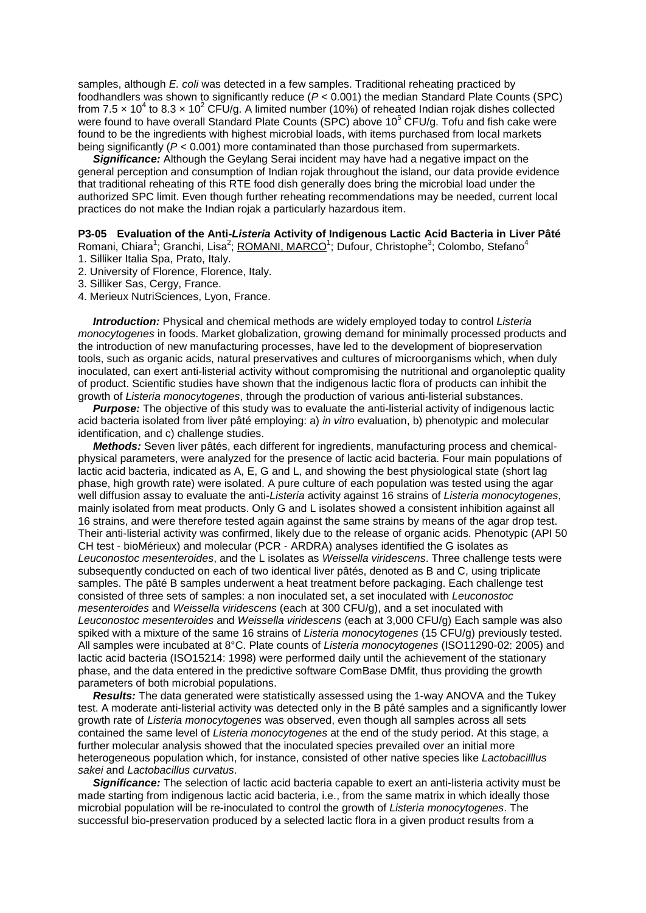samples, although *E. coli* was detected in a few samples. Traditional reheating practiced by foodhandlers was shown to significantly reduce ($P < 0.001$) the median Standard Plate Counts (SPC) from $7.5 \times 10^4$ to $8.3 \times 10^2$ CFU/g. A limited number (10%) of reheated Indian rojak dishes collected were found to have overall Standard Plate Counts (SPC) above $10^5$ CFU/g. Tofu and fish cake were found to be the ingredients with highest microbial loads, with items purchased from local markets being significantly ($P < 0.001$) more contaminated than those purchased from supermarkets.

***Significance:*** Although the Geylang Serai incident may have had a negative impact on the general perception and consumption of Indian rojak throughout the island, our data provide evidence that traditional reheating of this RTE food dish generally does bring the microbial load under the authorized SPC limit. Even though further reheating recommendations may be needed, current local practices do not make the Indian rojak a particularly hazardous item.

**P3-05 Evaluation of the Anti-*Listeria* Activity of Indigenous Lactic Acid Bacteria in Liver Pâté**

Romani, Chiara[1]; Granchi, Lisa[2]; ROMANI, MARCO[1]; Dufour, Christophe[3]; Colombo, Stefano[4]

1. Silliker Italia Spa, Prato, Italy.
2. University of Florence, Florence, Italy.
3. Silliker Sas, Cergy, France.
4. Merieux NutriSciences, Lyon, France.

***Introduction:*** Physical and chemical methods are widely employed today to control *Listeria monocytogenes* in foods. Market globalization, growing demand for minimally processed products and the introduction of new manufacturing processes, have led to the development of biopreservation tools, such as organic acids, natural preservatives and cultures of microorganisms which, when duly inoculated, can exert anti-listerial activity without compromising the nutritional and organoleptic quality of product. Scientific studies have shown that the indigenous lactic flora of products can inhibit the growth of *Listeria monocytogenes*, through the production of various anti-listerial substances.

***Purpose:*** The objective of this study was to evaluate the anti-listerial activity of indigenous lactic acid bacteria isolated from liver pâté employing: a) *in vitro* evaluation, b) phenotypic and molecular identification, and c) challenge studies.

***Methods:*** Seven liver pâtés, each different for ingredients, manufacturing process and chemical-physical parameters, were analyzed for the presence of lactic acid bacteria. Four main populations of lactic acid bacteria, indicated as A, E, G and L, and showing the best physiological state (short lag phase, high growth rate) were isolated. A pure culture of each population was tested using the agar well diffusion assay to evaluate the anti-*Listeria* activity against 16 strains of *Listeria monocytogenes*, mainly isolated from meat products. Only G and L isolates showed a consistent inhibition against all 16 strains, and were therefore tested again against the same strains by means of the agar drop test. Their anti-listerial activity was confirmed, likely due to the release of organic acids. Phenotypic (API 50 CH test - bioMérieux) and molecular (PCR - ARDRA) analyses identified the G isolates as *Leuconostoc mesenteroides*, and the L isolates as *Weissella viridescens*. Three challenge tests were subsequently conducted on each of two identical liver pâtés, denoted as B and C, using triplicate samples. The pâté B samples underwent a heat treatment before packaging. Each challenge test consisted of three sets of samples: a non inoculated set, a set inoculated with *Leuconostoc mesenteroides* and *Weissella viridescens* (each at 300 CFU/g), and a set inoculated with *Leuconostoc mesenteroides* and *Weissella viridescens* (each at 3,000 CFU/g) Each sample was also spiked with a mixture of the same 16 strains of *Listeria monocytogenes* (15 CFU/g) previously tested. All samples were incubated at 8°C. Plate counts of *Listeria monocytogenes* (ISO11290-02: 2005) and lactic acid bacteria (ISO15214: 1998) were performed daily until the achievement of the stationary phase, and the data entered in the predictive software ComBase DMfit, thus providing the growth parameters of both microbial populations.

***Results:*** The data generated were statistically assessed using the 1-way ANOVA and the Tukey test. A moderate anti-listerial activity was detected only in the B pâté samples and a significantly lower growth rate of *Listeria monocytogenes* was observed, even though all samples across all sets contained the same level of *Listeria monocytogenes* at the end of the study period. At this stage, a further molecular analysis showed that the inoculated species prevailed over an initial more heterogeneous population which, for instance, consisted of other native species like *Lactobacilllus sakei* and *Lactobacillus curvatus*.

***Significance:*** The selection of lactic acid bacteria capable to exert an anti-listeria activity must be made starting from indigenous lactic acid bacteria, i.e., from the same matrix in which ideally those microbial population will be re-inoculated to control the growth of *Listeria monocytogenes*. The successful bio-preservation produced by a selected lactic flora in a given product results from a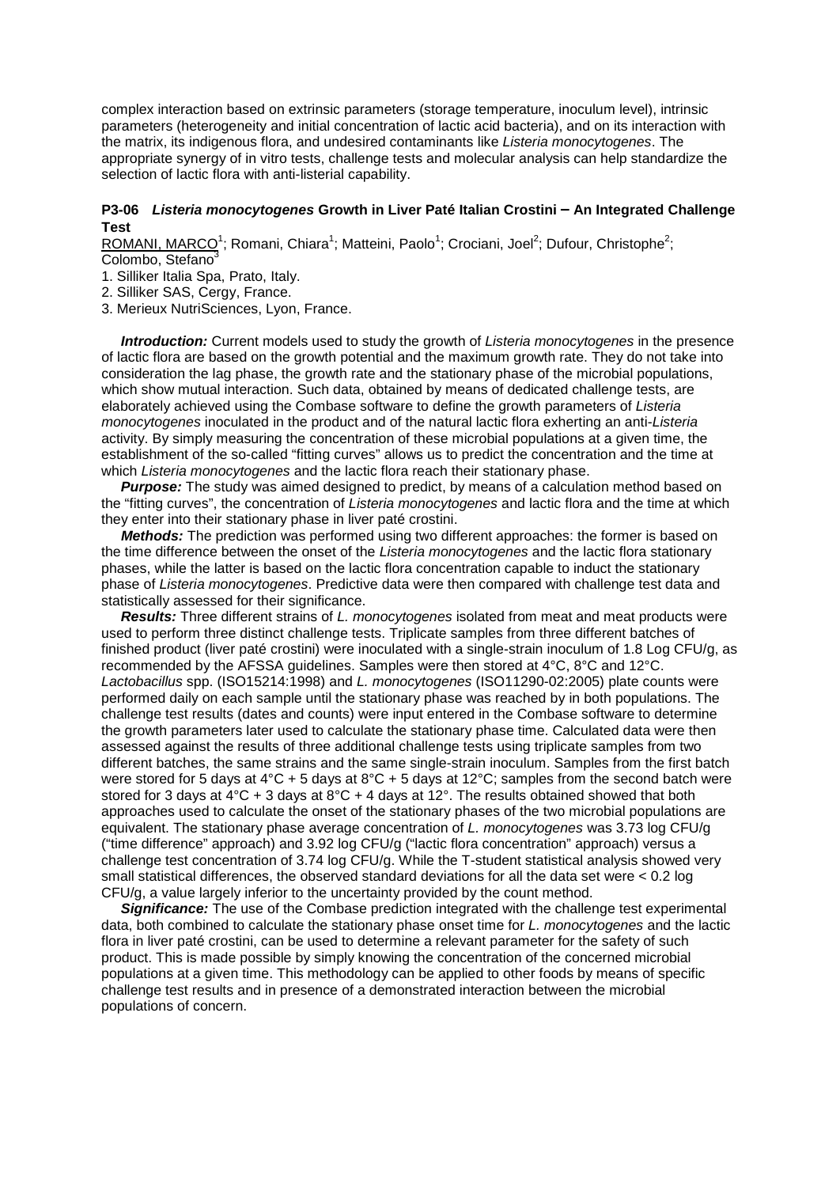complex interaction based on extrinsic parameters (storage temperature, inoculum level), intrinsic parameters (heterogeneity and initial concentration of lactic acid bacteria), and on its interaction with the matrix, its indigenous flora, and undesired contaminants like *Listeria monocytogenes*. The appropriate synergy of in vitro tests, challenge tests and molecular analysis can help standardize the selection of lactic flora with anti-listerial capability.

### P3-06 *Listeria monocytogenes* Growth in Liver Paté Italian Crostini – An Integrated Challenge Test

ROMANI, MARCO[1]; Romani, Chiara[1]; Matteini, Paolo[1]; Crociani, Joel[2]; Dufour, Christophe[2]; Colombo, Stefano[3]

1. Silliker Italia Spa, Prato, Italy.
2. Silliker SAS, Cergy, France.
3. Merieux NutriSciences, Lyon, France.

***Introduction:*** Current models used to study the growth of *Listeria monocytogenes* in the presence of lactic flora are based on the growth potential and the maximum growth rate. They do not take into consideration the lag phase, the growth rate and the stationary phase of the microbial populations, which show mutual interaction. Such data, obtained by means of dedicated challenge tests, are elaborately achieved using the Combase software to define the growth parameters of *Listeria monocytogenes* inoculated in the product and of the natural lactic flora exherting an anti-*Listeria* activity. By simply measuring the concentration of these microbial populations at a given time, the establishment of the so-called "fitting curves" allows us to predict the concentration and the time at which *Listeria monocytogenes* and the lactic flora reach their stationary phase.

***Purpose:*** The study was aimed designed to predict, by means of a calculation method based on the "fitting curves", the concentration of *Listeria monocytogenes* and lactic flora and the time at which they enter into their stationary phase in liver paté crostini.

***Methods:*** The prediction was performed using two different approaches: the former is based on the time difference between the onset of the *Listeria monocytogenes* and the lactic flora stationary phases, while the latter is based on the lactic flora concentration capable to induct the stationary phase of *Listeria monocytogenes*. Predictive data were then compared with challenge test data and statistically assessed for their significance.

***Results:*** Three different strains of *L. monocytogenes* isolated from meat and meat products were used to perform three distinct challenge tests. Triplicate samples from three different batches of finished product (liver paté crostini) were inoculated with a single-strain inoculum of 1.8 Log CFU/g, as recommended by the AFSSA guidelines. Samples were then stored at 4°C, 8°C and 12°C. *Lactobacillus* spp. (ISO15214:1998) and *L. monocytogenes* (ISO11290-02:2005) plate counts were performed daily on each sample until the stationary phase was reached by in both populations. The challenge test results (dates and counts) were input entered in the Combase software to determine the growth parameters later used to calculate the stationary phase time. Calculated data were then assessed against the results of three additional challenge tests using triplicate samples from two different batches, the same strains and the same single-strain inoculum. Samples from the first batch were stored for 5 days at 4°C + 5 days at 8°C + 5 days at 12°C; samples from the second batch were stored for 3 days at 4°C + 3 days at 8°C + 4 days at 12°. The results obtained showed that both approaches used to calculate the onset of the stationary phases of the two microbial populations are equivalent. The stationary phase average concentration of *L. monocytogenes* was 3.73 log CFU/g ("time difference" approach) and 3.92 log CFU/g ("lactic flora concentration" approach) versus a challenge test concentration of 3.74 log CFU/g. While the T-student statistical analysis showed very small statistical differences, the observed standard deviations for all the data set were < 0.2 log CFU/g, a value largely inferior to the uncertainty provided by the count method.

***Significance:*** The use of the Combase prediction integrated with the challenge test experimental data, both combined to calculate the stationary phase onset time for *L. monocytogenes* and the lactic flora in liver paté crostini, can be used to determine a relevant parameter for the safety of such product. This is made possible by simply knowing the concentration of the concerned microbial populations at a given time. This methodology can be applied to other foods by means of specific challenge test results and in presence of a demonstrated interaction between the microbial populations of concern.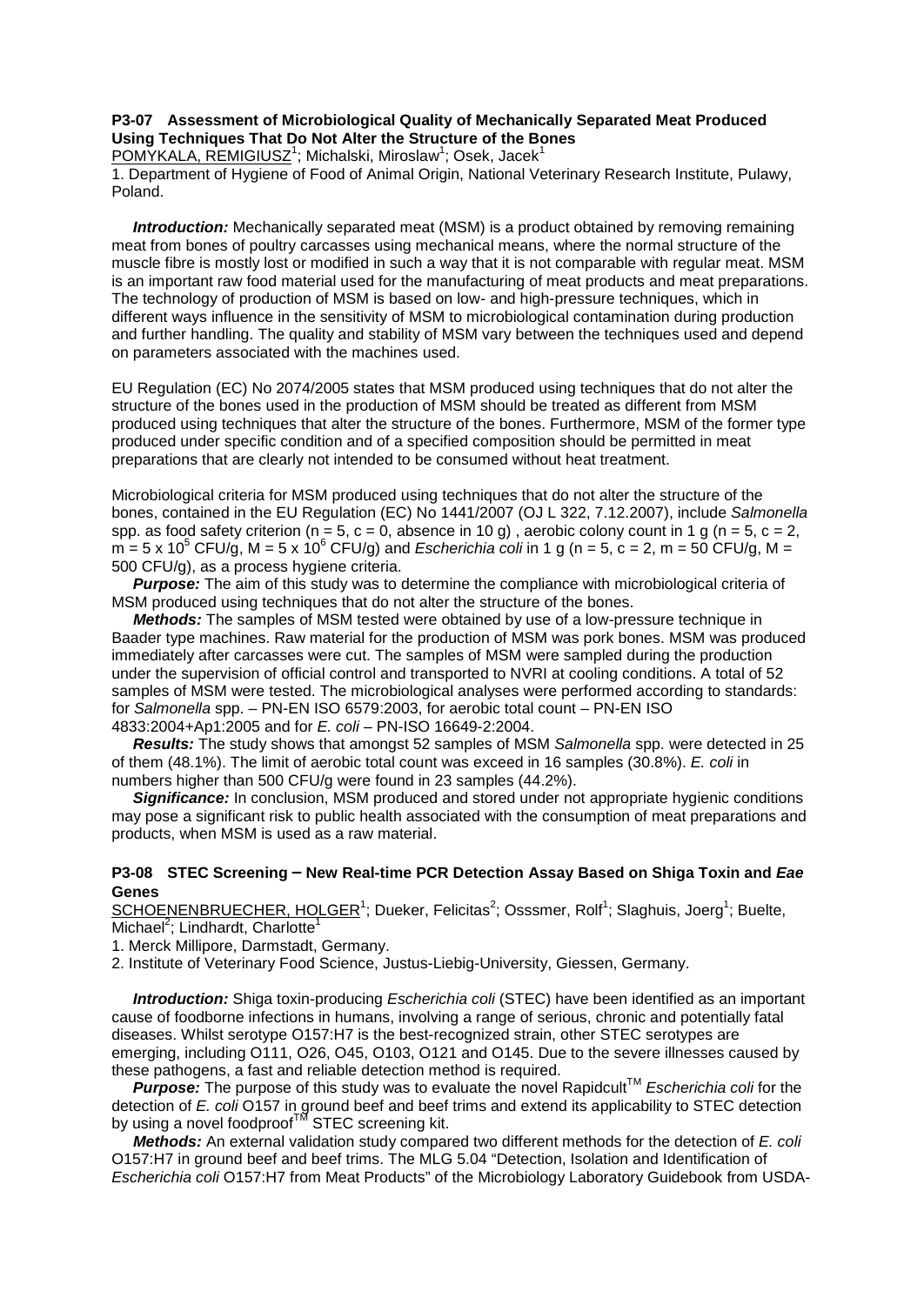### P3-07 Assessment of Microbiological Quality of Mechanically Separated Meat Produced Using Techniques That Do Not Alter the Structure of the Bones

POMYKALA, REMIGIUSZ[1]; Michalski, Miroslaw[1]; Osek, Jacek[1]

1. Department of Hygiene of Food of Animal Origin, National Veterinary Research Institute, Pulawy, Poland.

***Introduction:*** Mechanically separated meat (MSM) is a product obtained by removing remaining meat from bones of poultry carcasses using mechanical means, where the normal structure of the muscle fibre is mostly lost or modified in such a way that it is not comparable with regular meat. MSM is an important raw food material used for the manufacturing of meat products and meat preparations. The technology of production of MSM is based on low- and high-pressure techniques, which in different ways influence in the sensitivity of MSM to microbiological contamination during production and further handling. The quality and stability of MSM vary between the techniques used and depend on parameters associated with the machines used.

EU Regulation (EC) No 2074/2005 states that MSM produced using techniques that do not alter the structure of the bones used in the production of MSM should be treated as different from MSM produced using techniques that alter the structure of the bones. Furthermore, MSM of the former type produced under specific condition and of a specified composition should be permitted in meat preparations that are clearly not intended to be consumed without heat treatment.

Microbiological criteria for MSM produced using techniques that do not alter the structure of the bones, contained in the EU Regulation (EC) No 1441/2007 (OJ L 322, 7.12.2007), include *Salmonella* spp. as food safety criterion (n = 5, c = 0, absence in 10 g) , aerobic colony count in 1 g (n = 5, c = 2, m = 5 x $10^5$ CFU/g, M = 5 x $10^6$ CFU/g) and *Escherichia coli* in 1 g (n = 5, c = 2, m = 50 CFU/g, M = 500 CFU/g), as a process hygiene criteria.

***Purpose:*** The aim of this study was to determine the compliance with microbiological criteria of MSM produced using techniques that do not alter the structure of the bones.

***Methods:*** The samples of MSM tested were obtained by use of a low-pressure technique in Baader type machines. Raw material for the production of MSM was pork bones. MSM was produced immediately after carcasses were cut. The samples of MSM were sampled during the production under the supervision of official control and transported to NVRI at cooling conditions. A total of 52 samples of MSM were tested. The microbiological analyses were performed according to standards: for *Salmonella* spp. – PN-EN ISO 6579:2003, for aerobic total count – PN-EN ISO 4833:2004+Ap1:2005 and for *E. coli* – PN-ISO 16649-2:2004.

***Results:*** The study shows that amongst 52 samples of MSM *Salmonella* spp. were detected in 25 of them (48.1%). The limit of aerobic total count was exceed in 16 samples (30.8%). *E. coli* in numbers higher than 500 CFU/g were found in 23 samples (44.2%).

***Significance:*** In conclusion, MSM produced and stored under not appropriate hygienic conditions may pose a significant risk to public health associated with the consumption of meat preparations and products, when MSM is used as a raw material.

### P3-08 STEC Screening – New Real-time PCR Detection Assay Based on Shiga Toxin and *Eae* Genes

SCHOENENBRUECHER, HOLGER[1]; Dueker, Felicitas[2]; Osssmer, Rolf[1]; Slaghuis, Joerg[1]; Buelte, Michael[2]; Lindhardt, Charlotte[1]

1. Merck Millipore, Darmstadt, Germany.
2. Institute of Veterinary Food Science, Justus-Liebig-University, Giessen, Germany.

***Introduction:*** Shiga toxin-producing *Escherichia coli* (STEC) have been identified as an important cause of foodborne infections in humans, involving a range of serious, chronic and potentially fatal diseases. Whilst serotype O157:H7 is the best-recognized strain, other STEC serotypes are emerging, including O111, O26, O45, O103, O121 and O145. Due to the severe illnesses caused by these pathogens, a fast and reliable detection method is required.

***Purpose:*** The purpose of this study was to evaluate the novel Rapidcult™ *Escherichia coli* for the detection of *E. coli* O157 in ground beef and beef trims and extend its applicability to STEC detection by using a novel foodproof™ STEC screening kit.

***Methods:*** An external validation study compared two different methods for the detection of *E. coli* O157:H7 in ground beef and beef trims. The MLG 5.04 "Detection, Isolation and Identification of *Escherichia coli* O157:H7 from Meat Products" of the Microbiology Laboratory Guidebook from USDA-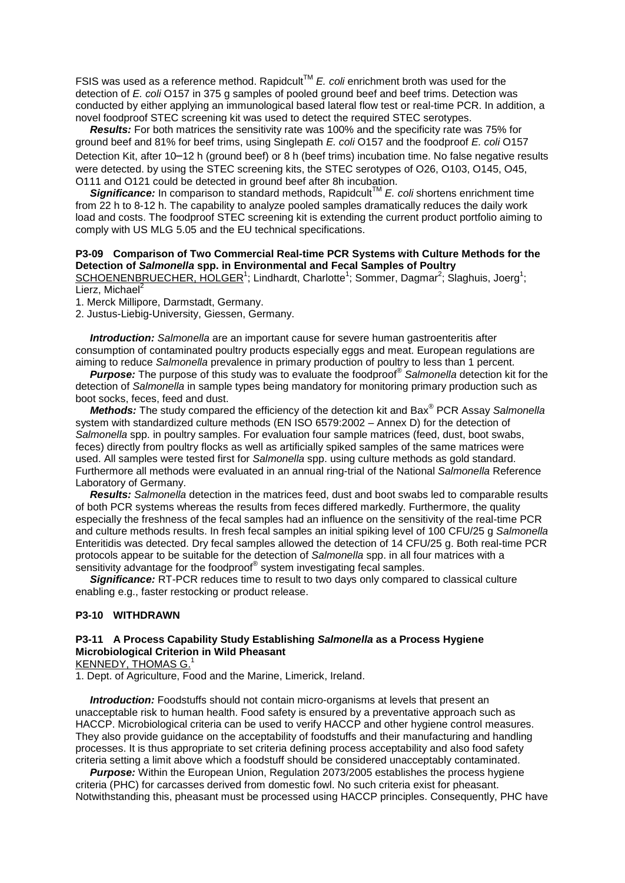FSIS was used as a reference method. Rapidcult™ *E. coli* enrichment broth was used for the detection of *E. coli* O157 in 375 g samples of pooled ground beef and beef trims. Detection was conducted by either applying an immunological based lateral flow test or real-time PCR. In addition, a novel foodproof STEC screening kit was used to detect the required STEC serotypes.

***Results:*** For both matrices the sensitivity rate was 100% and the specificity rate was 75% for ground beef and 81% for beef trims, using Singlepath *E. coli* O157 and the foodproof *E. coli* O157 Detection Kit, after 10–12 h (ground beef) or 8 h (beef trims) incubation time. No false negative results were detected. by using the STEC screening kits, the STEC serotypes of O26, O103, O145, O45, O111 and O121 could be detected in ground beef after 8h incubation.

***Significance:*** In comparison to standard methods, Rapidcult™ *E. coli* shortens enrichment time from 22 h to 8-12 h. The capability to analyze pooled samples dramatically reduces the daily work load and costs. The foodproof STEC screening kit is extending the current product portfolio aiming to comply with US MLG 5.05 and the EU technical specifications.

**P3-09 Comparison of Two Commercial Real-time PCR Systems with Culture Methods for the Detection of *Salmonella* spp. in Environmental and Fecal Samples of Poultry**

SCHOENENBRUECHER, HOLGER[1]; Lindhardt, Charlotte[1]; Sommer, Dagmar[2]; Slaghuis, Joerg[1]; Lierz, Michael[2]

1. Merck Millipore, Darmstadt, Germany.
2. Justus-Liebig-University, Giessen, Germany.

***Introduction:*** *Salmonella* are an important cause for severe human gastroenteritis after consumption of contaminated poultry products especially eggs and meat. European regulations are aiming to reduce *Salmonella* prevalence in primary production of poultry to less than 1 percent.

***Purpose:*** The purpose of this study was to evaluate the foodproof® *Salmonella* detection kit for the detection of *Salmonella* in sample types being mandatory for monitoring primary production such as boot socks, feces, feed and dust.

***Methods:*** The study compared the efficiency of the detection kit and Bax® PCR Assay *Salmonella* system with standardized culture methods (EN ISO 6579:2002 – Annex D) for the detection of *Salmonella* spp. in poultry samples. For evaluation four sample matrices (feed, dust, boot swabs, feces) directly from poultry flocks as well as artificially spiked samples of the same matrices were used. All samples were tested first for *Salmonella* spp. using culture methods as gold standard. Furthermore all methods were evaluated in an annual ring-trial of the National *Salmonella* Reference Laboratory of Germany.

***Results:*** *Salmonella* detection in the matrices feed, dust and boot swabs led to comparable results of both PCR systems whereas the results from feces differed markedly. Furthermore, the quality especially the freshness of the fecal samples had an influence on the sensitivity of the real-time PCR and culture methods results. In fresh fecal samples an initial spiking level of 100 CFU/25 g *Salmonella* Enteritidis was detected. Dry fecal samples allowed the detection of 14 CFU/25 g. Both real-time PCR protocols appear to be suitable for the detection of *Salmonella* spp. in all four matrices with a sensitivity advantage for the foodproof® system investigating fecal samples.

***Significance:*** RT-PCR reduces time to result to two days only compared to classical culture enabling e.g., faster restocking or product release.

**P3-10 WITHDRAWN**

**P3-11 A Process Capability Study Establishing *Salmonella* as a Process Hygiene Microbiological Criterion in Wild Pheasant**

KENNEDY, THOMAS G.[1]

1. Dept. of Agriculture, Food and the Marine, Limerick, Ireland.

***Introduction:*** Foodstuffs should not contain micro-organisms at levels that present an unacceptable risk to human health. Food safety is ensured by a preventative approach such as HACCP. Microbiological criteria can be used to verify HACCP and other hygiene control measures. They also provide guidance on the acceptability of foodstuffs and their manufacturing and handling processes. It is thus appropriate to set criteria defining process acceptability and also food safety criteria setting a limit above which a foodstuff should be considered unacceptably contaminated.

***Purpose:*** Within the European Union, Regulation 2073/2005 establishes the process hygiene criteria (PHC) for carcasses derived from domestic fowl. No such criteria exist for pheasant. Notwithstanding this, pheasant must be processed using HACCP principles. Consequently, PHC have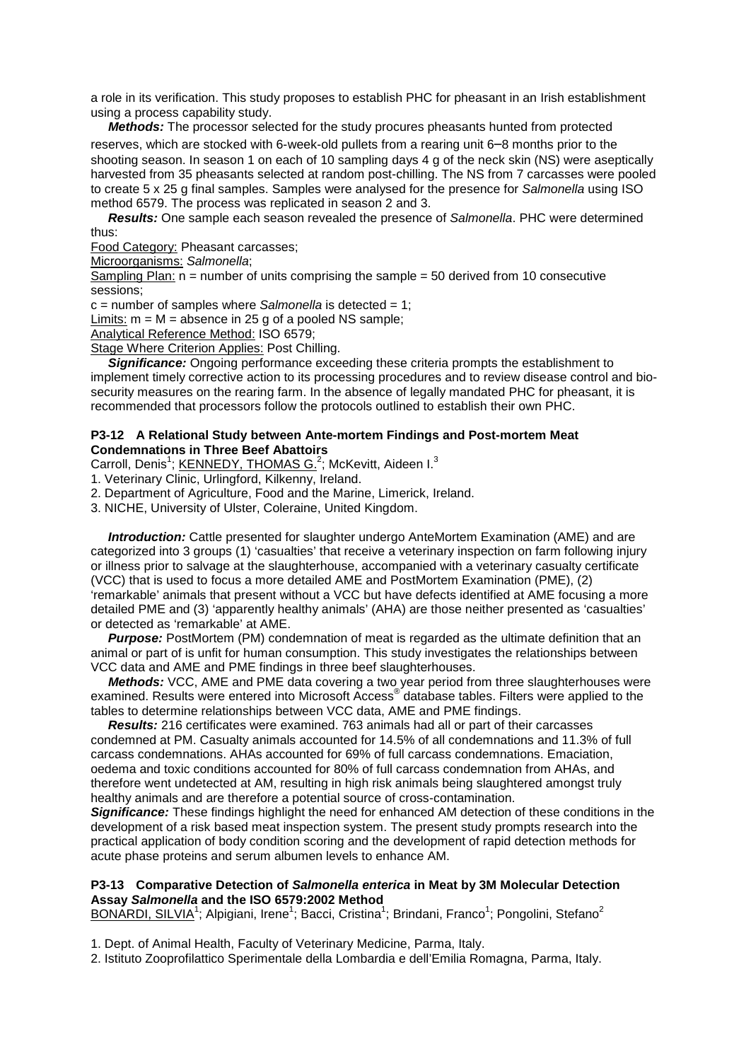a role in its verification. This study proposes to establish PHC for pheasant in an Irish establishment using a process capability study.

***Methods:*** The processor selected for the study procures pheasants hunted from protected reserves, which are stocked with 6-week-old pullets from a rearing unit 6–8 months prior to the shooting season. In season 1 on each of 10 sampling days 4 g of the neck skin (NS) were aseptically harvested from 35 pheasants selected at random post-chilling. The NS from 7 carcasses were pooled to create 5 x 25 g final samples. Samples were analysed for the presence for *Salmonella* using ISO method 6579. The process was replicated in season 2 and 3.

***Results:*** One sample each season revealed the presence of *Salmonella*. PHC were determined thus:

Food Category: Pheasant carcasses;

Microorganisms: *Salmonella*;

Sampling Plan: n = number of units comprising the sample = 50 derived from 10 consecutive sessions;

c = number of samples where *Salmonella* is detected = 1;

Limits: m = M = absence in 25 g of a pooled NS sample;

Analytical Reference Method: ISO 6579;

Stage Where Criterion Applies: Post Chilling.

***Significance:*** Ongoing performance exceeding these criteria prompts the establishment to implement timely corrective action to its processing procedures and to review disease control and bio-security measures on the rearing farm. In the absence of legally mandated PHC for pheasant, it is recommended that processors follow the protocols outlined to establish their own PHC.

### P3-12 A Relational Study between Ante-mortem Findings and Post-mortem Meat Condemnations in Three Beef Abattoirs

Carroll, Denis[1]; KENNEDY, THOMAS G.[2]; McKevitt, Aideen I.[3]

1. Veterinary Clinic, Urlingford, Kilkenny, Ireland.
2. Department of Agriculture, Food and the Marine, Limerick, Ireland.
3. NICHE, University of Ulster, Coleraine, United Kingdom.

***Introduction:*** Cattle presented for slaughter undergo AnteMortem Examination (AME) and are categorized into 3 groups (1) 'casualties' that receive a veterinary inspection on farm following injury or illness prior to salvage at the slaughterhouse, accompanied with a veterinary casualty certificate (VCC) that is used to focus a more detailed AME and PostMortem Examination (PME), (2) 'remarkable' animals that present without a VCC but have defects identified at AME focusing a more detailed PME and (3) 'apparently healthy animals' (AHA) are those neither presented as 'casualties' or detected as 'remarkable' at AME.

***Purpose:*** PostMortem (PM) condemnation of meat is regarded as the ultimate definition that an animal or part of is unfit for human consumption. This study investigates the relationships between VCC data and AME and PME findings in three beef slaughterhouses.

***Methods:*** VCC, AME and PME data covering a two year period from three slaughterhouses were examined. Results were entered into Microsoft Access® database tables. Filters were applied to the tables to determine relationships between VCC data, AME and PME findings.

***Results:*** 216 certificates were examined. 763 animals had all or part of their carcasses condemned at PM. Casualty animals accounted for 14.5% of all condemnations and 11.3% of full carcass condemnations. AHAs accounted for 69% of full carcass condemnations. Emaciation, oedema and toxic conditions accounted for 80% of full carcass condemnation from AHAs, and therefore went undetected at AM, resulting in high risk animals being slaughtered amongst truly healthy animals and are therefore a potential source of cross-contamination.

***Significance:*** These findings highlight the need for enhanced AM detection of these conditions in the development of a risk based meat inspection system. The present study prompts research into the practical application of body condition scoring and the development of rapid detection methods for acute phase proteins and serum albumen levels to enhance AM.

### P3-13 Comparative Detection of *Salmonella enterica* in Meat by 3M Molecular Detection Assay *Salmonella* and the ISO 6579:2002 Method

BONARDI, SILVIA[1]; Alpigiani, Irene[1]; Bacci, Cristina[1]; Brindani, Franco[1]; Pongolini, Stefano[2]

1. Dept. of Animal Health, Faculty of Veterinary Medicine, Parma, Italy.
2. Istituto Zooprofilattico Sperimentale della Lombardia e dell'Emilia Romagna, Parma, Italy.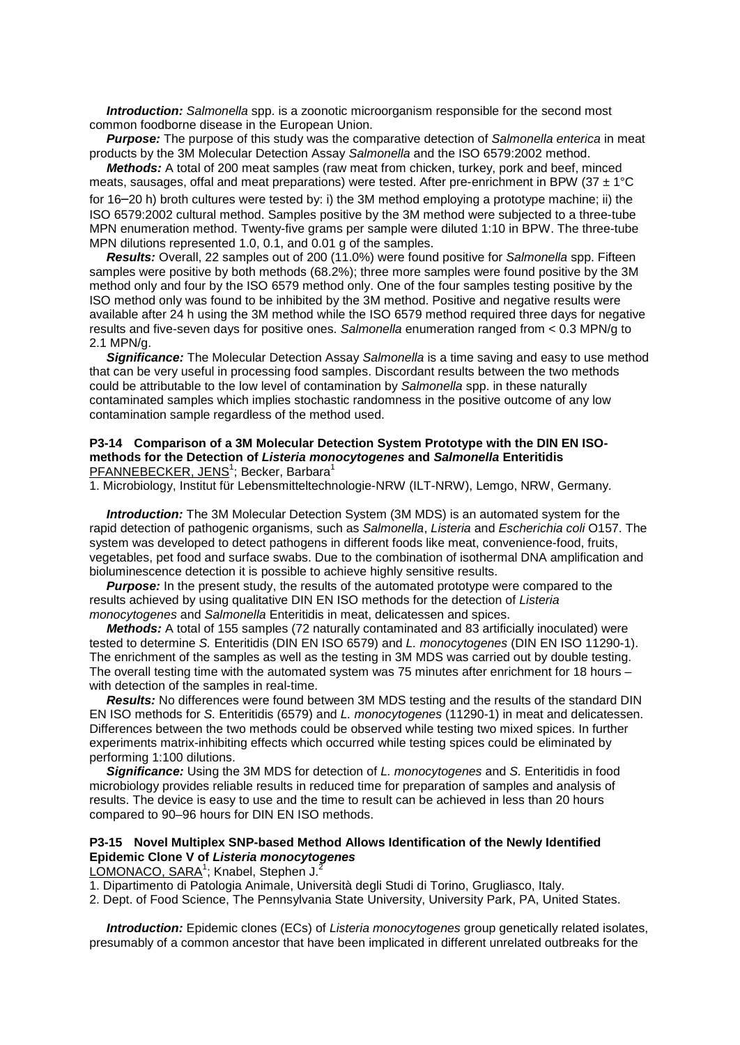***Introduction:*** *Salmonella* spp. is a zoonotic microorganism responsible for the second most common foodborne disease in the European Union.

***Purpose:*** The purpose of this study was the comparative detection of *Salmonella enterica* in meat products by the 3M Molecular Detection Assay *Salmonella* and the ISO 6579:2002 method.

***Methods:*** A total of 200 meat samples (raw meat from chicken, turkey, pork and beef, minced meats, sausages, offal and meat preparations) were tested. After pre-enrichment in BPW (37 ± 1°C for 16–20 h) broth cultures were tested by: i) the 3M method employing a prototype machine; ii) the ISO 6579:2002 cultural method. Samples positive by the 3M method were subjected to a three-tube MPN enumeration method. Twenty-five grams per sample were diluted 1:10 in BPW. The three-tube MPN dilutions represented 1.0, 0.1, and 0.01 g of the samples.

***Results:*** Overall, 22 samples out of 200 (11.0%) were found positive for *Salmonella* spp. Fifteen samples were positive by both methods (68.2%); three more samples were found positive by the 3M method only and four by the ISO 6579 method only. One of the four samples testing positive by the ISO method only was found to be inhibited by the 3M method. Positive and negative results were available after 24 h using the 3M method while the ISO 6579 method required three days for negative results and five-seven days for positive ones. *Salmonella* enumeration ranged from < 0.3 MPN/g to 2.1 MPN/g.

***Significance:*** The Molecular Detection Assay *Salmonella* is a time saving and easy to use method that can be very useful in processing food samples. Discordant results between the two methods could be attributable to the low level of contamination by *Salmonella* spp. in these naturally contaminated samples which implies stochastic randomness in the positive outcome of any low contamination sample regardless of the method used.

### P3-14 Comparison of a 3M Molecular Detection System Prototype with the DIN EN ISO-methods for the Detection of *Listeria monocytogenes* and *Salmonella* Enteritidis

PFANNEBECKER, JENS[1]; Becker, Barbara[1]

1. Microbiology, Institut für Lebensmitteltechnologie-NRW (ILT-NRW), Lemgo, NRW, Germany.

***Introduction:*** The 3M Molecular Detection System (3M MDS) is an automated system for the rapid detection of pathogenic organisms, such as *Salmonella*, *Listeria* and *Escherichia coli* O157. The system was developed to detect pathogens in different foods like meat, convenience-food, fruits, vegetables, pet food and surface swabs. Due to the combination of isothermal DNA amplification and bioluminescence detection it is possible to achieve highly sensitive results.

***Purpose:*** In the present study, the results of the automated prototype were compared to the results achieved by using qualitative DIN EN ISO methods for the detection of *Listeria monocytogenes* and *Salmonella* Enteritidis in meat, delicatessen and spices.

***Methods:*** A total of 155 samples (72 naturally contaminated and 83 artificially inoculated) were tested to determine *S.* Enteritidis (DIN EN ISO 6579) and *L. monocytogenes* (DIN EN ISO 11290-1). The enrichment of the samples as well as the testing in 3M MDS was carried out by double testing. The overall testing time with the automated system was 75 minutes after enrichment for 18 hours – with detection of the samples in real-time.

***Results:*** No differences were found between 3M MDS testing and the results of the standard DIN EN ISO methods for *S.* Enteritidis (6579) and *L. monocytogenes* (11290-1) in meat and delicatessen. Differences between the two methods could be observed while testing two mixed spices. In further experiments matrix-inhibiting effects which occurred while testing spices could be eliminated by performing 1:100 dilutions.

***Significance:*** Using the 3M MDS for detection of *L. monocytogenes* and *S.* Enteritidis in food microbiology provides reliable results in reduced time for preparation of samples and analysis of results. The device is easy to use and the time to result can be achieved in less than 20 hours compared to 90–96 hours for DIN EN ISO methods.

### P3-15 Novel Multiplex SNP-based Method Allows Identification of the Newly Identified Epidemic Clone V of *Listeria monocytogenes*

LOMONACO, SARA[1]; Knabel, Stephen J.[2]

1. Dipartimento di Patologia Animale, Università degli Studi di Torino, Grugliasco, Italy.
2. Dept. of Food Science, The Pennsylvania State University, University Park, PA, United States.

***Introduction:*** Epidemic clones (ECs) of *Listeria monocytogenes* group genetically related isolates, presumably of a common ancestor that have been implicated in different unrelated outbreaks for the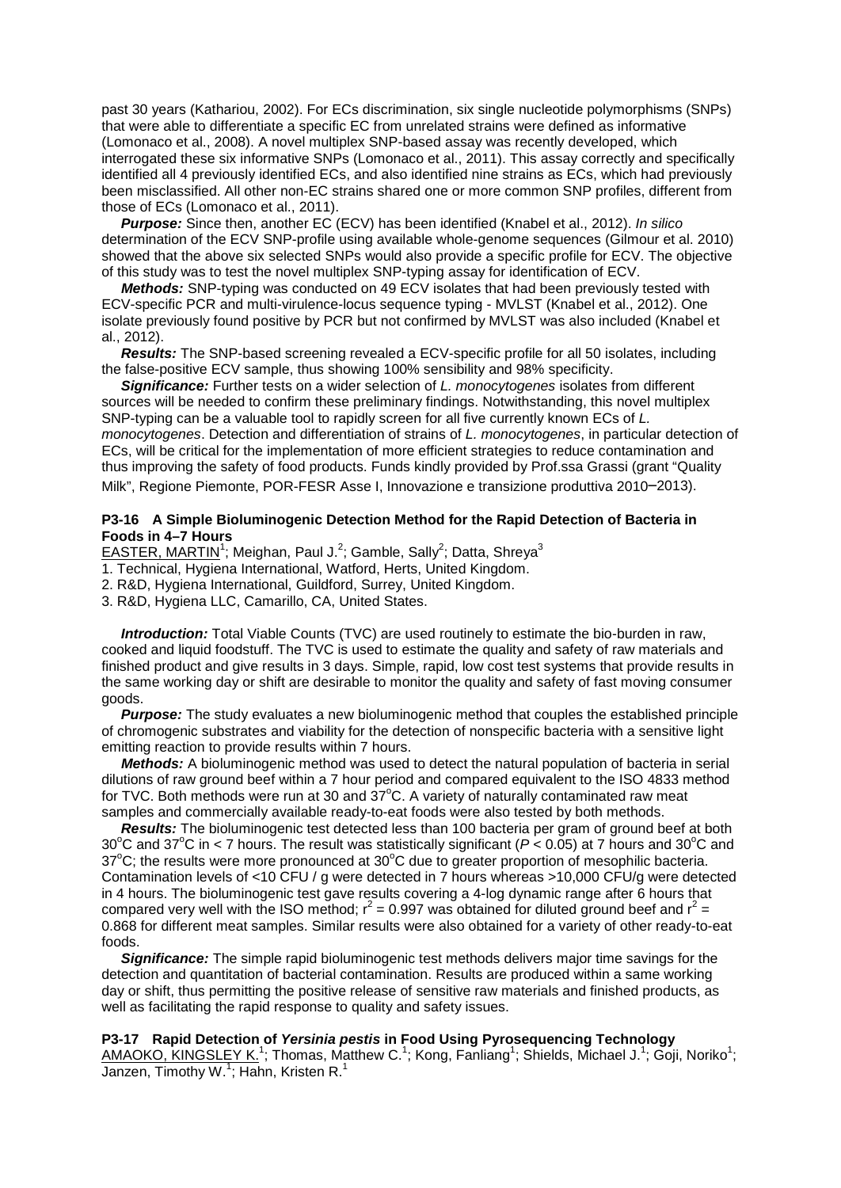past 30 years (Kathariou, 2002). For ECs discrimination, six single nucleotide polymorphisms (SNPs) that were able to differentiate a specific EC from unrelated strains were defined as informative (Lomonaco et al., 2008). A novel multiplex SNP-based assay was recently developed, which interrogated these six informative SNPs (Lomonaco et al., 2011). This assay correctly and specifically identified all 4 previously identified ECs, and also identified nine strains as ECs, which had previously been misclassified. All other non-EC strains shared one or more common SNP profiles, different from those of ECs (Lomonaco et al., 2011).

***Purpose:*** Since then, another EC (ECV) has been identified (Knabel et al., 2012). *In silico* determination of the ECV SNP-profile using available whole-genome sequences (Gilmour et al. 2010) showed that the above six selected SNPs would also provide a specific profile for ECV. The objective of this study was to test the novel multiplex SNP-typing assay for identification of ECV.

***Methods:*** SNP-typing was conducted on 49 ECV isolates that had been previously tested with ECV-specific PCR and multi-virulence-locus sequence typing - MVLST (Knabel et al., 2012). One isolate previously found positive by PCR but not confirmed by MVLST was also included (Knabel et al., 2012).

***Results:*** The SNP-based screening revealed a ECV-specific profile for all 50 isolates, including the false-positive ECV sample, thus showing 100% sensibility and 98% specificity.

***Significance:*** Further tests on a wider selection of *L. monocytogenes* isolates from different sources will be needed to confirm these preliminary findings. Notwithstanding, this novel multiplex SNP-typing can be a valuable tool to rapidly screen for all five currently known ECs of *L. monocytogenes*. Detection and differentiation of strains of *L. monocytogenes*, in particular detection of ECs, will be critical for the implementation of more efficient strategies to reduce contamination and thus improving the safety of food products. Funds kindly provided by Prof.ssa Grassi (grant "Quality Milk", Regione Piemonte, POR-FESR Asse I, Innovazione e transizione produttiva 2010–2013).

**P3-16 A Simple Bioluminogenic Detection Method for the Rapid Detection of Bacteria in Foods in 4–7 Hours**

EASTER, MARTIN[1]; Meighan, Paul J.[2]; Gamble, Sally[2]; Datta, Shreya[3]

1. Technical, Hygiena International, Watford, Herts, United Kingdom.
2. R&D, Hygiena International, Guildford, Surrey, United Kingdom.
3. R&D, Hygiena LLC, Camarillo, CA, United States.

***Introduction:*** Total Viable Counts (TVC) are used routinely to estimate the bio-burden in raw, cooked and liquid foodstuff. The TVC is used to estimate the quality and safety of raw materials and finished product and give results in 3 days. Simple, rapid, low cost test systems that provide results in the same working day or shift are desirable to monitor the quality and safety of fast moving consumer goods.

***Purpose:*** The study evaluates a new bioluminogenic method that couples the established principle of chromogenic substrates and viability for the detection of nonspecific bacteria with a sensitive light emitting reaction to provide results within 7 hours.

***Methods:*** A bioluminogenic method was used to detect the natural population of bacteria in serial dilutions of raw ground beef within a 7 hour period and compared equivalent to the ISO 4833 method for TVC. Both methods were run at 30 and 37°C. A variety of naturally contaminated raw meat samples and commercially available ready-to-eat foods were also tested by both methods.

***Results:*** The bioluminogenic test detected less than 100 bacteria per gram of ground beef at both 30°C and 37°C in < 7 hours. The result was statistically significant ($P < 0.05$) at 7 hours and 30°C and 37°C; the results were more pronounced at 30°C due to greater proportion of mesophilic bacteria. Contamination levels of <10 CFU / g were detected in 7 hours whereas >10,000 CFU/g were detected in 4 hours. The bioluminogenic test gave results covering a 4-log dynamic range after 6 hours that compared very well with the ISO method; $r^2 = 0.997$ was obtained for diluted ground beef and $r^2 = 0.868$ for different meat samples. Similar results were also obtained for a variety of other ready-to-eat foods.

***Significance:*** The simple rapid bioluminogenic test methods delivers major time savings for the detection and quantitation of bacterial contamination. Results are produced within a same working day or shift, thus permitting the positive release of sensitive raw materials and finished products, as well as facilitating the rapid response to quality and safety issues.

**P3-17 Rapid Detection of *Yersinia pestis* in Food Using Pyrosequencing Technology**

AMAOKO, KINGSLEY K.[1]; Thomas, Matthew C.[1]; Kong, Fanliang[1]; Shields, Michael J.[1]; Goji, Noriko[1]; Janzen, Timothy W.[1]; Hahn, Kristen R.[1]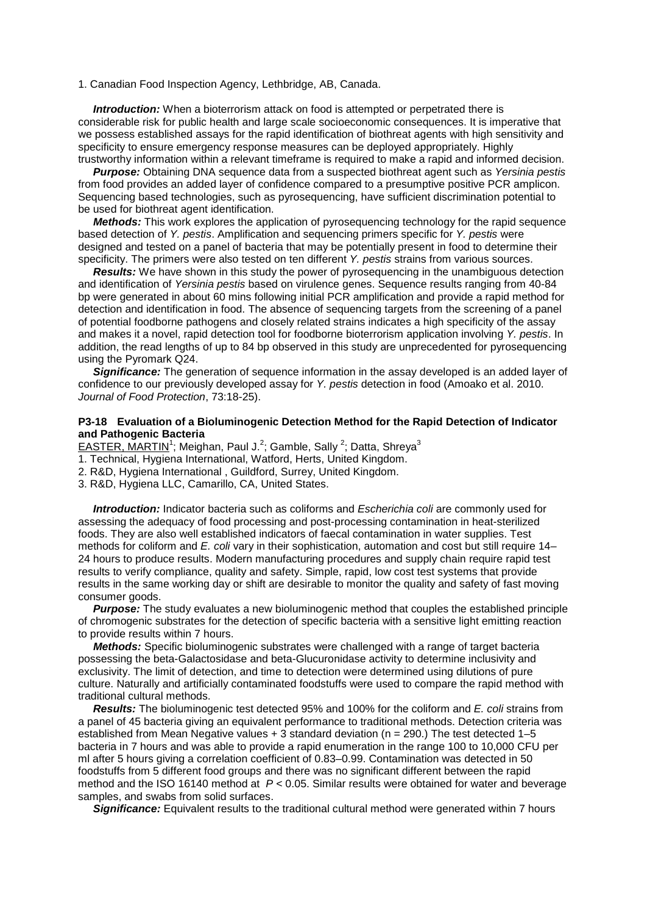1. Canadian Food Inspection Agency, Lethbridge, AB, Canada.

***Introduction:*** When a bioterrorism attack on food is attempted or perpetrated there is considerable risk for public health and large scale socioeconomic consequences. It is imperative that we possess established assays for the rapid identification of biothreat agents with high sensitivity and specificity to ensure emergency response measures can be deployed appropriately. Highly trustworthy information within a relevant timeframe is required to make a rapid and informed decision.

***Purpose:*** Obtaining DNA sequence data from a suspected biothreat agent such as *Yersinia pestis* from food provides an added layer of confidence compared to a presumptive positive PCR amplicon. Sequencing based technologies, such as pyrosequencing, have sufficient discrimination potential to be used for biothreat agent identification.

***Methods:*** This work explores the application of pyrosequencing technology for the rapid sequence based detection of *Y. pestis*. Amplification and sequencing primers specific for *Y. pestis* were designed and tested on a panel of bacteria that may be potentially present in food to determine their specificity. The primers were also tested on ten different *Y. pestis* strains from various sources.

***Results:*** We have shown in this study the power of pyrosequencing in the unambiguous detection and identification of *Yersinia pestis* based on virulence genes. Sequence results ranging from 40-84 bp were generated in about 60 mins following initial PCR amplification and provide a rapid method for detection and identification in food. The absence of sequencing targets from the screening of a panel of potential foodborne pathogens and closely related strains indicates a high specificity of the assay and makes it a novel, rapid detection tool for foodborne bioterrorism application involving *Y. pestis*. In addition, the read lengths of up to 84 bp observed in this study are unprecedented for pyrosequencing using the Pyromark Q24.

***Significance:*** The generation of sequence information in the assay developed is an added layer of confidence to our previously developed assay for *Y. pestis* detection in food (Amoako et al. 2010. *Journal of Food Protection*, 73:18-25).

### P3-18 Evaluation of a Bioluminogenic Detection Method for the Rapid Detection of Indicator and Pathogenic Bacteria

EASTER, MARTIN[1]; Meighan, Paul J.[2]; Gamble, Sally [2]; Datta, Shreya[3]

1. Technical, Hygiena International, Watford, Herts, United Kingdom.
2. R&D, Hygiena International , Guildford, Surrey, United Kingdom.
3. R&D, Hygiena LLC, Camarillo, CA, United States.

***Introduction:*** Indicator bacteria such as coliforms and *Escherichia coli* are commonly used for assessing the adequacy of food processing and post-processing contamination in heat-sterilized foods. They are also well established indicators of faecal contamination in water supplies. Test methods for coliform and *E. coli* vary in their sophistication, automation and cost but still require 14–24 hours to produce results. Modern manufacturing procedures and supply chain require rapid test results to verify compliance, quality and safety. Simple, rapid, low cost test systems that provide results in the same working day or shift are desirable to monitor the quality and safety of fast moving consumer goods.

***Purpose:*** The study evaluates a new bioluminogenic method that couples the established principle of chromogenic substrates for the detection of specific bacteria with a sensitive light emitting reaction to provide results within 7 hours.

***Methods:*** Specific bioluminogenic substrates were challenged with a range of target bacteria possessing the beta-Galactosidase and beta-Glucuronidase activity to determine inclusivity and exclusivity. The limit of detection, and time to detection were determined using dilutions of pure culture. Naturally and artificially contaminated foodstuffs were used to compare the rapid method with traditional cultural methods.

***Results:*** The bioluminogenic test detected 95% and 100% for the coliform and *E. coli* strains from a panel of 45 bacteria giving an equivalent performance to traditional methods. Detection criteria was established from Mean Negative values + 3 standard deviation (n = 290.) The test detected 1–5 bacteria in 7 hours and was able to provide a rapid enumeration in the range 100 to 10,000 CFU per ml after 5 hours giving a correlation coefficient of 0.83–0.99. Contamination was detected in 50 foodstuffs from 5 different food groups and there was no significant different between the rapid method and the ISO 16140 method at $P < 0.05$. Similar results were obtained for water and beverage samples, and swabs from solid surfaces.

***Significance:*** Equivalent results to the traditional cultural method were generated within 7 hours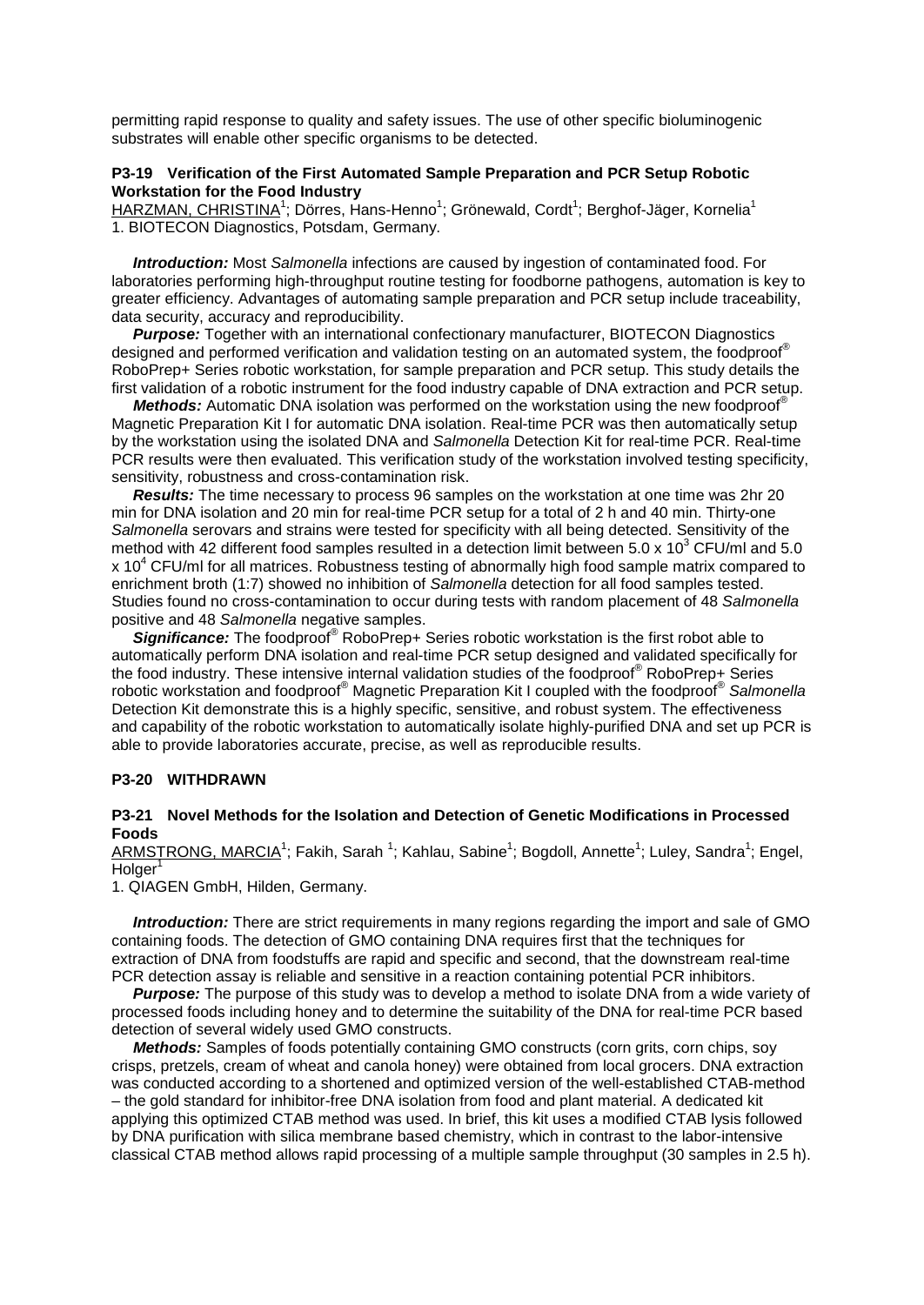permitting rapid response to quality and safety issues. The use of other specific bioluminogenic substrates will enable other specific organisms to be detected.

### P3-19 Verification of the First Automated Sample Preparation and PCR Setup Robotic Workstation for the Food Industry

HARZMAN, CHRISTINA[1]; Dörres, Hans-Henno[1]; Grönewald, Cordt[1]; Berghof-Jäger, Kornelia[1]
1. BIOTECON Diagnostics, Potsdam, Germany.

***Introduction:*** Most *Salmonella* infections are caused by ingestion of contaminated food. For laboratories performing high-throughput routine testing for foodborne pathogens, automation is key to greater efficiency. Advantages of automating sample preparation and PCR setup include traceability, data security, accuracy and reproducibility.

***Purpose:*** Together with an international confectionary manufacturer, BIOTECON Diagnostics designed and performed verification and validation testing on an automated system, the foodproof® RoboPrep+ Series robotic workstation, for sample preparation and PCR setup. This study details the first validation of a robotic instrument for the food industry capable of DNA extraction and PCR setup.

***Methods:*** Automatic DNA isolation was performed on the workstation using the new foodproof® Magnetic Preparation Kit I for automatic DNA isolation. Real-time PCR was then automatically setup by the workstation using the isolated DNA and *Salmonella* Detection Kit for real-time PCR. Real-time PCR results were then evaluated. This verification study of the workstation involved testing specificity, sensitivity, robustness and cross-contamination risk.

***Results:*** The time necessary to process 96 samples on the workstation at one time was 2hr 20 min for DNA isolation and 20 min for real-time PCR setup for a total of 2 h and 40 min. Thirty-one *Salmonella* serovars and strains were tested for specificity with all being detected. Sensitivity of the method with 42 different food samples resulted in a detection limit between $5.0 \times 10^3$ CFU/ml and $5.0 \times 10^4$ CFU/ml for all matrices. Robustness testing of abnormally high food sample matrix compared to enrichment broth (1:7) showed no inhibition of *Salmonella* detection for all food samples tested. Studies found no cross-contamination to occur during tests with random placement of 48 *Salmonella* positive and 48 *Salmonella* negative samples.

***Significance:*** The foodproof® RoboPrep+ Series robotic workstation is the first robot able to automatically perform DNA isolation and real-time PCR setup designed and validated specifically for the food industry. These intensive internal validation studies of the foodproof® RoboPrep+ Series robotic workstation and foodproof® Magnetic Preparation Kit I coupled with the foodproof® *Salmonella* Detection Kit demonstrate this is a highly specific, sensitive, and robust system. The effectiveness and capability of the robotic workstation to automatically isolate highly-purified DNA and set up PCR is able to provide laboratories accurate, precise, as well as reproducible results.

### P3-20 WITHDRAWN

### P3-21 Novel Methods for the Isolation and Detection of Genetic Modifications in Processed Foods

ARMSTRONG, MARCIA[1]; Fakih, Sarah [1]; Kahlau, Sabine[1]; Bogdoll, Annette[1]; Luley, Sandra[1]; Engel, Holger[1]
1. QIAGEN GmbH, Hilden, Germany.

***Introduction:*** There are strict requirements in many regions regarding the import and sale of GMO containing foods. The detection of GMO containing DNA requires first that the techniques for extraction of DNA from foodstuffs are rapid and specific and second, that the downstream real-time PCR detection assay is reliable and sensitive in a reaction containing potential PCR inhibitors.

***Purpose:*** The purpose of this study was to develop a method to isolate DNA from a wide variety of processed foods including honey and to determine the suitability of the DNA for real-time PCR based detection of several widely used GMO constructs.

***Methods:*** Samples of foods potentially containing GMO constructs (corn grits, corn chips, soy crisps, pretzels, cream of wheat and canola honey) were obtained from local grocers. DNA extraction was conducted according to a shortened and optimized version of the well-established CTAB-method – the gold standard for inhibitor-free DNA isolation from food and plant material. A dedicated kit applying this optimized CTAB method was used. In brief, this kit uses a modified CTAB lysis followed by DNA purification with silica membrane based chemistry, which in contrast to the labor-intensive classical CTAB method allows rapid processing of a multiple sample throughput (30 samples in 2.5 h).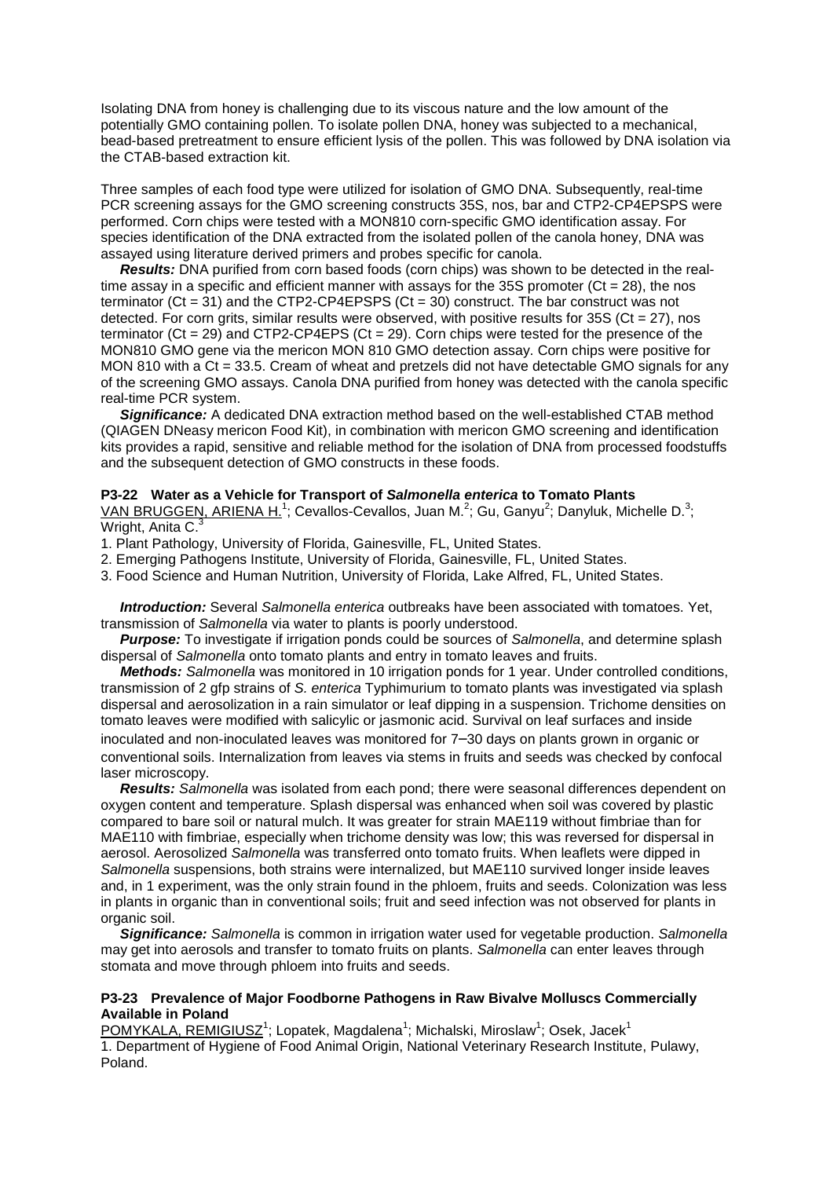Isolating DNA from honey is challenging due to its viscous nature and the low amount of the potentially GMO containing pollen. To isolate pollen DNA, honey was subjected to a mechanical, bead-based pretreatment to ensure efficient lysis of the pollen. This was followed by DNA isolation via the CTAB-based extraction kit.

Three samples of each food type were utilized for isolation of GMO DNA. Subsequently, real-time PCR screening assays for the GMO screening constructs 35S, nos, bar and CTP2-CP4EPSPS were performed. Corn chips were tested with a MON810 corn-specific GMO identification assay. For species identification of the DNA extracted from the isolated pollen of the canola honey, DNA was assayed using literature derived primers and probes specific for canola.

***Results:*** DNA purified from corn based foods (corn chips) was shown to be detected in the real-time assay in a specific and efficient manner with assays for the 35S promoter (Ct = 28), the nos terminator (Ct = 31) and the CTP2-CP4EPSPS (Ct = 30) construct. The bar construct was not detected. For corn grits, similar results were observed, with positive results for 35S (Ct = 27), nos terminator (Ct = 29) and CTP2-CP4EPS (Ct = 29). Corn chips were tested for the presence of the MON810 GMO gene via the mericon MON 810 GMO detection assay. Corn chips were positive for MON 810 with a Ct = 33.5. Cream of wheat and pretzels did not have detectable GMO signals for any of the screening GMO assays. Canola DNA purified from honey was detected with the canola specific real-time PCR system.

***Significance:*** A dedicated DNA extraction method based on the well-established CTAB method (QIAGEN DNeasy mericon Food Kit), in combination with mericon GMO screening and identification kits provides a rapid, sensitive and reliable method for the isolation of DNA from processed foodstuffs and the subsequent detection of GMO constructs in these foods.

### P3-22 Water as a Vehicle for Transport of *Salmonella enterica* to Tomato Plants

VAN BRUGGEN, ARIENA H.[1]; Cevallos-Cevallos, Juan M.[2]; Gu, Ganyu[2]; Danyluk, Michelle D.[3]; Wright, Anita C.[3]

1. Plant Pathology, University of Florida, Gainesville, FL, United States.
2. Emerging Pathogens Institute, University of Florida, Gainesville, FL, United States.
3. Food Science and Human Nutrition, University of Florida, Lake Alfred, FL, United States.

***Introduction:*** Several *Salmonella enterica* outbreaks have been associated with tomatoes. Yet, transmission of *Salmonella* via water to plants is poorly understood.

***Purpose:*** To investigate if irrigation ponds could be sources of *Salmonella*, and determine splash dispersal of *Salmonella* onto tomato plants and entry in tomato leaves and fruits.

***Methods:*** *Salmonella* was monitored in 10 irrigation ponds for 1 year. Under controlled conditions, transmission of 2 gfp strains of *S. enterica* Typhimurium to tomato plants was investigated via splash dispersal and aerosolization in a rain simulator or leaf dipping in a suspension. Trichome densities on tomato leaves were modified with salicylic or jasmonic acid. Survival on leaf surfaces and inside inoculated and non-inoculated leaves was monitored for 7–30 days on plants grown in organic or conventional soils. Internalization from leaves via stems in fruits and seeds was checked by confocal laser microscopy.

***Results:*** *Salmonella* was isolated from each pond; there were seasonal differences dependent on oxygen content and temperature. Splash dispersal was enhanced when soil was covered by plastic compared to bare soil or natural mulch. It was greater for strain MAE119 without fimbriae than for MAE110 with fimbriae, especially when trichome density was low; this was reversed for dispersal in aerosol. Aerosolized *Salmonella* was transferred onto tomato fruits. When leaflets were dipped in *Salmonella* suspensions, both strains were internalized, but MAE110 survived longer inside leaves and, in 1 experiment, was the only strain found in the phloem, fruits and seeds. Colonization was less in plants in organic than in conventional soils; fruit and seed infection was not observed for plants in organic soil.

***Significance:*** *Salmonella* is common in irrigation water used for vegetable production. *Salmonella* may get into aerosols and transfer to tomato fruits on plants. *Salmonella* can enter leaves through stomata and move through phloem into fruits and seeds.

### P3-23 Prevalence of Major Foodborne Pathogens in Raw Bivalve Molluscs Commercially Available in Poland

POMYKALA, REMIGIUSZ[1]; Lopatek, Magdalena[1]; Michalski, Miroslaw[1]; Osek, Jacek[1]

1. Department of Hygiene of Food Animal Origin, National Veterinary Research Institute, Pulawy, Poland.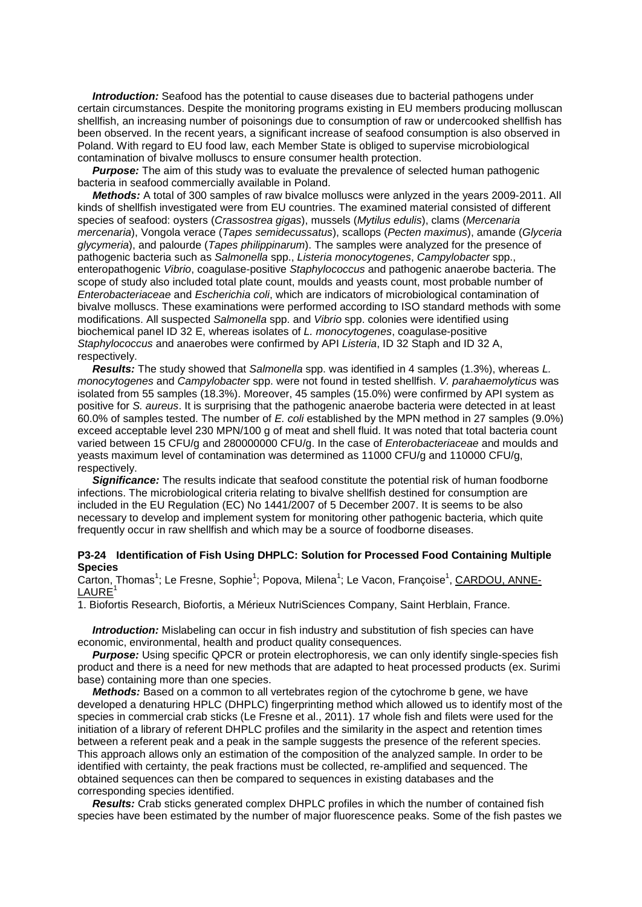***Introduction:*** Seafood has the potential to cause diseases due to bacterial pathogens under certain circumstances. Despite the monitoring programs existing in EU members producing molluscan shellfish, an increasing number of poisonings due to consumption of raw or undercooked shellfish has been observed. In the recent years, a significant increase of seafood consumption is also observed in Poland. With regard to EU food law, each Member State is obliged to supervise microbiological contamination of bivalve molluscs to ensure consumer health protection.

***Purpose:*** The aim of this study was to evaluate the prevalence of selected human pathogenic bacteria in seafood commercially available in Poland.

***Methods:*** A total of 300 samples of raw bivalce molluscs were anlyzed in the years 2009-2011. All kinds of shellfish investigated were from EU countries. The examined material consisted of different species of seafood: oysters (*Crassostrea gigas*), mussels (*Mytilus edulis*), clams (*Mercenaria mercenaria*), Vongola verace (*Tapes semidecussatus*), scallops (*Pecten maximus*), amande (*Glyceria glycymeria*), and palourde (*Tapes philippinarum*). The samples were analyzed for the presence of pathogenic bacteria such as *Salmonella* spp., *Listeria monocytogenes*, *Campylobacter* spp., enteropathogenic *Vibrio*, coagulase-positive *Staphylococcus* and pathogenic anaerobe bacteria. The scope of study also included total plate count, moulds and yeasts count, most probable number of *Enterobacteriaceae* and *Escherichia coli*, which are indicators of microbiological contamination of bivalve molluscs. These examinations were performed according to ISO standard methods with some modifications. All suspected *Salmonella* spp. and *Vibrio* spp. colonies were identified using biochemical panel ID 32 E, whereas isolates of *L. monocytogenes*, coagulase-positive *Staphylococcus* and anaerobes were confirmed by API *Listeria*, ID 32 Staph and ID 32 A, respectively.

***Results:*** The study showed that *Salmonella* spp. was identified in 4 samples (1.3%), whereas *L. monocytogenes* and *Campylobacter* spp. were not found in tested shellfish. *V. parahaemolyticus* was isolated from 55 samples (18.3%). Moreover, 45 samples (15.0%) were confirmed by API system as positive for *S. aureus*. It is surprising that the pathogenic anaerobe bacteria were detected in at least 60.0% of samples tested. The number of *E. coli* established by the MPN method in 27 samples (9.0%) exceed acceptable level 230 MPN/100 g of meat and shell fluid. It was noted that total bacteria count varied between 15 CFU/g and 280000000 CFU/g. In the case of *Enterobacteriaceae* and moulds and yeasts maximum level of contamination was determined as 11000 CFU/g and 110000 CFU/g, respectively.

***Significance:*** The results indicate that seafood constitute the potential risk of human foodborne infections. The microbiological criteria relating to bivalve shellfish destined for consumption are included in the EU Regulation (EC) No 1441/2007 of 5 December 2007. It is seems to be also necessary to develop and implement system for monitoring other pathogenic bacteria, which quite frequently occur in raw shellfish and which may be a source of foodborne diseases.

### P3-24 Identification of Fish Using DHPLC: Solution for Processed Food Containing Multiple Species

Carton, Thomas[1]; Le Fresne, Sophie[1]; Popova, Milena[1]; Le Vacon, Françoise[1], <u>CARDOU, ANNE-LAURE</u>[1]

1. Biofortis Research, Biofortis, a Mérieux NutriSciences Company, Saint Herblain, France.

***Introduction:*** Mislabeling can occur in fish industry and substitution of fish species can have economic, environmental, health and product quality consequences.

***Purpose:*** Using specific QPCR or protein electrophoresis, we can only identify single-species fish product and there is a need for new methods that are adapted to heat processed products (ex. Surimi base) containing more than one species.

***Methods:*** Based on a common to all vertebrates region of the cytochrome b gene, we have developed a denaturing HPLC (DHPLC) fingerprinting method which allowed us to identify most of the species in commercial crab sticks (Le Fresne et al., 2011). 17 whole fish and filets were used for the initiation of a library of referent DHPLC profiles and the similarity in the aspect and retention times between a referent peak and a peak in the sample suggests the presence of the referent species. This approach allows only an estimation of the composition of the analyzed sample. In order to be identified with certainty, the peak fractions must be collected, re-amplified and sequenced. The obtained sequences can then be compared to sequences in existing databases and the corresponding species identified.

***Results:*** Crab sticks generated complex DHPLC profiles in which the number of contained fish species have been estimated by the number of major fluorescence peaks. Some of the fish pastes we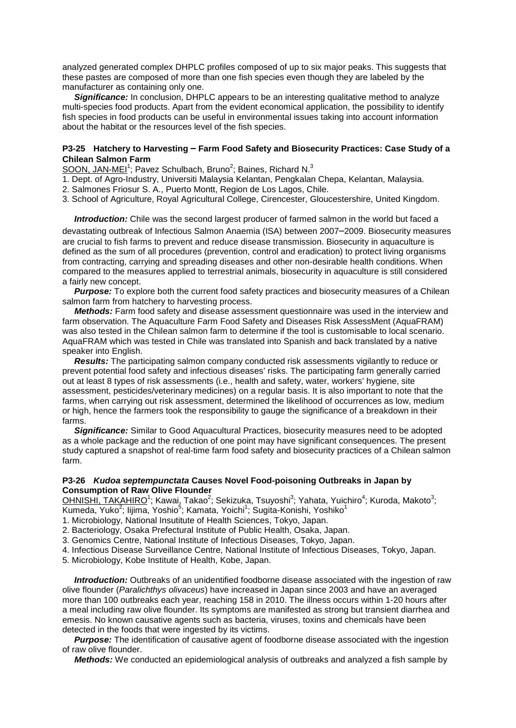analyzed generated complex DHPLC profiles composed of up to six major peaks. This suggests that these pastes are composed of more than one fish species even though they are labeled by the manufacturer as containing only one.

***Significance:*** In conclusion, DHPLC appears to be an interesting qualitative method to analyze multi-species food products. Apart from the evident economical application, the possibility to identify fish species in food products can be useful in environmental issues taking into account information about the habitat or the resources level of the fish species.

### P3-25 Hatchery to Harvesting – Farm Food Safety and Biosecurity Practices: Case Study of a Chilean Salmon Farm

SOON, JAN-MEI[1]; Pavez Schulbach, Bruno[2]; Baines, Richard N.[3]

1. Dept. of Agro-Industry, Universiti Malaysia Kelantan, Pengkalan Chepa, Kelantan, Malaysia.
2. Salmones Friosur S. A., Puerto Montt, Region de Los Lagos, Chile.
3. School of Agriculture, Royal Agricultural College, Cirencester, Gloucestershire, United Kingdom.

***Introduction:*** Chile was the second largest producer of farmed salmon in the world but faced a devastating outbreak of Infectious Salmon Anaemia (ISA) between 2007–2009. Biosecurity measures are crucial to fish farms to prevent and reduce disease transmission. Biosecurity in aquaculture is defined as the sum of all procedures (prevention, control and eradication) to protect living organisms from contracting, carrying and spreading diseases and other non-desirable health conditions. When compared to the measures applied to terrestrial animals, biosecurity in aquaculture is still considered a fairly new concept.

***Purpose:*** To explore both the current food safety practices and biosecurity measures of a Chilean salmon farm from hatchery to harvesting process.

***Methods:*** Farm food safety and disease assessment questionnaire was used in the interview and farm observation. The Aquaculture Farm Food Safety and Diseases Risk AssessMent (AquaFRAM) was also tested in the Chilean salmon farm to determine if the tool is customisable to local scenario. AquaFRAM which was tested in Chile was translated into Spanish and back translated by a native speaker into English.

***Results:*** The participating salmon company conducted risk assessments vigilantly to reduce or prevent potential food safety and infectious diseases' risks. The participating farm generally carried out at least 8 types of risk assessments (i.e., health and safety, water, workers' hygiene, site assessment, pesticides/veterinary medicines) on a regular basis. It is also important to note that the farms, when carrying out risk assessment, determined the likelihood of occurrences as low, medium or high, hence the farmers took the responsibility to gauge the significance of a breakdown in their farms.

***Significance:*** Similar to Good Aquacultural Practices, biosecurity measures need to be adopted as a whole package and the reduction of one point may have significant consequences. The present study captured a snapshot of real-time farm food safety and biosecurity practices of a Chilean salmon farm.

### P3-26 *Kudoa septempunctata* Causes Novel Food-poisoning Outbreaks in Japan by Consumption of Raw Olive Flounder

OHNISHI, TAKAHIRO[1]; Kawai, Takao[2]; Sekizuka, Tsuyoshi[3]; Yahata, Yuichiro[4]; Kuroda, Makoto[3]; Kumeda, Yuko[2]; Iijima, Yoshio[5]; Kamata, Yoichi[1]; Sugita-Konishi, Yoshiko[1]

1. Microbiology, National Insutitute of Health Sciences, Tokyo, Japan.
2. Bacteriology, Osaka Prefectural Institute of Public Health, Osaka, Japan.
3. Genomics Centre, National Institute of Infectious Diseases, Tokyo, Japan.
4. Infectious Disease Surveillance Centre, National Institute of Infectious Diseases, Tokyo, Japan.
5. Microbiology, Kobe Institute of Health, Kobe, Japan.

***Introduction:*** Outbreaks of an unidentified foodborne disease associated with the ingestion of raw olive flounder (*Paralichthys olivaceus*) have increased in Japan since 2003 and have an averaged more than 100 outbreaks each year, reaching 158 in 2010. The illness occurs within 1-20 hours after a meal including raw olive flounder. Its symptoms are manifested as strong but transient diarrhea and emesis. No known causative agents such as bacteria, viruses, toxins and chemicals have been detected in the foods that were ingested by its victims.

***Purpose:*** The identification of causative agent of foodborne disease associated with the ingestion of raw olive flounder.

***Methods:*** We conducted an epidemiological analysis of outbreaks and analyzed a fish sample by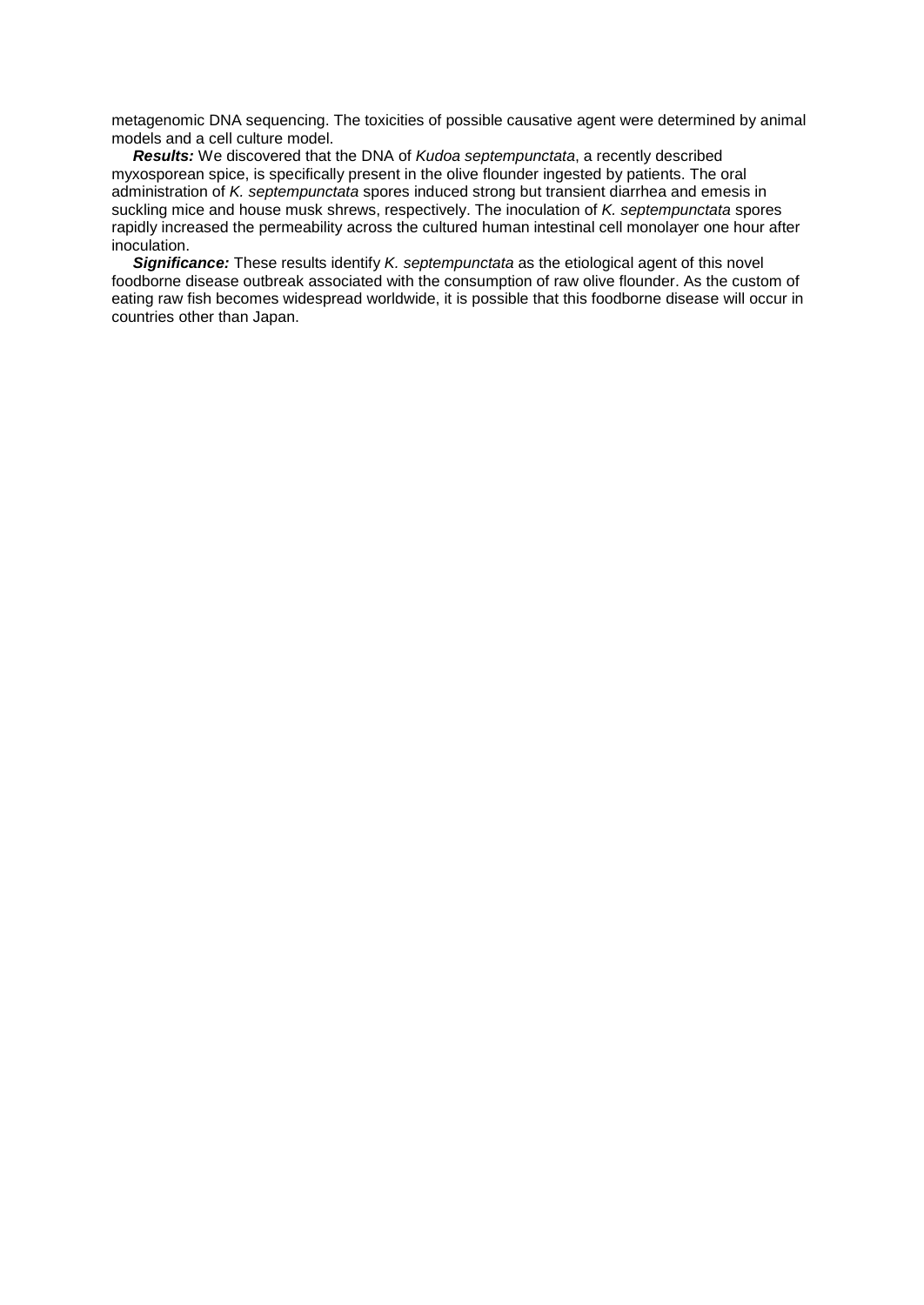metagenomic DNA sequencing. The toxicities of possible causative agent were determined by animal models and a cell culture model.

***Results:*** We discovered that the DNA of *Kudoa septempunctata*, a recently described myxosporean spice, is specifically present in the olive flounder ingested by patients. The oral administration of *K. septempunctata* spores induced strong but transient diarrhea and emesis in suckling mice and house musk shrews, respectively. The inoculation of *K. septempunctata* spores rapidly increased the permeability across the cultured human intestinal cell monolayer one hour after inoculation.

***Significance:*** These results identify *K. septempunctata* as the etiological agent of this novel foodborne disease outbreak associated with the consumption of raw olive flounder. As the custom of eating raw fish becomes widespread worldwide, it is possible that this foodborne disease will occur in countries other than Japan.